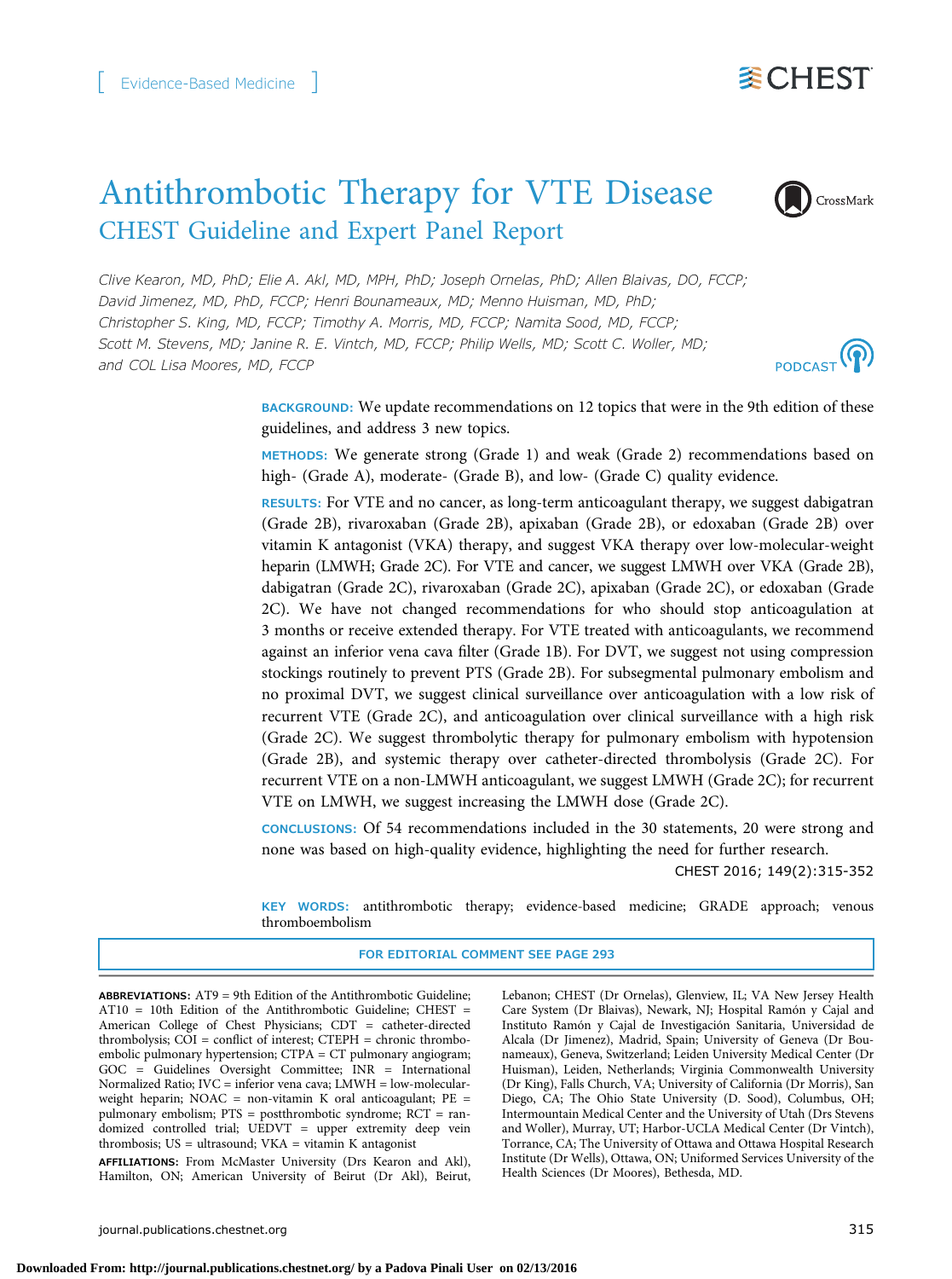[ Evidence-Based Medicine ]

# Antithrombotic Therapy for VTE Disease

## CHEST Guideline and Expert Panel Report

*Clive Kearon, MD, PhD; Elie A. Akl, MD, MPH, PhD; Joseph Ornelas, PhD; Allen Blaivas, DO, FCCP; David Jimenez, MD, PhD, FCCP; Henri Bounameaux, MD; Menno Huisman, MD, PhD; Christopher S. King, MD, FCCP; Timothy A. Morris, MD, FCCP; Namita Sood, MD, FCCP; Scott M. Stevens, MD; Janine R. E. Vintch, MD, FCCP; Philip Wells, MD; Scott C. Woller, MD; and COL Lisa Moores, MD, FCCP*

**BACKGROUND:** We update recommendations on 12 topics that were in the 9th edition of these guidelines, and address 3 new topics.

**METHODS:** We generate strong (Grade 1) and weak (Grade 2) recommendations based on high- (Grade A), moderate- (Grade B), and low- (Grade C) quality evidence.

**RESULTS:** For VTE and no cancer, as long-term anticoagulant therapy, we suggest dabigatran (Grade 2B), rivaroxaban (Grade 2B), apixaban (Grade 2B), or edoxaban (Grade 2B) over vitamin K antagonist (VKA) therapy, and suggest VKA therapy over low-molecular-weight heparin (LMWH; Grade 2C). For VTE and cancer, we suggest LMWH over VKA (Grade 2B), dabigatran (Grade 2C), rivaroxaban (Grade 2C), apixaban (Grade 2C), or edoxaban (Grade 2C). We have not changed recommendations for who should stop anticoagulation at 3 months or receive extended therapy. For VTE treated with anticoagulants, we recommend against an inferior vena cava filter (Grade 1B). For DVT, we suggest not using compression stockings routinely to prevent PTS (Grade 2B). For subsegmental pulmonary embolism and no proximal DVT, we suggest clinical surveillance over anticoagulation with a low risk of recurrent VTE (Grade 2C), and anticoagulation over clinical surveillance with a high risk (Grade 2C). We suggest thrombolytic therapy for pulmonary embolism with hypotension (Grade 2B), and systemic therapy over catheter-directed thrombolysis (Grade 2C). For recurrent VTE on a non-LMWH anticoagulant, we suggest LMWH (Grade 2C); for recurrent VTE on LMWH, we suggest increasing the LMWH dose (Grade 2C).

**CONCLUSIONS:** Of 54 recommendations included in the 30 statements, 20 were strong and none was based on high-quality evidence, highlighting the need for further research.

CHEST 2016; 149(2):315-352

**KEY WORDS:** antithrombotic therapy; evidence-based medicine; GRADE approach; venous thromboembolism

FOR EDITORIAL COMMENT SEE PAGE 293

**ABBREVIATIONS:** AT9 = 9th Edition of the Antithrombotic Guideline; AT10 = 10th Edition of the Antithrombotic Guideline; CHEST = American College of Chest Physicians; CDT = catheter-directed thrombolysis; COI = conflict of interest; CTEPH = chronic thromboembolic pulmonary hypertension; CTPA = CT pulmonary angiogram; GOC = Guidelines Oversight Committee; INR = International Normalized Ratio; IVC = inferior vena cava; LMWH = low-molecular-weight heparin; NOAC = non-vitamin K oral anticoagulant; PE = pulmonary embolism; PTS = postthrombotic syndrome; RCT = randomized controlled trial; UEDVT = upper extremity deep vein thrombosis; US = ultrasound; VKA = vitamin K antagonist

**AFFILIATIONS:** From McMaster University (Drs Kearon and Akl), Hamilton, ON; American University of Beirut (Dr Akl), Beirut, Lebanon; CHEST (Dr Ornelas), Glenview, IL; VA New Jersey Health Care System (Dr Blaivas), Newark, NJ; Hospital Ramón y Cajal and Instituto Ramón y Cajal de Investigación Sanitaria, Universidad de Alcala (Dr Jimenez), Madrid, Spain; University of Geneva (Dr Bounameaux), Geneva, Switzerland; Leiden University Medical Center (Dr Huisman), Leiden, Netherlands; Virginia Commonwealth University (Dr King), Falls Church, VA; University of California (Dr Morris), San Diego, CA; The Ohio State University (D. Sood), Columbus, OH; Intermountain Medical Center and the University of Utah (Drs Stevens and Woller), Murray, UT; Harbor-UCLA Medical Center (Dr Vintch), Torrance, CA; The University of Ottawa and Ottawa Hospital Research Institute (Dr Wells), Ottawa, ON; Uniformed Services University of the Health Sciences (Dr Moores), Bethesda, MD.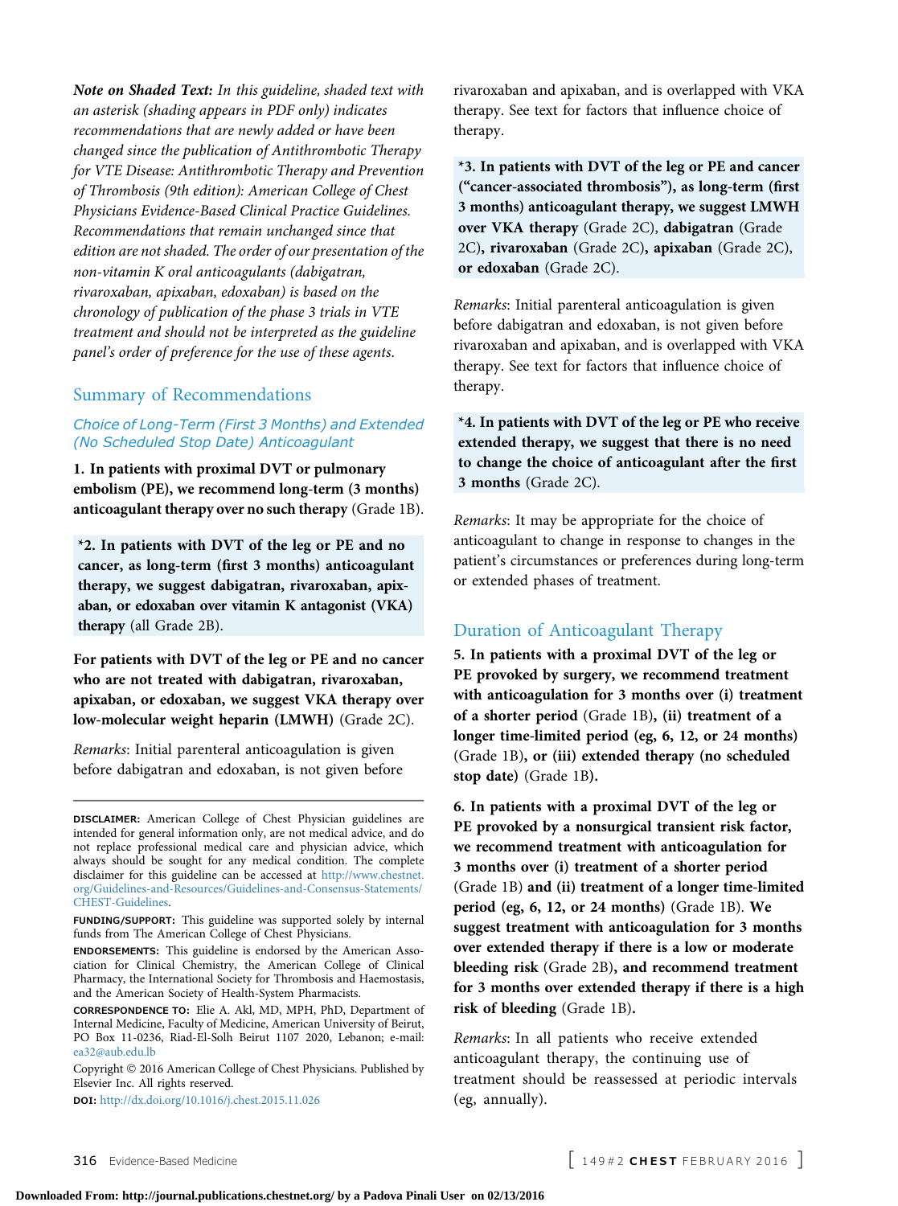*Note on Shaded Text: In this guideline, shaded text with an asterisk (shading appears in PDF only) indicates recommendations that are newly added or have been changed since the publication of Antithrombotic Therapy for VTE Disease: Antithrombotic Therapy and Prevention of Thrombosis (9th edition): American College of Chest Physicians Evidence-Based Clinical Practice Guidelines. Recommendations that remain unchanged since that edition are not shaded. The order of our presentation of the non-vitamin K oral anticoagulants (dabigatran, rivaroxaban, apixaban, edoxaban) is based on the chronology of publication of the phase 3 trials in VTE treatment and should not be interpreted as the guideline panel's order of preference for the use of these agents.*

## Summary of Recommendations

### Choice of Long-Term (First 3 Months) and Extended (No Scheduled Stop Date) Anticoagulant

**1. In patients with proximal DVT or pulmonary embolism (PE), we recommend long-term (3 months) anticoagulant therapy over no such therapy** (Grade 1B).

**\*2. In patients with DVT of the leg or PE and no cancer, as long-term (first 3 months) anticoagulant therapy, we suggest dabigatran, rivaroxaban, apixaban, or edoxaban over vitamin K antagonist (VKA) therapy** (all Grade 2B).

**For patients with DVT of the leg or PE and no cancer who are not treated with dabigatran, rivaroxaban, apixaban, or edoxaban, we suggest VKA therapy over low-molecular weight heparin (LMWH)** (Grade 2C).

*Remarks*: Initial parenteral anticoagulation is given before dabigatran and edoxaban, is not given before rivaroxaban and apixaban, and is overlapped with VKA therapy. See text for factors that influence choice of therapy.

**\*3. In patients with DVT of the leg or PE and cancer ("cancer-associated thrombosis"), as long-term (first 3 months) anticoagulant therapy, we suggest LMWH over VKA therapy** (Grade 2C), **dabigatran** (Grade 2C)**, rivaroxaban** (Grade 2C)**, apixaban** (Grade 2C), **or edoxaban** (Grade 2C).

*Remarks*: Initial parenteral anticoagulation is given before dabigatran and edoxaban, is not given before rivaroxaban and apixaban, and is overlapped with VKA therapy. See text for factors that influence choice of therapy.

**\*4. In patients with DVT of the leg or PE who receive extended therapy, we suggest that there is no need to change the choice of anticoagulant after the first 3 months** (Grade 2C).

*Remarks*: It may be appropriate for the choice of anticoagulant to change in response to changes in the patient's circumstances or preferences during long-term or extended phases of treatment.

## Duration of Anticoagulant Therapy

**5. In patients with a proximal DVT of the leg or PE provoked by surgery, we recommend treatment with anticoagulation for 3 months over (i) treatment of a shorter period** (Grade 1B)**, (ii) treatment of a longer time-limited period (eg, 6, 12, or 24 months)** (Grade 1B)**, or (iii) extended therapy (no scheduled stop date)** (Grade 1B)**.**

**6. In patients with a proximal DVT of the leg or PE provoked by a nonsurgical transient risk factor, we recommend treatment with anticoagulation for 3 months over (i) treatment of a shorter period** (Grade 1B) **and (ii) treatment of a longer time-limited period (eg, 6, 12, or 24 months)** (Grade 1B). **We suggest treatment with anticoagulation for 3 months over extended therapy if there is a low or moderate bleeding risk** (Grade 2B)**, and recommend treatment for 3 months over extended therapy if there is a high risk of bleeding** (Grade 1B)**.**

*Remarks*: In all patients who receive extended anticoagulant therapy, the continuing use of treatment should be reassessed at periodic intervals (eg, annually).

**DISCLAIMER:** American College of Chest Physician guidelines are intended for general information only, are not medical advice, and do not replace professional medical care and physician advice, which always should be sought for any medical condition. The complete disclaimer for this guideline can be accessed at http://www.chestnet.org/Guidelines-and-Resources/Guidelines-and-Consensus-Statements/CHEST-Guidelines.

**FUNDING/SUPPORT:** This guideline was supported solely by internal funds from The American College of Chest Physicians.

**ENDORSEMENTS:** This guideline is endorsed by the American Association for Clinical Chemistry, the American College of Clinical Pharmacy, the International Society for Thrombosis and Haemostasis, and the American Society of Health-System Pharmacists.

**CORRESPONDENCE TO:** Elie A. Akl, MD, MPH, PhD, Department of Internal Medicine, Faculty of Medicine, American University of Beirut, PO Box 11-0236, Riad-El-Solh Beirut 1107 2020, Lebanon; e-mail: ea32@aub.edu.lb

Copyright © 2016 American College of Chest Physicians. Published by Elsevier Inc. All rights reserved.

**DOI:** http://dx.doi.org/10.1016/j.chest.2015.11.026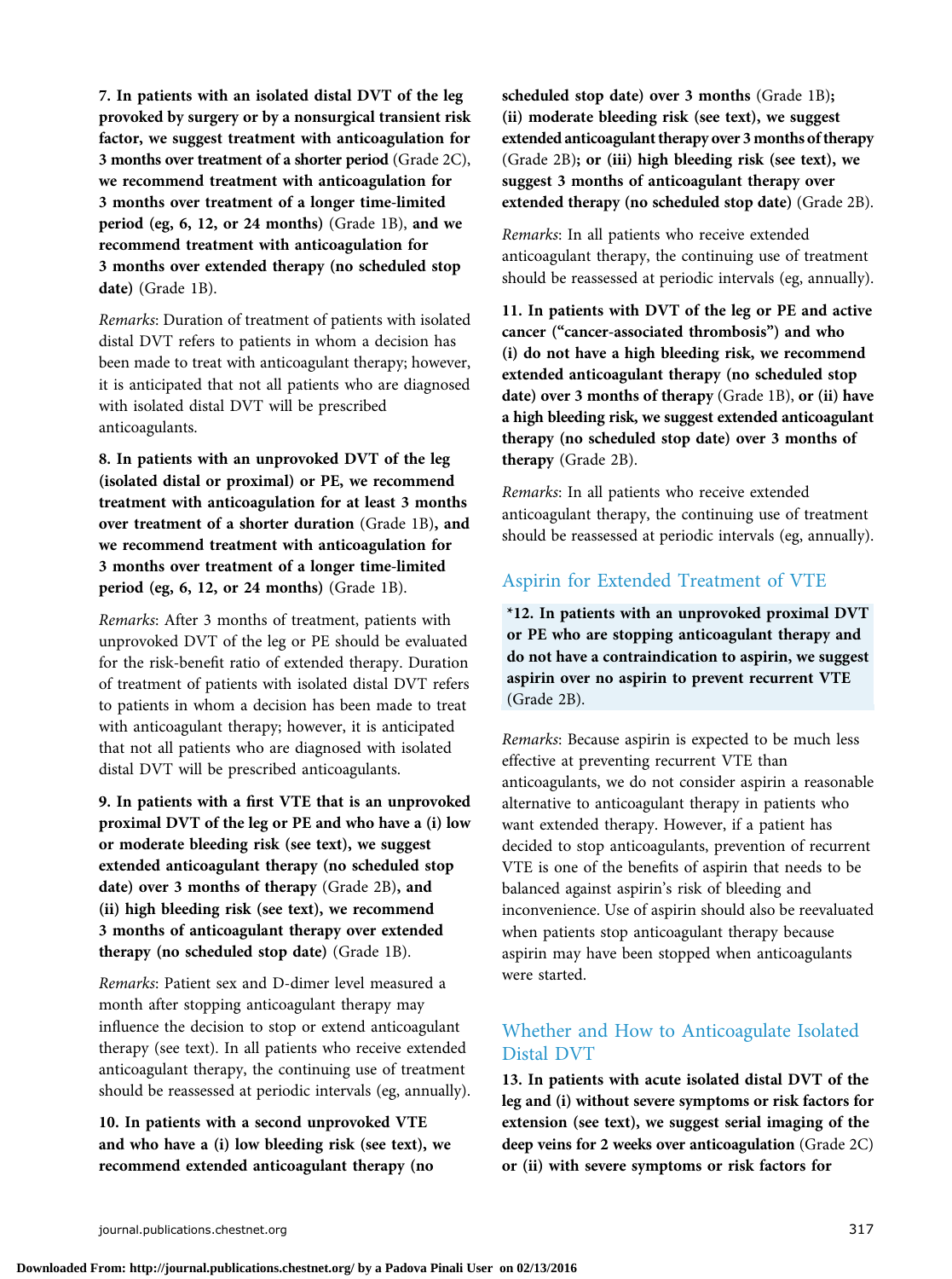**7. In patients with an isolated distal DVT of the leg provoked by surgery or by a nonsurgical transient risk factor, we suggest treatment with anticoagulation for 3 months over treatment of a shorter period** (Grade 2C), **we recommend treatment with anticoagulation for 3 months over treatment of a longer time-limited period (eg, 6, 12, or 24 months)** (Grade 1B), **and we recommend treatment with anticoagulation for 3 months over extended therapy (no scheduled stop date)** (Grade 1B).

*Remarks*: Duration of treatment of patients with isolated distal DVT refers to patients in whom a decision has been made to treat with anticoagulant therapy; however, it is anticipated that not all patients who are diagnosed with isolated distal DVT will be prescribed anticoagulants.

**8. In patients with an unprovoked DVT of the leg (isolated distal or proximal) or PE, we recommend treatment with anticoagulation for at least 3 months over treatment of a shorter duration** (Grade 1B)**, and we recommend treatment with anticoagulation for 3 months over treatment of a longer time-limited period (eg, 6, 12, or 24 months)** (Grade 1B).

*Remarks*: After 3 months of treatment, patients with unprovoked DVT of the leg or PE should be evaluated for the risk-benefit ratio of extended therapy. Duration of treatment of patients with isolated distal DVT refers to patients in whom a decision has been made to treat with anticoagulant therapy; however, it is anticipated that not all patients who are diagnosed with isolated distal DVT will be prescribed anticoagulants.

**9. In patients with a first VTE that is an unprovoked proximal DVT of the leg or PE and who have a (i) low or moderate bleeding risk (see text), we suggest extended anticoagulant therapy (no scheduled stop date) over 3 months of therapy** (Grade 2B)**, and (ii) high bleeding risk (see text), we recommend 3 months of anticoagulant therapy over extended therapy (no scheduled stop date)** (Grade 1B).

*Remarks*: Patient sex and D-dimer level measured a month after stopping anticoagulant therapy may influence the decision to stop or extend anticoagulant therapy (see text). In all patients who receive extended anticoagulant therapy, the continuing use of treatment should be reassessed at periodic intervals (eg, annually).

**10. In patients with a second unprovoked VTE and who have a (i) low bleeding risk (see text), we recommend extended anticoagulant therapy (no scheduled stop date) over 3 months** (Grade 1B)**; (ii) moderate bleeding risk (see text), we suggest extended anticoagulant therapy over 3 months of therapy** (Grade 2B)**; or (iii) high bleeding risk (see text), we suggest 3 months of anticoagulant therapy over extended therapy (no scheduled stop date)** (Grade 2B).

*Remarks*: In all patients who receive extended anticoagulant therapy, the continuing use of treatment should be reassessed at periodic intervals (eg, annually).

**11. In patients with DVT of the leg or PE and active cancer ("cancer-associated thrombosis") and who (i) do not have a high bleeding risk, we recommend extended anticoagulant therapy (no scheduled stop date) over 3 months of therapy** (Grade 1B), **or (ii) have a high bleeding risk, we suggest extended anticoagulant therapy (no scheduled stop date) over 3 months of therapy** (Grade 2B).

*Remarks*: In all patients who receive extended anticoagulant therapy, the continuing use of treatment should be reassessed at periodic intervals (eg, annually).

## Aspirin for Extended Treatment of VTE

**\*12. In patients with an unprovoked proximal DVT or PE who are stopping anticoagulant therapy and do not have a contraindication to aspirin, we suggest aspirin over no aspirin to prevent recurrent VTE** (Grade 2B).

*Remarks*: Because aspirin is expected to be much less effective at preventing recurrent VTE than anticoagulants, we do not consider aspirin a reasonable alternative to anticoagulant therapy in patients who want extended therapy. However, if a patient has decided to stop anticoagulants, prevention of recurrent VTE is one of the benefits of aspirin that needs to be balanced against aspirin's risk of bleeding and inconvenience. Use of aspirin should also be reevaluated when patients stop anticoagulant therapy because aspirin may have been stopped when anticoagulants were started.

## Whether and How to Anticoagulate Isolated Distal DVT

**13. In patients with acute isolated distal DVT of the leg and (i) without severe symptoms or risk factors for extension (see text), we suggest serial imaging of the deep veins for 2 weeks over anticoagulation** (Grade 2C) **or (ii) with severe symptoms or risk factors for**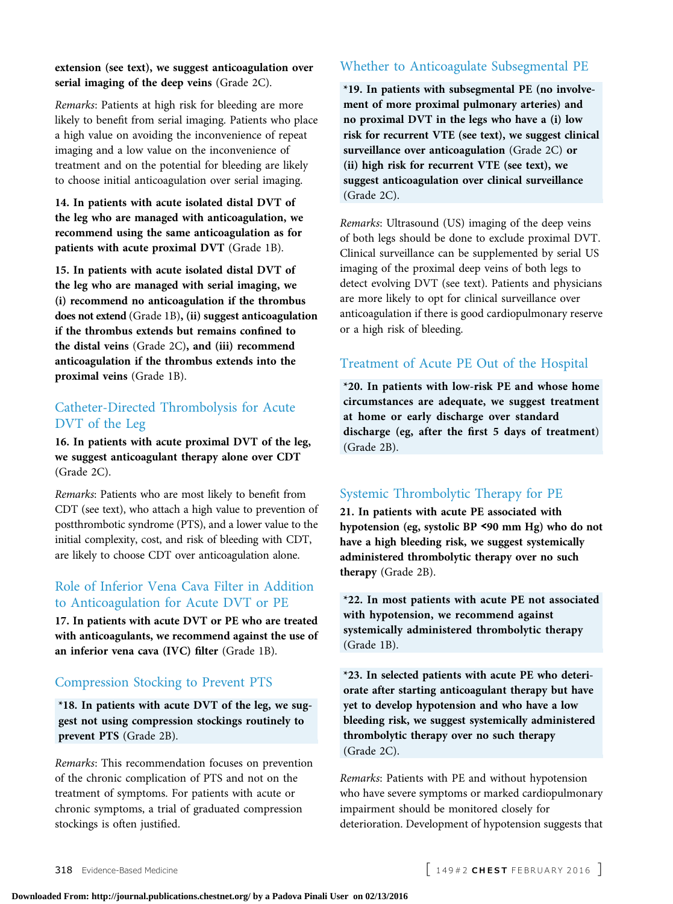**extension (see text), we suggest anticoagulation over serial imaging of the deep veins** (Grade 2C).

*Remarks*: Patients at high risk for bleeding are more likely to benefit from serial imaging. Patients who place a high value on avoiding the inconvenience of repeat imaging and a low value on the inconvenience of treatment and on the potential for bleeding are likely to choose initial anticoagulation over serial imaging.

**14. In patients with acute isolated distal DVT of the leg who are managed with anticoagulation, we recommend using the same anticoagulation as for patients with acute proximal DVT** (Grade 1B).

**15. In patients with acute isolated distal DVT of the leg who are managed with serial imaging, we (i) recommend no anticoagulation if the thrombus does not extend** (Grade 1B)**, (ii) suggest anticoagulation if the thrombus extends but remains confined to the distal veins** (Grade 2C)**, and (iii) recommend anticoagulation if the thrombus extends into the proximal veins** (Grade 1B).

## Catheter-Directed Thrombolysis for Acute DVT of the Leg

**16. In patients with acute proximal DVT of the leg, we suggest anticoagulant therapy alone over CDT** (Grade 2C).

*Remarks*: Patients who are most likely to benefit from CDT (see text), who attach a high value to prevention of postthrombotic syndrome (PTS), and a lower value to the initial complexity, cost, and risk of bleeding with CDT, are likely to choose CDT over anticoagulation alone.

## Role of Inferior Vena Cava Filter in Addition to Anticoagulation for Acute DVT or PE

**17. In patients with acute DVT or PE who are treated with anticoagulants, we recommend against the use of an inferior vena cava (IVC) filter** (Grade 1B).

## Compression Stocking to Prevent PTS

**\*18. In patients with acute DVT of the leg, we suggest not using compression stockings routinely to prevent PTS** (Grade 2B).

*Remarks*: This recommendation focuses on prevention of the chronic complication of PTS and not on the treatment of symptoms. For patients with acute or chronic symptoms, a trial of graduated compression stockings is often justified.

## Whether to Anticoagulate Subsegmental PE

**\*19. In patients with subsegmental PE (no involvement of more proximal pulmonary arteries) and no proximal DVT in the legs who have a (i) low risk for recurrent VTE (see text), we suggest clinical surveillance over anticoagulation** (Grade 2C) **or (ii) high risk for recurrent VTE (see text), we suggest anticoagulation over clinical surveillance** (Grade 2C).

*Remarks*: Ultrasound (US) imaging of the deep veins of both legs should be done to exclude proximal DVT. Clinical surveillance can be supplemented by serial US imaging of the proximal deep veins of both legs to detect evolving DVT (see text). Patients and physicians are more likely to opt for clinical surveillance over anticoagulation if there is good cardiopulmonary reserve or a high risk of bleeding.

## Treatment of Acute PE Out of the Hospital

**\*20. In patients with low-risk PE and whose home circumstances are adequate, we suggest treatment at home or early discharge over standard discharge (eg, after the first 5 days of treatment)** (Grade 2B).

## Systemic Thrombolytic Therapy for PE

**21. In patients with acute PE associated with hypotension (eg, systolic BP <90 mm Hg) who do not have a high bleeding risk, we suggest systemically administered thrombolytic therapy over no such therapy** (Grade 2B).

**\*22. In most patients with acute PE not associated with hypotension, we recommend against systemically administered thrombolytic therapy** (Grade 1B).

**\*23. In selected patients with acute PE who deteriorate after starting anticoagulant therapy but have yet to develop hypotension and who have a low bleeding risk, we suggest systemically administered thrombolytic therapy over no such therapy** (Grade 2C).

*Remarks*: Patients with PE and without hypotension who have severe symptoms or marked cardiopulmonary impairment should be monitored closely for deterioration. Development of hypotension suggests that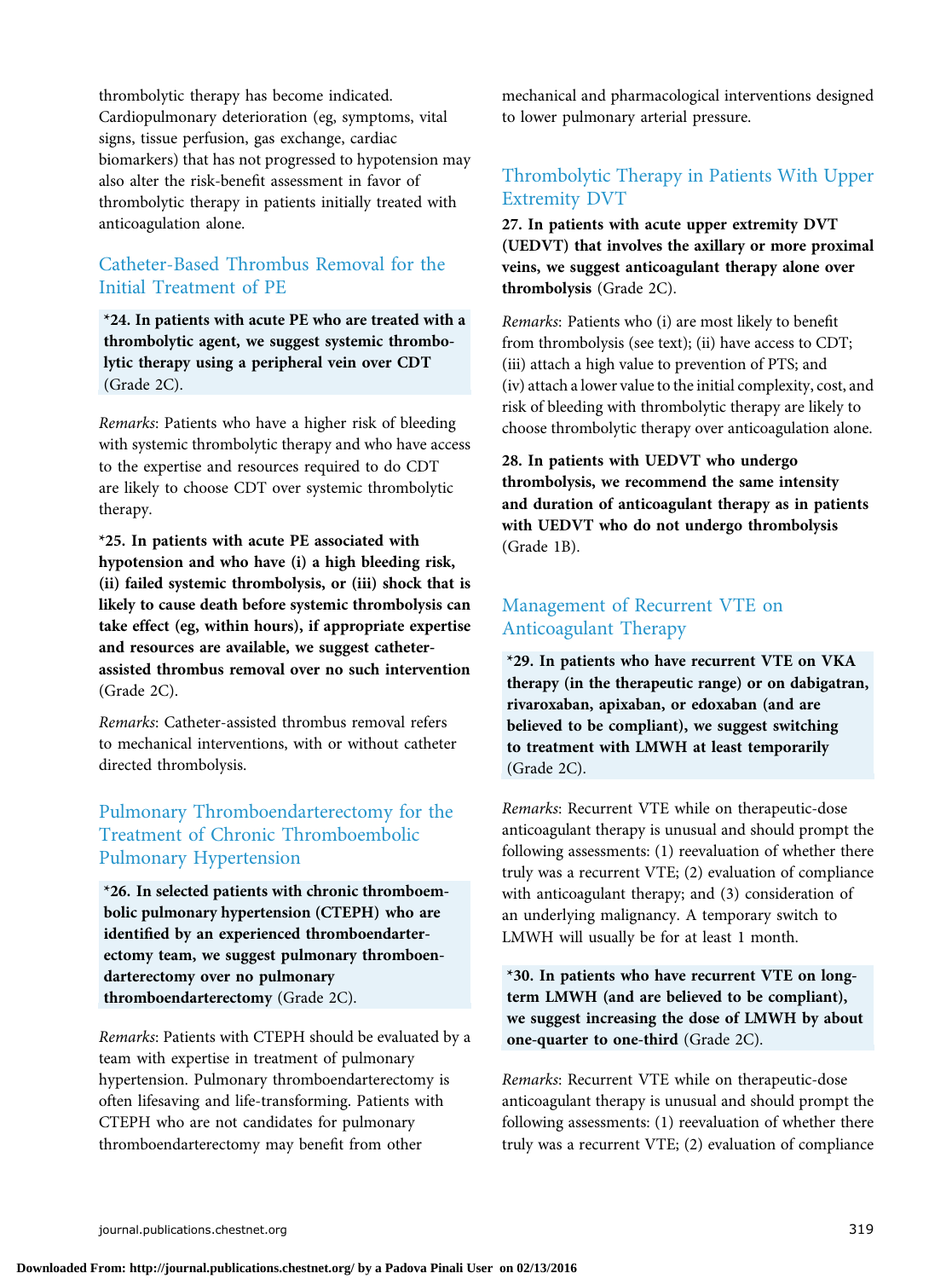thrombolytic therapy has become indicated. Cardiopulmonary deterioration (eg, symptoms, vital signs, tissue perfusion, gas exchange, cardiac biomarkers) that has not progressed to hypotension may also alter the risk-benefit assessment in favor of thrombolytic therapy in patients initially treated with anticoagulation alone.

## Catheter-Based Thrombus Removal for the Initial Treatment of PE

**\*24. In patients with acute PE who are treated with a thrombolytic agent, we suggest systemic thrombolytic therapy using a peripheral vein over CDT** (Grade 2C).

*Remarks*: Patients who have a higher risk of bleeding with systemic thrombolytic therapy and who have access to the expertise and resources required to do CDT are likely to choose CDT over systemic thrombolytic therapy.

**\*25. In patients with acute PE associated with hypotension and who have (i) a high bleeding risk, (ii) failed systemic thrombolysis, or (iii) shock that is likely to cause death before systemic thrombolysis can take effect (eg, within hours), if appropriate expertise and resources are available, we suggest catheter-assisted thrombus removal over no such intervention** (Grade 2C).

*Remarks*: Catheter-assisted thrombus removal refers to mechanical interventions, with or without catheter directed thrombolysis.

## Pulmonary Thromboendarterectomy for the Treatment of Chronic Thromboembolic Pulmonary Hypertension

**\*26. In selected patients with chronic thromboembolic pulmonary hypertension (CTEPH) who are identified by an experienced thromboendarterectomy team, we suggest pulmonary thromboendarterectomy over no pulmonary thromboendarterectomy** (Grade 2C).

*Remarks*: Patients with CTEPH should be evaluated by a team with expertise in treatment of pulmonary hypertension. Pulmonary thromboendarterectomy is often lifesaving and life-transforming. Patients with CTEPH who are not candidates for pulmonary thromboendarterectomy may benefit from other mechanical and pharmacological interventions designed to lower pulmonary arterial pressure.

## Thrombolytic Therapy in Patients With Upper Extremity DVT

**27. In patients with acute upper extremity DVT (UEDVT) that involves the axillary or more proximal veins, we suggest anticoagulant therapy alone over thrombolysis** (Grade 2C).

*Remarks*: Patients who (i) are most likely to benefit from thrombolysis (see text); (ii) have access to CDT; (iii) attach a high value to prevention of PTS; and (iv) attach a lower value to the initial complexity, cost, and risk of bleeding with thrombolytic therapy are likely to choose thrombolytic therapy over anticoagulation alone.

**28. In patients with UEDVT who undergo thrombolysis, we recommend the same intensity and duration of anticoagulant therapy as in patients with UEDVT who do not undergo thrombolysis** (Grade 1B).

## Management of Recurrent VTE on Anticoagulant Therapy

**\*29. In patients who have recurrent VTE on VKA therapy (in the therapeutic range) or on dabigatran, rivaroxaban, apixaban, or edoxaban (and are believed to be compliant), we suggest switching to treatment with LMWH at least temporarily** (Grade 2C).

*Remarks*: Recurrent VTE while on therapeutic-dose anticoagulant therapy is unusual and should prompt the following assessments: (1) reevaluation of whether there truly was a recurrent VTE; (2) evaluation of compliance with anticoagulant therapy; and (3) consideration of an underlying malignancy. A temporary switch to LMWH will usually be for at least 1 month.

**\*30. In patients who have recurrent VTE on long-term LMWH (and are believed to be compliant), we suggest increasing the dose of LMWH by about one-quarter to one-third** (Grade 2C).

*Remarks*: Recurrent VTE while on therapeutic-dose anticoagulant therapy is unusual and should prompt the following assessments: (1) reevaluation of whether there truly was a recurrent VTE; (2) evaluation of compliance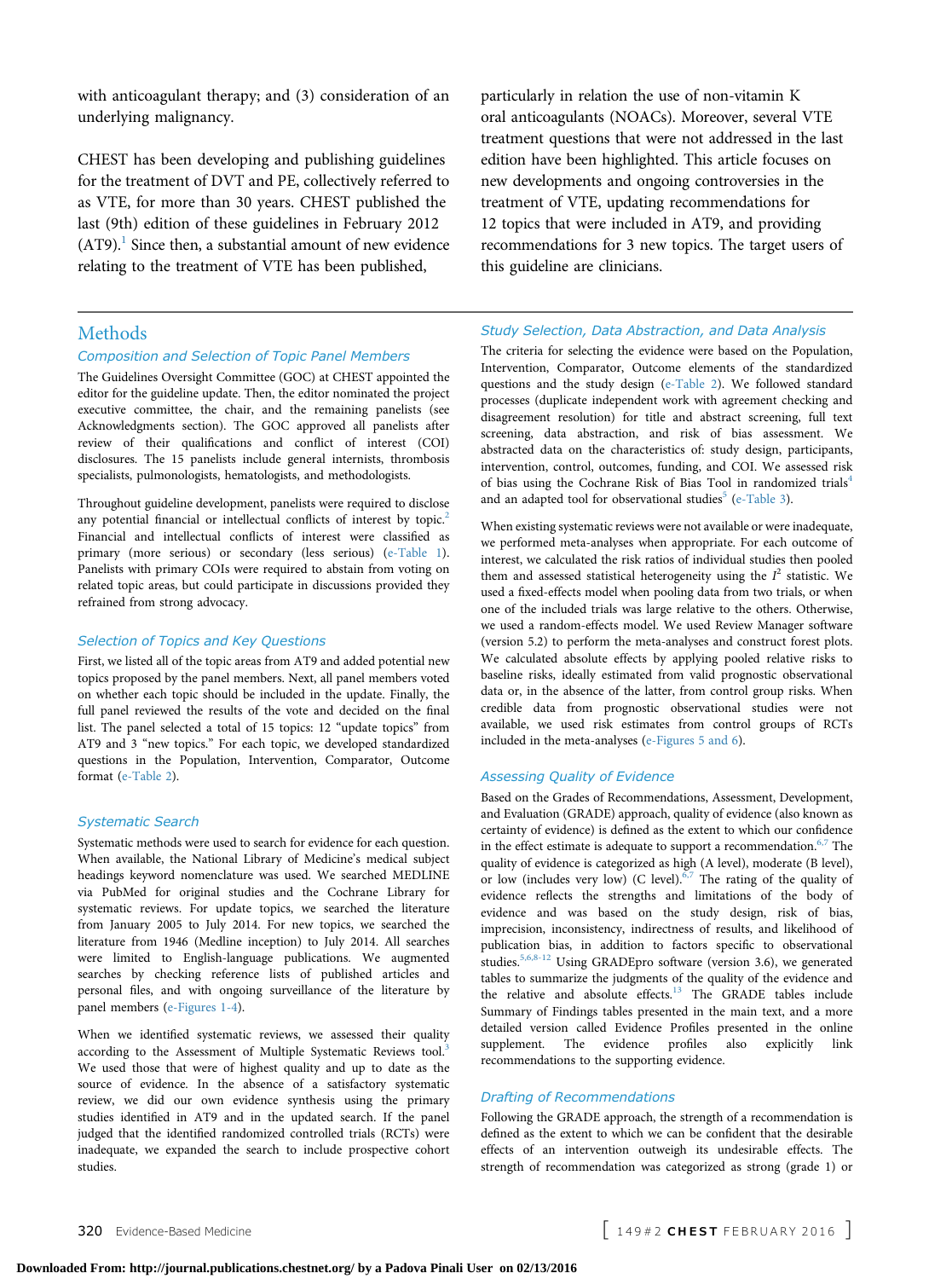with anticoagulant therapy; and (3) consideration of an underlying malignancy.

CHEST has been developing and publishing guidelines for the treatment of DVT and PE, collectively referred to as VTE, for more than 30 years. CHEST published the last (9th) edition of these guidelines in February 2012 (AT9).[1] Since then, a substantial amount of new evidence relating to the treatment of VTE has been published, particularly in relation the use of non-vitamin K oral anticoagulants (NOACs). Moreover, several VTE treatment questions that were not addressed in the last edition have been highlighted. This article focuses on new developments and ongoing controversies in the treatment of VTE, updating recommendations for 12 topics that were included in AT9, and providing recommendations for 3 new topics. The target users of this guideline are clinicians.

## Methods

### Composition and Selection of Topic Panel Members

The Guidelines Oversight Committee (GOC) at CHEST appointed the editor for the guideline update. Then, the editor nominated the project executive committee, the chair, and the remaining panelists (see Acknowledgments section). The GOC approved all panelists after review of their qualifications and conflict of interest (COI) disclosures. The 15 panelists include general internists, thrombosis specialists, pulmonologists, hematologists, and methodologists.

Throughout guideline development, panelists were required to disclose any potential financial or intellectual conflicts of interest by topic.[2] Financial and intellectual conflicts of interest were classified as primary (more serious) or secondary (less serious) (e-Table 1). Panelists with primary COIs were required to abstain from voting on related topic areas, but could participate in discussions provided they refrained from strong advocacy.

### Selection of Topics and Key Questions

First, we listed all of the topic areas from AT9 and added potential new topics proposed by the panel members. Next, all panel members voted on whether each topic should be included in the update. Finally, the full panel reviewed the results of the vote and decided on the final list. The panel selected a total of 15 topics: 12 "update topics" from AT9 and 3 "new topics." For each topic, we developed standardized questions in the Population, Intervention, Comparator, Outcome format (e-Table 2).

### Systematic Search

Systematic methods were used to search for evidence for each question. When available, the National Library of Medicine's medical subject headings keyword nomenclature was used. We searched MEDLINE via PubMed for original studies and the Cochrane Library for systematic reviews. For update topics, we searched the literature from January 2005 to July 2014. For new topics, we searched the literature from 1946 (Medline inception) to July 2014. All searches were limited to English-language publications. We augmented searches by checking reference lists of published articles and personal files, and with ongoing surveillance of the literature by panel members (e-Figures 1-4).

When we identified systematic reviews, we assessed their quality according to the Assessment of Multiple Systematic Reviews tool.[3] We used those that were of highest quality and up to date as the source of evidence. In the absence of a satisfactory systematic review, we did our own evidence synthesis using the primary studies identified in AT9 and in the updated search. If the panel judged that the identified randomized controlled trials (RCTs) were inadequate, we expanded the search to include prospective cohort studies.

### Study Selection, Data Abstraction, and Data Analysis

The criteria for selecting the evidence were based on the Population, Intervention, Comparator, Outcome elements of the standardized questions and the study design (e-Table 2). We followed standard processes (duplicate independent work with agreement checking and disagreement resolution) for title and abstract screening, full text screening, data abstraction, and risk of bias assessment. We abstracted data on the characteristics of: study design, participants, intervention, control, outcomes, funding, and COI. We assessed risk of bias using the Cochrane Risk of Bias Tool in randomized trials[4] and an adapted tool for observational studies[5] (e-Table 3).

When existing systematic reviews were not available or were inadequate, we performed meta-analyses when appropriate. For each outcome of interest, we calculated the risk ratios of individual studies then pooled them and assessed statistical heterogeneity using the $I^2$ statistic. We used a fixed-effects model when pooling data from two trials, or when one of the included trials was large relative to the others. Otherwise, we used a random-effects model. We used Review Manager software (version 5.2) to perform the meta-analyses and construct forest plots. We calculated absolute effects by applying pooled relative risks to baseline risks, ideally estimated from valid prognostic observational data or, in the absence of the latter, from control group risks. When credible data from prognostic observational studies were not available, we used risk estimates from control groups of RCTs included in the meta-analyses (e-Figures 5 and 6).

### Assessing Quality of Evidence

Based on the Grades of Recommendations, Assessment, Development, and Evaluation (GRADE) approach, quality of evidence (also known as certainty of evidence) is defined as the extent to which our confidence in the effect estimate is adequate to support a recommendation.[6,7] The quality of evidence is categorized as high (A level), moderate (B level), or low (includes very low) (C level).[6,7] The rating of the quality of evidence reflects the strengths and limitations of the body of evidence and was based on the study design, risk of bias, imprecision, inconsistency, indirectness of results, and likelihood of publication bias, in addition to factors specific to observational studies.[5,6,8-12] Using GRADEpro software (version 3.6), we generated tables to summarize the judgments of the quality of the evidence and the relative and absolute effects.[13] The GRADE tables include Summary of Findings tables presented in the main text, and a more detailed version called Evidence Profiles presented in the online supplement. The evidence profiles also explicitly link recommendations to the supporting evidence.

### Drafting of Recommendations

Following the GRADE approach, the strength of a recommendation is defined as the extent to which we can be confident that the desirable effects of an intervention outweigh its undesirable effects. The strength of recommendation was categorized as strong (grade 1) or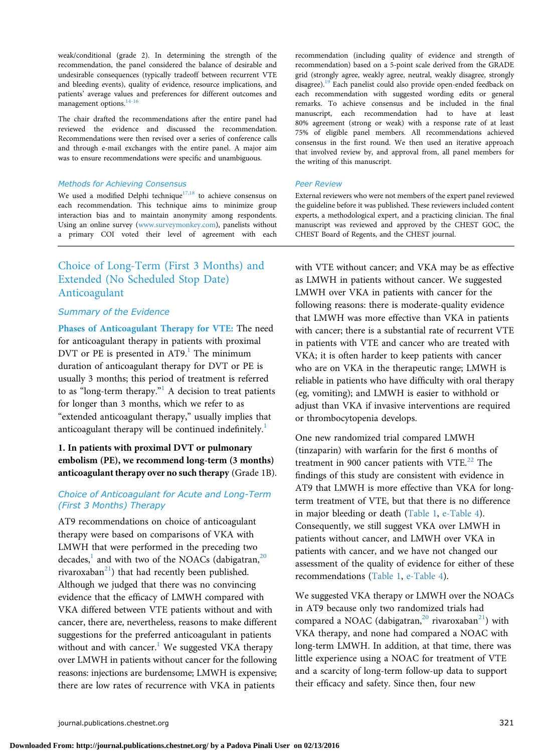weak/conditional (grade 2). In determining the strength of the recommendation, the panel considered the balance of desirable and undesirable consequences (typically tradeoff between recurrent VTE and bleeding events), quality of evidence, resource implications, and patients' average values and preferences for different outcomes and management options.[14-16]

The chair drafted the recommendations after the entire panel had reviewed the evidence and discussed the recommendation. Recommendations were then revised over a series of conference calls and through e-mail exchanges with the entire panel. A major aim was to ensure recommendations were specific and unambiguous.

### Methods for Achieving Consensus

We used a modified Delphi technique[17,18] to achieve consensus on each recommendation. This technique aims to minimize group interaction bias and to maintain anonymity among respondents. Using an online survey (www.surveymonkey.com), panelists without a primary COI voted their level of agreement with each recommendation (including quality of evidence and strength of recommendation) based on a 5-point scale derived from the GRADE grid (strongly agree, weakly agree, neutral, weakly disagree, strongly disagree).[19] Each panelist could also provide open-ended feedback on each recommendation with suggested wording edits or general remarks. To achieve consensus and be included in the final manuscript, each recommendation had to have at least 80% agreement (strong or weak) with a response rate of at least 75% of eligible panel members. All recommendations achieved consensus in the first round. We then used an iterative approach that involved review by, and approval from, all panel members for the writing of this manuscript.

### Peer Review

External reviewers who were not members of the expert panel reviewed the guideline before it was published. These reviewers included content experts, a methodological expert, and a practicing clinician. The final manuscript was reviewed and approved by the CHEST GOC, the CHEST Board of Regents, and the CHEST journal.

## Choice of Long-Term (First 3 Months) and Extended (No Scheduled Stop Date) Anticoagulant

### Summary of the Evidence

**Phases of Anticoagulant Therapy for VTE:** The need for anticoagulant therapy in patients with proximal DVT or PE is presented in AT9.[1] The minimum duration of anticoagulant therapy for DVT or PE is usually 3 months; this period of treatment is referred to as "long-term therapy."[1] A decision to treat patients for longer than 3 months, which we refer to as "extended anticoagulant therapy," usually implies that anticoagulant therapy will be continued indefinitely.[1]

**1. In patients with proximal DVT or pulmonary embolism (PE), we recommend long-term (3 months) anticoagulant therapy over no such therapy** (Grade 1B).

### Choice of Anticoagulant for Acute and Long-Term (First 3 Months) Therapy

AT9 recommendations on choice of anticoagulant therapy were based on comparisons of VKA with LMWH that were performed in the preceding two decades,[1] and with two of the NOACs (dabigatran,[20] rivaroxaban[21]) that had recently been published. Although we judged that there was no convincing evidence that the efficacy of LMWH compared with VKA differed between VTE patients without and with cancer, there are, nevertheless, reasons to make different suggestions for the preferred anticoagulant in patients without and with cancer.[1] We suggested VKA therapy over LMWH in patients without cancer for the following reasons: injections are burdensome; LMWH is expensive; there are low rates of recurrence with VKA in patients with VTE without cancer; and VKA may be as effective as LMWH in patients without cancer. We suggested LMWH over VKA in patients with cancer for the following reasons: there is moderate-quality evidence that LMWH was more effective than VKA in patients with cancer; there is a substantial rate of recurrent VTE in patients with VTE and cancer who are treated with VKA; it is often harder to keep patients with cancer who are on VKA in the therapeutic range; LMWH is reliable in patients who have difficulty with oral therapy (eg, vomiting); and LMWH is easier to withhold or adjust than VKA if invasive interventions are required or thrombocytopenia develops.

One new randomized trial compared LMWH (tinzaparin) with warfarin for the first 6 months of treatment in 900 cancer patients with VTE.[22] The findings of this study are consistent with evidence in AT9 that LMWH is more effective than VKA for long-term treatment of VTE, but that there is no difference in major bleeding or death (Table 1, e-Table 4). Consequently, we still suggest VKA over LMWH in patients without cancer, and LMWH over VKA in patients with cancer, and we have not changed our assessment of the quality of evidence for either of these recommendations (Table 1, e-Table 4).

We suggested VKA therapy or LMWH over the NOACs in AT9 because only two randomized trials had compared a NOAC (dabigatran,[20] rivaroxaban[21]) with VKA therapy, and none had compared a NOAC with long-term LMWH. In addition, at that time, there was little experience using a NOAC for treatment of VTE and a scarcity of long-term follow-up data to support their efficacy and safety. Since then, four new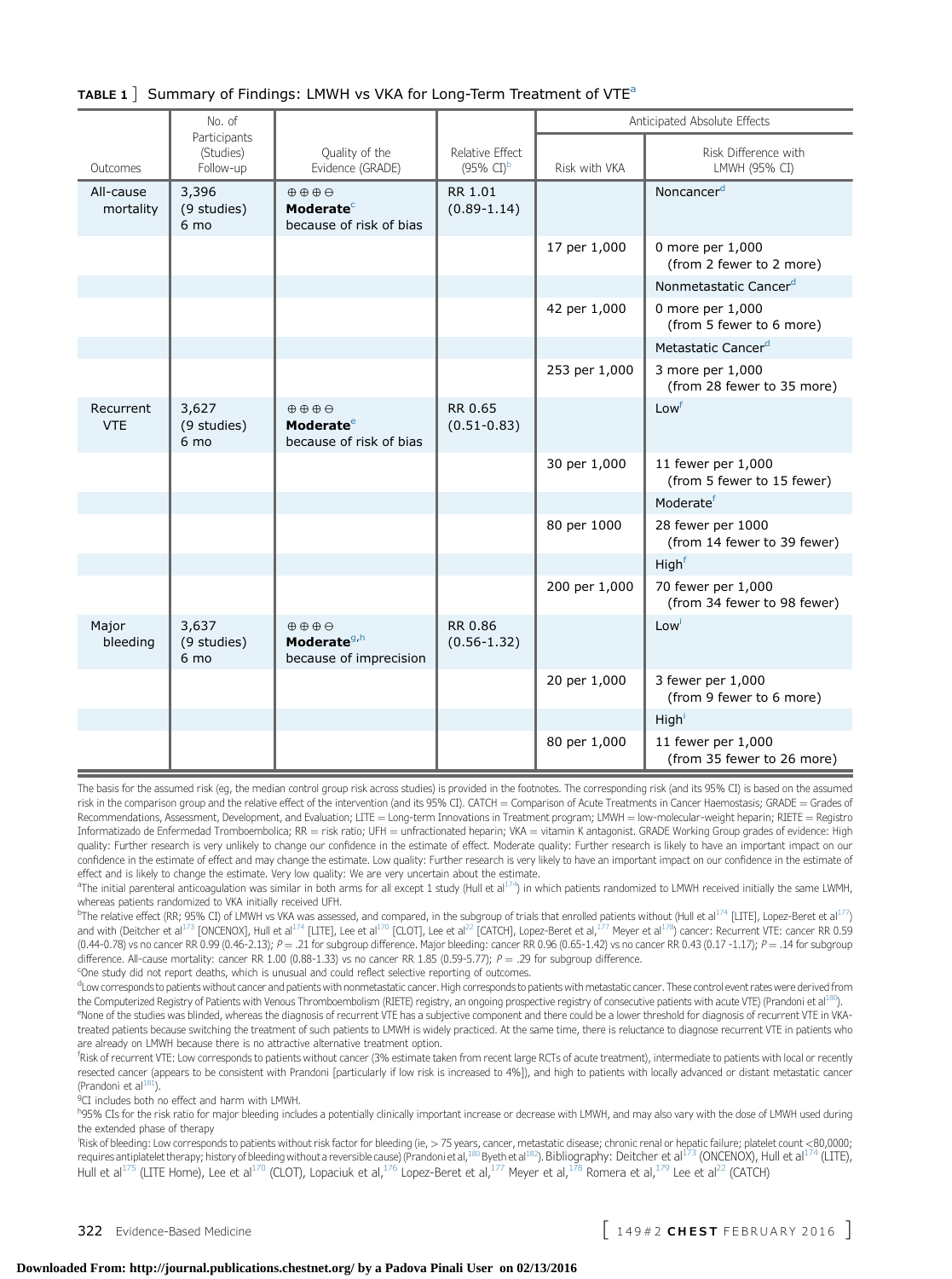**TABLE 1 ] Summary of Findings: LMWH vs VKA for Long-Term Treatment of VTE[a]**

| Outcomes | No. of Participants (Studies) Follow-up | Quality of the Evidence (GRADE) | Relative Effect (95% CI)[b] | Anticipated Absolute Effects | |
|---|---|---|---|---|---|
| | | | | Risk with VKA | Risk Difference with LMWH (95% CI) |
| All-cause mortality | 3,396 (9 studies) 6 mo | ⊕⊕⊕⊖ **Moderate**[c] because of risk of bias | RR 1.01 (0.89-1.14) | | Noncancer[d] |
| | | | | 17 per 1,000 | 0 more per 1,000 (from 2 fewer to 2 more) |
| | | | | | Nonmetastatic Cancer[d] |
| | | | | 42 per 1,000 | 0 more per 1,000 (from 5 fewer to 6 more) |
| | | | | | Metastatic Cancer[d] |
| | | | | 253 per 1,000 | 3 more per 1,000 (from 28 fewer to 35 more) |
| Recurrent VTE | 3,627 (9 studies) 6 mo | ⊕⊕⊕⊖ **Moderate**[e] because of risk of bias | RR 0.65 (0.51-0.83) | | Low[f] |
| | | | | 30 per 1,000 | 11 fewer per 1,000 (from 5 fewer to 15 fewer) |
| | | | | | Moderate[f] |
| | | | | 80 per 1000 | 28 fewer per 1000 (from 14 fewer to 39 fewer) |
| | | | | | High[f] |
| | | | | 200 per 1,000 | 70 fewer per 1,000 (from 34 fewer to 98 fewer) |
| Major bleeding | 3,637 (9 studies) 6 mo | ⊕⊕⊕⊖ **Moderate**[g,h] because of imprecision | RR 0.86 (0.56-1.32) | | Low[i] |
| | | | | 20 per 1,000 | 3 fewer per 1,000 (from 9 fewer to 6 more) |
| | | | | | High[i] |
| | | | | 80 per 1,000 | 11 fewer per 1,000 (from 35 fewer to 26 more) |

The basis for the assumed risk (eg, the median control group risk across studies) is provided in the footnotes. The corresponding risk (and its 95% CI) is based on the assumed risk in the comparison group and the relative effect of the intervention (and its 95% CI). CATCH = Comparison of Acute Treatments in Cancer Haemostasis; GRADE = Grades of Recommendations, Assessment, Development, and Evaluation; LITE = Long-term Innovations in Treatment program; LMWH = low-molecular-weight heparin; RIETE = Registro Informatizado de Enfermedad Tromboembolica; RR = risk ratio; UFH = unfractionated heparin; VKA = vitamin K antagonist. GRADE Working Group grades of evidence: High quality: Further research is very unlikely to change our confidence in the estimate of effect. Moderate quality: Further research is likely to have an important impact on our confidence in the estimate of effect and may change the estimate. Low quality: Further research is very likely to have an important impact on our confidence in the estimate of effect and is likely to change the estimate. Very low quality: We are very uncertain about the estimate.

[a]The initial parenteral anticoagulation was similar in both arms for all except 1 study (Hull et al[174]) in which patients randomized to LMWH received initially the same LMWH, whereas patients randomized to VKA initially received UFH.

[b]The relative effect (RR; 95% CI) of LMWH vs VKA was assessed, and compared, in the subgroup of trials that enrolled patients without (Hull et al[174] [LITE], Lopez-Beret et al[177]) and with (Deitcher et al[173] [ONCENOX], Hull et al[174] [LITE], Lee et al[170] [CLOT], Lee et al[22] [CATCH], Lopez-Beret et al,[177] Meyer et al[178]) cancer: Recurrent VTE: cancer RR 0.59 (0.44-0.78) vs no cancer RR 0.99 (0.46-2.13); $P = .21$ for subgroup difference. Major bleeding: cancer RR 0.96 (0.65-1.42) vs no cancer RR 0.43 (0.17 -1.17); $P = .14$ for subgroup difference. All-cause mortality: cancer RR 1.00 (0.88-1.33) vs no cancer RR 1.85 (0.59-5.77); $P = .29$ for subgroup difference.

[c]One study did not report deaths, which is unusual and could reflect selective reporting of outcomes.

[d]Low corresponds to patients without cancer and patients with nonmetastatic cancer. High corresponds to patients with metastatic cancer. These control event rates were derived from the Computerized Registry of Patients with Venous Thromboembolism (RIETE) registry, an ongoing prospective registry of consecutive patients with acute VTE) (Prandoni et al[180]).

[e]None of the studies was blinded, whereas the diagnosis of recurrent VTE has a subjective component and there could be a lower threshold for diagnosis of recurrent VTE in VKA-treated patients because switching the treatment of such patients to LMWH is widely practiced. At the same time, there is reluctance to diagnose recurrent VTE in patients who are already on LMWH because there is no attractive alternative treatment option.

[f]Risk of recurrent VTE: Low corresponds to patients without cancer (3% estimate taken from recent large RCTs of acute treatment), intermediate to patients with local or recently resected cancer (appears to be consistent with Prandoni [particularly if low risk is increased to 4%]), and high to patients with locally advanced or distant metastatic cancer (Prandoni et al[181]).

[g]CI includes both no effect and harm with LMWH.

[h]95% CIs for the risk ratio for major bleeding includes a potentially clinically important increase or decrease with LMWH, and may also vary with the dose of LMWH used during the extended phase of therapy

[i]Risk of bleeding: Low corresponds to patients without risk factor for bleeding (ie, > 75 years, cancer, metastatic disease; chronic renal or hepatic failure; platelet count <80,0000; requires antiplatelet therapy; history of bleeding without a reversible cause) (Prandoni et al,[180] Byeth et al[182]). Bibliography: Deitcher et al[173] (ONCENOX), Hull et al[174] (LITE), Hull et al[175] (LITE Home), Lee et al[170] (CLOT), Lopaciuk et al,[176] Lopez-Beret et al,[177] Meyer et al,[178] Romera et al,[179] Lee et al[22] (CATCH)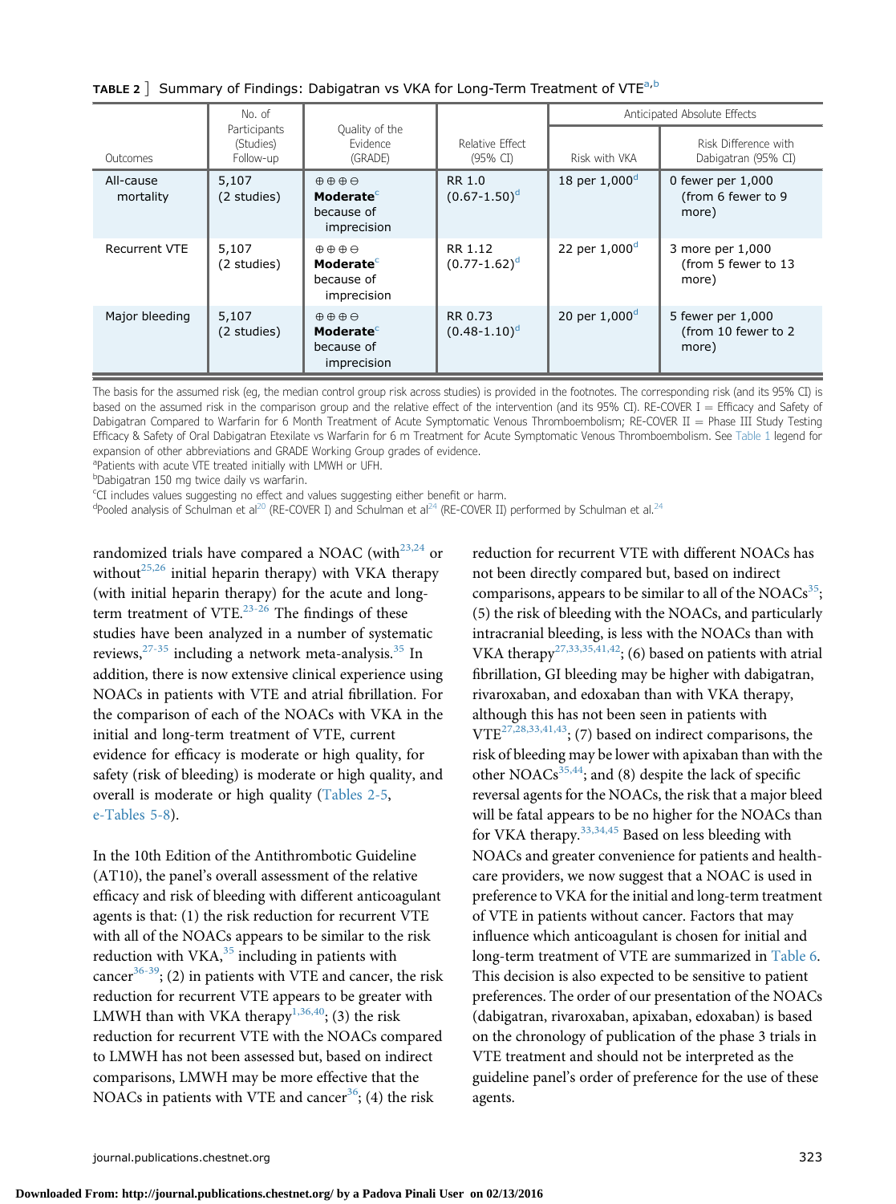**TABLE 2** ] Summary of Findings: Dabigatran vs VKA for Long-Term Treatment of VTE[a,b]

| Outcomes | No. of Participants (Studies) Follow-up | Quality of the Evidence (GRADE) | Relative Effect (95% CI) | Anticipated Absolute Effects | |
|---|---|---|---|---|---|
| | | | | Risk with VKA | Risk Difference with Dabigatran (95% CI) |
| All-cause mortality | 5,107 (2 studies) | ⊕⊕⊕⊝ **Moderate**[c] because of imprecision | RR 1.0 (0.67-1.50)[d] | 18 per 1,000[d] | 0 fewer per 1,000 (from 6 fewer to 9 more) |
| Recurrent VTE | 5,107 (2 studies) | ⊕⊕⊕⊝ **Moderate**[c] because of imprecision | RR 1.12 (0.77-1.62)[d] | 22 per 1,000[d] | 3 more per 1,000 (from 5 fewer to 13 more) |
| Major bleeding | 5,107 (2 studies) | ⊕⊕⊕⊝ **Moderate**[c] because of imprecision | RR 0.73 (0.48-1.10)[d] | 20 per 1,000[d] | 5 fewer per 1,000 (from 10 fewer to 2 more) |

The basis for the assumed risk (eg, the median control group risk across studies) is provided in the footnotes. The corresponding risk (and its 95% CI) is based on the assumed risk in the comparison group and the relative effect of the intervention (and its 95% CI). RE-COVER I = Efficacy and Safety of Dabigatran Compared to Warfarin for 6 Month Treatment of Acute Symptomatic Venous Thromboembolism; RE-COVER II = Phase III Study Testing Efficacy & Safety of Oral Dabigatran Etexilate vs Warfarin for 6 m Treatment for Acute Symptomatic Venous Thromboembolism. See Table 1 legend for expansion of other abbreviations and GRADE Working Group grades of evidence.

[a]Patients with acute VTE treated initially with LMWH or UFH.

[b]Dabigatran 150 mg twice daily vs warfarin.

[c]CI includes values suggesting no effect and values suggesting either benefit or harm.

[d]Pooled analysis of Schulman et al[20] (RE-COVER I) and Schulman et al[24] (RE-COVER II) performed by Schulman et al.[24]

randomized trials have compared a NOAC (with[23,24] or without[25,26] initial heparin therapy) with VKA therapy (with initial heparin therapy) for the acute and long-term treatment of VTE.[23-26] The findings of these studies have been analyzed in a number of systematic reviews,[27-35] including a network meta-analysis.[35] In addition, there is now extensive clinical experience using NOACs in patients with VTE and atrial fibrillation. For the comparison of each of the NOACs with VKA in the initial and long-term treatment of VTE, current evidence for efficacy is moderate or high quality, for safety (risk of bleeding) is moderate or high quality, and overall is moderate or high quality (Tables 2-5, e-Tables 5-8).

In the 10th Edition of the Antithrombotic Guideline (AT10), the panel's overall assessment of the relative efficacy and risk of bleeding with different anticoagulant agents is that: (1) the risk reduction for recurrent VTE with all of the NOACs appears to be similar to the risk reduction with VKA,[35] including in patients with cancer[36-39]; (2) in patients with VTE and cancer, the risk reduction for recurrent VTE appears to be greater with LMWH than with VKA therapy[1,36,40]; (3) the risk reduction for recurrent VTE with the NOACs compared to LMWH has not been assessed but, based on indirect comparisons, LMWH may be more effective that the NOACs in patients with VTE and cancer[36]; (4) the risk reduction for recurrent VTE with different NOACs has not been directly compared but, based on indirect comparisons, appears to be similar to all of the NOACs[35]; (5) the risk of bleeding with the NOACs, and particularly intracranial bleeding, is less with the NOACs than with VKA therapy[27,33,35,41,42]; (6) based on patients with atrial fibrillation, GI bleeding may be higher with dabigatran, rivaroxaban, and edoxaban than with VKA therapy, although this has not been seen in patients with VTE[27,28,33,41,43]; (7) based on indirect comparisons, the risk of bleeding may be lower with apixaban than with the other NOACs[35,44]; and (8) despite the lack of specific reversal agents for the NOACs, the risk that a major bleed will be fatal appears to be no higher for the NOACs than for VKA therapy.[33,34,45] Based on less bleeding with NOACs and greater convenience for patients and health-care providers, we now suggest that a NOAC is used in preference to VKA for the initial and long-term treatment of VTE in patients without cancer. Factors that may influence which anticoagulant is chosen for initial and long-term treatment of VTE are summarized in Table 6. This decision is also expected to be sensitive to patient preferences. The order of our presentation of the NOACs (dabigatran, rivaroxaban, apixaban, edoxaban) is based on the chronology of publication of the phase 3 trials in VTE treatment and should not be interpreted as the guideline panel's order of preference for the use of these agents.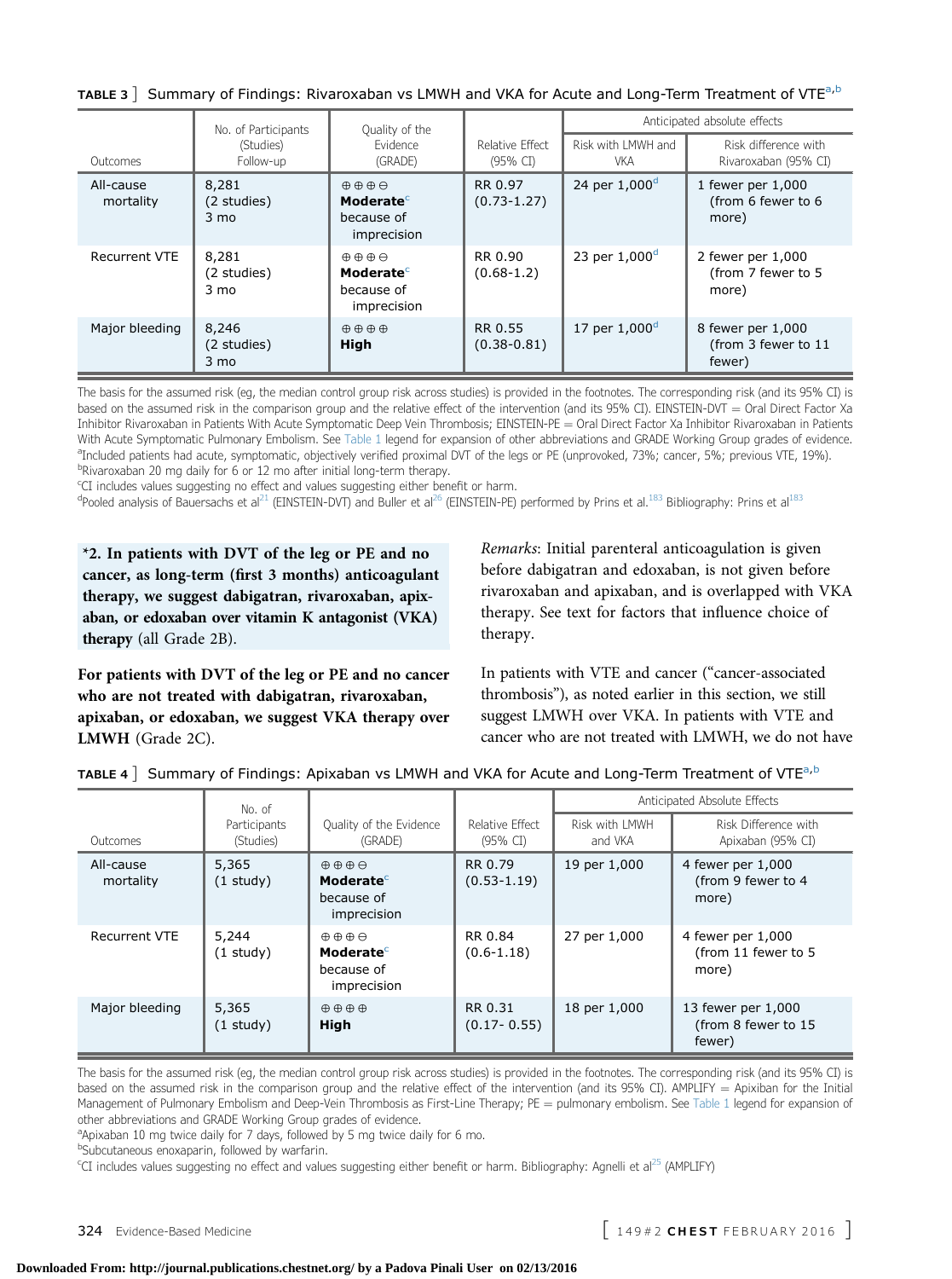**TABLE 3 ]** Summary of Findings: Rivaroxaban vs LMWH and VKA for Acute and Long-Term Treatment of VTE[a,b]

| Outcomes | No. of Participants (Studies) Follow-up | Quality of the Evidence (GRADE) | Relative Effect (95% CI) | Anticipated absolute effects | |
|---|---|---|---|---|---|
| | | | | Risk with LMWH and VKA | Risk difference with Rivaroxaban (95% CI) |
| All-cause mortality | 8,281 (2 studies) 3 mo | ⊕⊕⊕⊖ **Moderate**[c] because of imprecision | RR 0.97 (0.73-1.27) | 24 per 1,000[d] | 1 fewer per 1,000 (from 6 fewer to 6 more) |
| Recurrent VTE | 8,281 (2 studies) 3 mo | ⊕⊕⊕⊖ **Moderate**[c] because of imprecision | RR 0.90 (0.68-1.2) | 23 per 1,000[d] | 2 fewer per 1,000 (from 7 fewer to 5 more) |
| Major bleeding | 8,246 (2 studies) 3 mo | ⊕⊕⊕⊕ **High** | RR 0.55 (0.38-0.81) | 17 per 1,000[d] | 8 fewer per 1,000 (from 3 fewer to 11 fewer) |

The basis for the assumed risk (eg, the median control group risk across studies) is provided in the footnotes. The corresponding risk (and its 95% CI) is based on the assumed risk in the comparison group and the relative effect of the intervention (and its 95% CI). EINSTEIN-DVT = Oral Direct Factor Xa Inhibitor Rivaroxaban in Patients With Acute Symptomatic Deep Vein Thrombosis; EINSTEIN-PE = Oral Direct Factor Xa Inhibitor Rivaroxaban in Patients With Acute Symptomatic Pulmonary Embolism. See Table 1 legend for expansion of other abbreviations and GRADE Working Group grades of evidence.
[a]Included patients had acute, symptomatic, objectively verified proximal DVT of the legs or PE (unprovoked, 73%; cancer, 5%; previous VTE, 19%).
[b]Rivaroxaban 20 mg daily for 6 or 12 mo after initial long-term therapy.
[c]CI includes values suggesting no effect and values suggesting either benefit or harm.
[d]Pooled analysis of Bauersachs et al[21] (EINSTEIN-DVT) and Buller et al[26] (EINSTEIN-PE) performed by Prins et al.[183] Bibliography: Prins et al[183]

**\*2. In patients with DVT of the leg or PE and no cancer, as long-term (first 3 months) anticoagulant therapy, we suggest dabigatran, rivaroxaban, apixaban, or edoxaban over vitamin K antagonist (VKA) therapy** (all Grade 2B).

**For patients with DVT of the leg or PE and no cancer who are not treated with dabigatran, rivaroxaban, apixaban, or edoxaban, we suggest VKA therapy over LMWH** (Grade 2C).

*Remarks*: Initial parenteral anticoagulation is given before dabigatran and edoxaban, is not given before rivaroxaban and apixaban, and is overlapped with VKA therapy. See text for factors that influence choice of therapy.

In patients with VTE and cancer ("cancer-associated thrombosis"), as noted earlier in this section, we still suggest LMWH over VKA. In patients with VTE and cancer who are not treated with LMWH, we do not have

**TABLE 4 ]** Summary of Findings: Apixaban vs LMWH and VKA for Acute and Long-Term Treatment of VTE[a,b]

| Outcomes | No. of Participants (Studies) | Quality of the Evidence (GRADE) | Relative Effect (95% CI) | Anticipated Absolute Effects | |
|---|---|---|---|---|---|
| | | | | Risk with LMWH and VKA | Risk Difference with Apixaban (95% CI) |
| All-cause mortality | 5,365 (1 study) | ⊕⊕⊕⊖ **Moderate**[c] because of imprecision | RR 0.79 (0.53-1.19) | 19 per 1,000 | 4 fewer per 1,000 (from 9 fewer to 4 more) |
| Recurrent VTE | 5,244 (1 study) | ⊕⊕⊕⊖ **Moderate**[c] because of imprecision | RR 0.84 (0.6-1.18) | 27 per 1,000 | 4 fewer per 1,000 (from 11 fewer to 5 more) |
| Major bleeding | 5,365 (1 study) | ⊕⊕⊕⊕ **High** | RR 0.31 (0.17- 0.55) | 18 per 1,000 | 13 fewer per 1,000 (from 8 fewer to 15 fewer) |

The basis for the assumed risk (eg, the median control group risk across studies) is provided in the footnotes. The corresponding risk (and its 95% CI) is based on the assumed risk in the comparison group and the relative effect of the intervention (and its 95% CI). AMPLIFY = Apixiban for the Initial Management of Pulmonary Embolism and Deep-Vein Thrombosis as First-Line Therapy; PE = pulmonary embolism. See Table 1 legend for expansion of other abbreviations and GRADE Working Group grades of evidence.
[a]Apixaban 10 mg twice daily for 7 days, followed by 5 mg twice daily for 6 mo.
[b]Subcutaneous enoxaparin, followed by warfarin.
[c]CI includes values suggesting no effect and values suggesting either benefit or harm. Bibliography: Agnelli et al[25] (AMPLIFY)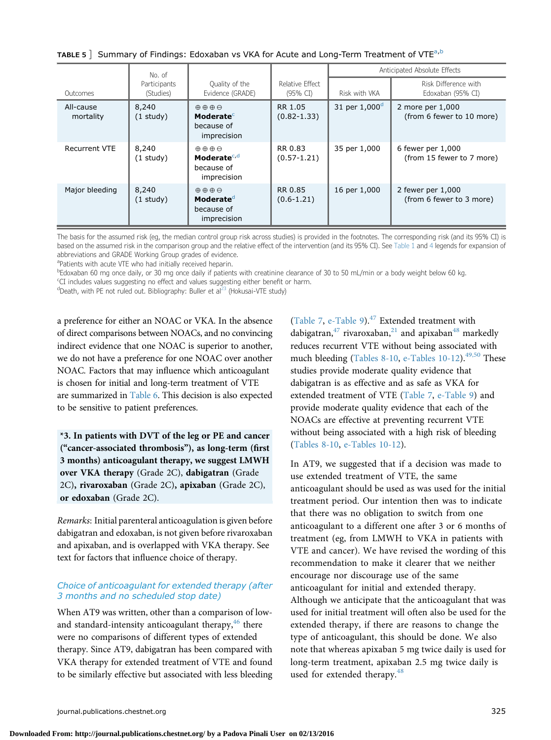**TABLE 5 ]** Summary of Findings: Edoxaban vs VKA for Acute and Long-Term Treatment of VTE[a,b]

| Outcomes | No. of Participants (Studies) | Quality of the Evidence (GRADE) | Relative Effect (95% CI) | Anticipated Absolute Effects | |
|---|---|---|---|---|---|
| | | | | Risk with VKA | Risk Difference with Edoxaban (95% CI) |
| All-cause mortality | 8,240 (1 study) | ⊕⊕⊕⊖ **Moderate**[c] because of imprecision | RR 1.05 (0.82-1.33) | 31 per 1,000[d] | 2 more per 1,000 (from 6 fewer to 10 more) |
| Recurrent VTE | 8,240 (1 study) | ⊕⊕⊕⊖ **Moderate**[c,d] because of imprecision | RR 0.83 (0.57-1.21) | 35 per 1,000 | 6 fewer per 1,000 (from 15 fewer to 7 more) |
| Major bleeding | 8,240 (1 study) | ⊕⊕⊕⊖ **Moderate**[d] because of imprecision | RR 0.85 (0.6-1.21) | 16 per 1,000 | 2 fewer per 1,000 (from 6 fewer to 3 more) |

The basis for the assumed risk (eg, the median control group risk across studies) is provided in the footnotes. The corresponding risk (and its 95% CI) is based on the assumed risk in the comparison group and the relative effect of the intervention (and its 95% CI). See Table 1 and 4 legends for expansion of abbreviations and GRADE Working Group grades of evidence.

[a]Patients with acute VTE who had initially received heparin.

[b]Edoxaban 60 mg once daily, or 30 mg once daily if patients with creatinine clearance of 30 to 50 mL/min or a body weight below 60 kg.

[c]CI includes values suggesting no effect and values suggesting either benefit or harm.

[d]Death, with PE not ruled out. Bibliography: Buller et al[23] (Hokusai-VTE study)

a preference for either an NOAC or VKA. In the absence of direct comparisons between NOACs, and no convincing indirect evidence that one NOAC is superior to another, we do not have a preference for one NOAC over another NOAC. Factors that may influence which anticoagulant is chosen for initial and long-term treatment of VTE are summarized in Table 6. This decision is also expected to be sensitive to patient preferences.

**\*3. In patients with DVT of the leg or PE and cancer ("cancer-associated thrombosis"), as long-term (first 3 months) anticoagulant therapy, we suggest LMWH over VKA therapy** (Grade 2C), **dabigatran** (Grade 2C), **rivaroxaban** (Grade 2C), **apixaban** (Grade 2C), **or edoxaban** (Grade 2C).

*Remarks*: Initial parenteral anticoagulation is given before dabigatran and edoxaban, is not given before rivaroxaban and apixaban, and is overlapped with VKA therapy. See text for factors that influence choice of therapy.

### *Choice of anticoagulant for extended therapy (after 3 months and no scheduled stop date)*

When AT9 was written, other than a comparison of low- and standard-intensity anticoagulant therapy,[46] there were no comparisons of different types of extended therapy. Since AT9, dabigatran has been compared with VKA therapy for extended treatment of VTE and found to be similarly effective but associated with less bleeding (Table 7, e-Table 9).[47] Extended treatment with dabigatran,[47] rivaroxaban,[21] and apixaban[48] markedly reduces recurrent VTE without being associated with much bleeding (Tables 8-10, e-Tables 10-12).[49,50] These studies provide moderate quality evidence that dabigatran is as effective and as safe as VKA for extended treatment of VTE (Table 7, e-Table 9) and provide moderate quality evidence that each of the NOACs are effective at preventing recurrent VTE without being associated with a high risk of bleeding (Tables 8-10, e-Tables 10-12).

In AT9, we suggested that if a decision was made to use extended treatment of VTE, the same anticoagulant should be used as was used for the initial treatment period. Our intention then was to indicate that there was no obligation to switch from one anticoagulant to a different one after 3 or 6 months of treatment (eg, from LMWH to VKA in patients with VTE and cancer). We have revised the wording of this recommendation to make it clearer that we neither encourage nor discourage use of the same anticoagulant for initial and extended therapy. Although we anticipate that the anticoagulant that was used for initial treatment will often also be used for the extended therapy, if there are reasons to change the type of anticoagulant, this should be done. We also note that whereas apixaban 5 mg twice daily is used for long-term treatment, apixaban 2.5 mg twice daily is used for extended therapy.[48]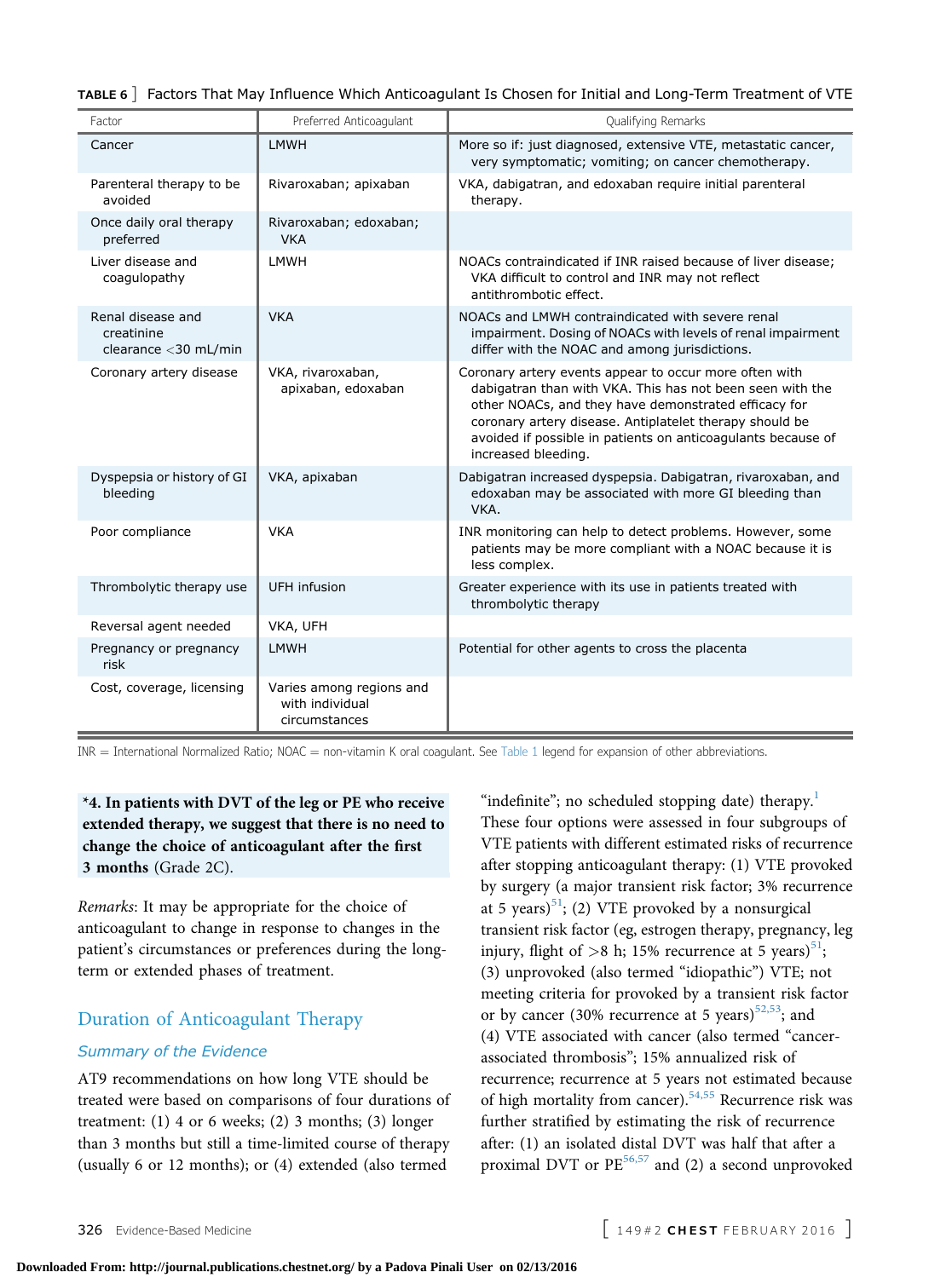**TABLE 6 ] Factors That May Influence Which Anticoagulant Is Chosen for Initial and Long-Term Treatment of VTE**

| Factor | Preferred Anticoagulant | Qualifying Remarks |
| --- | --- | --- |
| Cancer | LMWH | More so if: just diagnosed, extensive VTE, metastatic cancer, very symptomatic; vomiting; on cancer chemotherapy. |
| Parenteral therapy to be avoided | Rivaroxaban; apixaban | VKA, dabigatran, and edoxaban require initial parenteral therapy. |
| Once daily oral therapy preferred | Rivaroxaban; edoxaban; VKA | |
| Liver disease and coagulopathy | LMWH | NOACs contraindicated if INR raised because of liver disease; VKA difficult to control and INR may not reflect antithrombotic effect. |
| Renal disease and creatinine clearance <30 mL/min | VKA | NOACs and LMWH contraindicated with severe renal impairment. Dosing of NOACs with levels of renal impairment differ with the NOAC and among jurisdictions. |
| Coronary artery disease | VKA, rivaroxaban, apixaban, edoxaban | Coronary artery events appear to occur more often with dabigatran than with VKA. This has not been seen with the other NOACs, and they have demonstrated efficacy for coronary artery disease. Antiplatelet therapy should be avoided if possible in patients on anticoagulants because of increased bleeding. |
| Dyspepsia or history of GI bleeding | VKA, apixaban | Dabigatran increased dyspepsia. Dabigatran, rivaroxaban, and edoxaban may be associated with more GI bleeding than VKA. |
| Poor compliance | VKA | INR monitoring can help to detect problems. However, some patients may be more compliant with a NOAC because it is less complex. |
| Thrombolytic therapy use | UFH infusion | Greater experience with its use in patients treated with thrombolytic therapy |
| Reversal agent needed | VKA, UFH | |
| Pregnancy or pregnancy risk | LMWH | Potential for other agents to cross the placenta |
| Cost, coverage, licensing | Varies among regions and with individual circumstances | |

INR = International Normalized Ratio; NOAC = non-vitamin K oral coagulant. See Table 1 legend for expansion of other abbreviations.

**\*4. In patients with DVT of the leg or PE who receive extended therapy, we suggest that there is no need to change the choice of anticoagulant after the first 3 months** (Grade 2C).

*Remarks*: It may be appropriate for the choice of anticoagulant to change in response to changes in the patient's circumstances or preferences during the long-term or extended phases of treatment.

## Duration of Anticoagulant Therapy

### Summary of the Evidence

AT9 recommendations on how long VTE should be treated were based on comparisons of four durations of treatment: (1) 4 or 6 weeks; (2) 3 months; (3) longer than 3 months but still a time-limited course of therapy (usually 6 or 12 months); or (4) extended (also termed "indefinite"; no scheduled stopping date) therapy.[1] These four options were assessed in four subgroups of VTE patients with different estimated risks of recurrence after stopping anticoagulant therapy: (1) VTE provoked by surgery (a major transient risk factor; 3% recurrence at 5 years)[51]; (2) VTE provoked by a nonsurgical transient risk factor (eg, estrogen therapy, pregnancy, leg injury, flight of >8 h; 15% recurrence at 5 years)[51]; (3) unprovoked (also termed "idiopathic") VTE; not meeting criteria for provoked by a transient risk factor or by cancer (30% recurrence at 5 years)[52,53]; and (4) VTE associated with cancer (also termed "cancer-associated thrombosis"; 15% annualized risk of recurrence; recurrence at 5 years not estimated because of high mortality from cancer).[54,55] Recurrence risk was further stratified by estimating the risk of recurrence after: (1) an isolated distal DVT was half that after a proximal DVT or PE[56,57] and (2) a second unprovoked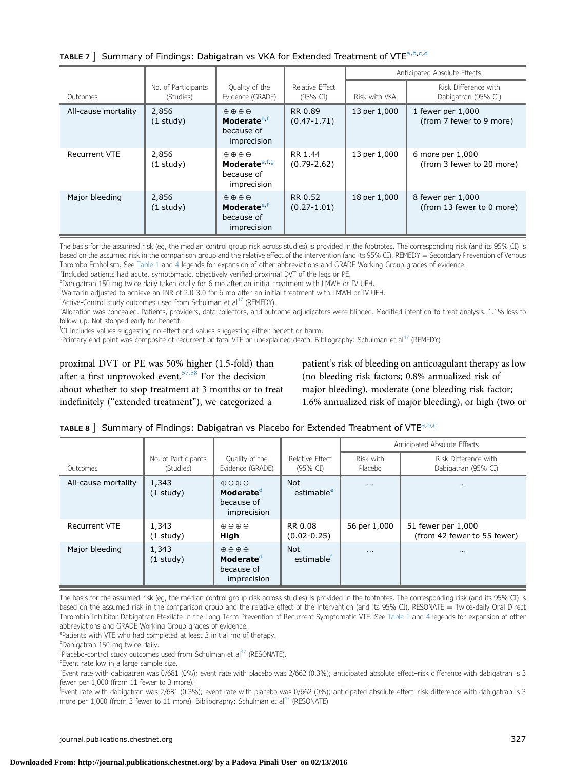**TABLE 7 ]** Summary of Findings: Dabigatran vs VKA for Extended Treatment of VTE[a,b,c,d]

| Outcomes | No. of Participants (Studies) | Quality of the Evidence (GRADE) | Relative Effect (95% CI) | Anticipated Absolute Effects | |
|---|---|---|---|---|---|
| | | | | Risk with VKA | Risk Difference with Dabigatran (95% CI) |
| All-cause mortality | 2,856 (1 study) | ⊕⊕⊕⊖ **Moderate**[e,f] because of imprecision | RR 0.89 (0.47-1.71) | 13 per 1,000 | 1 fewer per 1,000 (from 7 fewer to 9 more) |
| Recurrent VTE | 2,856 (1 study) | ⊕⊕⊕⊖ **Moderate**[e,f,g] because of imprecision | RR 1.44 (0.79-2.62) | 13 per 1,000 | 6 more per 1,000 (from 3 fewer to 20 more) |
| Major bleeding | 2,856 (1 study) | ⊕⊕⊕⊖ **Moderate**[e,f] because of imprecision | RR 0.52 (0.27-1.01) | 18 per 1,000 | 8 fewer per 1,000 (from 13 fewer to 0 more) |

The basis for the assumed risk (eg, the median control group risk across studies) is provided in the footnotes. The corresponding risk (and its 95% CI) is based on the assumed risk in the comparison group and the relative effect of the intervention (and its 95% CI). REMEDY = Secondary Prevention of Venous Thrombo Embolism. See Table 1 and 4 legends for expansion of other abbreviations and GRADE Working Group grades of evidence.

[a]Included patients had acute, symptomatic, objectively verified proximal DVT of the legs or PE.
[b]Dabigatran 150 mg twice daily taken orally for 6 mo after an initial treatment with LMWH or IV UFH.
[c]Warfarin adjusted to achieve an INR of 2.0-3.0 for 6 mo after an initial treatment with LMWH or IV UFH.
[d]Active-Control study outcomes used from Schulman et al[47] (REMEDY).
[e]Allocation was concealed. Patients, providers, data collectors, and outcome adjudicators were blinded. Modified intention-to-treat analysis. 1.1% loss to follow-up. Not stopped early for benefit.
[f]CI includes values suggesting no effect and values suggesting either benefit or harm.
[g]Primary end point was composite of recurrent or fatal VTE or unexplained death. Bibliography: Schulman et al[47] (REMEDY)

proximal DVT or PE was 50% higher (1.5-fold) than after a first unprovoked event.[57,58] For the decision about whether to stop treatment at 3 months or to treat indefinitely ("extended treatment"), we categorized a patient's risk of bleeding on anticoagulant therapy as low (no bleeding risk factors; 0.8% annualized risk of major bleeding), moderate (one bleeding risk factor; 1.6% annualized risk of major bleeding), or high (two or

**TABLE 8 ]** Summary of Findings: Dabigatran vs Placebo for Extended Treatment of VTE[a,b,c]

| Outcomes | No. of Participants (Studies) | Quality of the Evidence (GRADE) | Relative Effect (95% CI) | Anticipated Absolute Effects | |
|---|---|---|---|---|---|
| | | | | Risk with Placebo | Risk Difference with Dabigatran (95% CI) |
| All-cause mortality | 1,343 (1 study) | ⊕⊕⊕⊖ **Moderate**[d] because of imprecision | Not estimable[e] | ... | ... |
| Recurrent VTE | 1,343 (1 study) | ⊕⊕⊕⊕ **High** | RR 0.08 (0.02-0.25) | 56 per 1,000 | 51 fewer per 1,000 (from 42 fewer to 55 fewer) |
| Major bleeding | 1,343 (1 study) | ⊕⊕⊕⊖ **Moderate**[d] because of imprecision | Not estimable[f] | ... | ... |

The basis for the assumed risk (eg, the median control group risk across studies) is provided in the footnotes. The corresponding risk (and its 95% CI) is based on the assumed risk in the comparison group and the relative effect of the intervention (and its 95% CI). RESONATE = Twice-daily Oral Direct Thrombin Inhibitor Dabigatran Etexilate in the Long Term Prevention of Recurrent Symptomatic VTE. See Table 1 and 4 legends for expansion of other abbreviations and GRADE Working Group grades of evidence.

[a]Patients with VTE who had completed at least 3 initial mo of therapy.
[b]Dabigatran 150 mg twice daily.
[c]Placebo-control study outcomes used from Schulman et al[47] (RESONATE).
[d]Event rate low in a large sample size.
[e]Event rate with dabigatran was 0/681 (0%); event rate with placebo was 2/662 (0.3%); anticipated absolute effect–risk difference with dabigatran is 3 fewer per 1,000 (from 11 fewer to 3 more).
[f]Event rate with dabigatran was 2/681 (0.3%); event rate with placebo was 0/662 (0%); anticipated absolute effect–risk difference with dabigatran is 3 more per 1,000 (from 3 fewer to 11 more). Bibliography: Schulman et al[47] (RESONATE)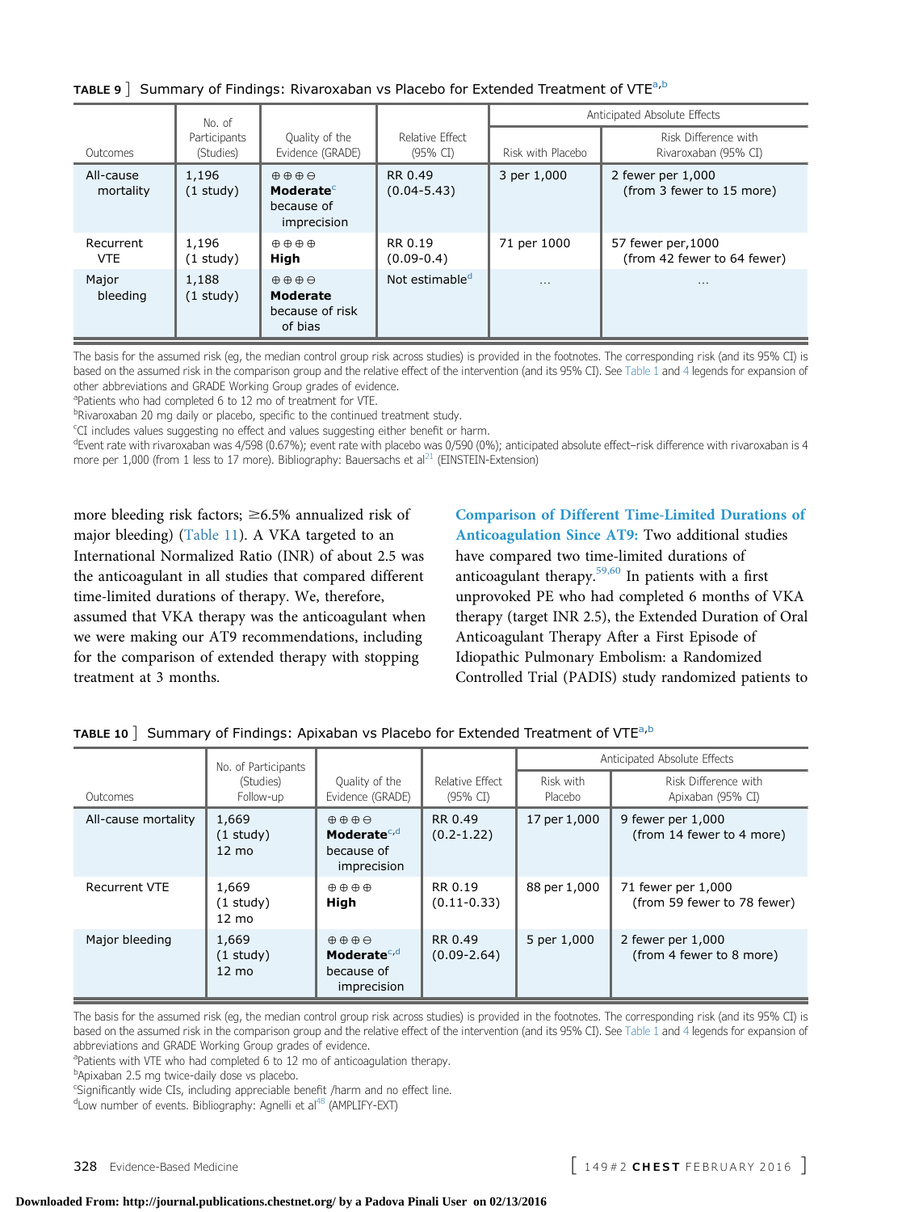**TABLE 9 ]** Summary of Findings: Rivaroxaban vs Placebo for Extended Treatment of VTE[a,b]

| Outcomes | No. of Participants (Studies) | Quality of the Evidence (GRADE) | Relative Effect (95% CI) | Anticipated Absolute Effects | |
|---|---|---|---|---|---|
| | | | | Risk with Placebo | Risk Difference with Rivaroxaban (95% CI) |
| All-cause mortality | 1,196 (1 study) | ⊕⊕⊕⊖ **Moderate**[c] because of imprecision | RR 0.49 (0.04-5.43) | 3 per 1,000 | 2 fewer per 1,000 (from 3 fewer to 15 more) |
| Recurrent VTE | 1,196 (1 study) | ⊕⊕⊕⊕ **High** | RR 0.19 (0.09-0.4) | 71 per 1000 | 57 fewer per,1000 (from 42 fewer to 64 fewer) |
| Major bleeding | 1,188 (1 study) | ⊕⊕⊕⊖ **Moderate** because of risk of bias | Not estimable[d] | ... | ... |

The basis for the assumed risk (eg, the median control group risk across studies) is provided in the footnotes. The corresponding risk (and its 95% CI) is based on the assumed risk in the comparison group and the relative effect of the intervention (and its 95% CI). See Table 1 and 4 legends for expansion of other abbreviations and GRADE Working Group grades of evidence.

[a]Patients who had completed 6 to 12 mo of treatment for VTE.

[b]Rivaroxaban 20 mg daily or placebo, specific to the continued treatment study.

[c]CI includes values suggesting no effect and values suggesting either benefit or harm.

[d]Event rate with rivaroxaban was 4/598 (0.67%); event rate with placebo was 0/590 (0%); anticipated absolute effect–risk difference with rivaroxaban is 4 more per 1,000 (from 1 less to 17 more). Bibliography: Bauersachs et al[21] (EINSTEIN-Extension)

more bleeding risk factors; ≥6.5% annualized risk of major bleeding) (Table 11). A VKA targeted to an International Normalized Ratio (INR) of about 2.5 was the anticoagulant in all studies that compared different time-limited durations of therapy. We, therefore, assumed that VKA therapy was the anticoagulant when we were making our AT9 recommendations, including for the comparison of extended therapy with stopping treatment at 3 months.

**Comparison of Different Time-Limited Durations of Anticoagulation Since AT9:** Two additional studies have compared two time-limited durations of anticoagulant therapy.[59,60] In patients with a first unprovoked PE who had completed 6 months of VKA therapy (target INR 2.5), the Extended Duration of Oral Anticoagulant Therapy After a First Episode of Idiopathic Pulmonary Embolism: a Randomized Controlled Trial (PADIS) study randomized patients to

**TABLE 10 ]** Summary of Findings: Apixaban vs Placebo for Extended Treatment of VTE[a,b]

| Outcomes | No. of Participants (Studies) Follow-up | Quality of the Evidence (GRADE) | Relative Effect (95% CI) | Anticipated Absolute Effects | |
|---|---|---|---|---|---|
| | | | | Risk with Placebo | Risk Difference with Apixaban (95% CI) |
| All-cause mortality | 1,669 (1 study) 12 mo | ⊕⊕⊕⊖ **Moderate**[c,d] because of imprecision | RR 0.49 (0.2-1.22) | 17 per 1,000 | 9 fewer per 1,000 (from 14 fewer to 4 more) |
| Recurrent VTE | 1,669 (1 study) 12 mo | ⊕⊕⊕⊕ **High** | RR 0.19 (0.11-0.33) | 88 per 1,000 | 71 fewer per 1,000 (from 59 fewer to 78 fewer) |
| Major bleeding | 1,669 (1 study) 12 mo | ⊕⊕⊕⊖ **Moderate**[c,d] because of imprecision | RR 0.49 (0.09-2.64) | 5 per 1,000 | 2 fewer per 1,000 (from 4 fewer to 8 more) |

The basis for the assumed risk (eg, the median control group risk across studies) is provided in the footnotes. The corresponding risk (and its 95% CI) is based on the assumed risk in the comparison group and the relative effect of the intervention (and its 95% CI). See Table 1 and 4 legends for expansion of abbreviations and GRADE Working Group grades of evidence.

[a]Patients with VTE who had completed 6 to 12 mo of anticoagulation therapy.

[b]Apixaban 2.5 mg twice-daily dose vs placebo.

[c]Significantly wide CIs, including appreciable benefit /harm and no effect line.

[d]Low number of events. Bibliography: Agnelli et al[48] (AMPLIFY-EXT)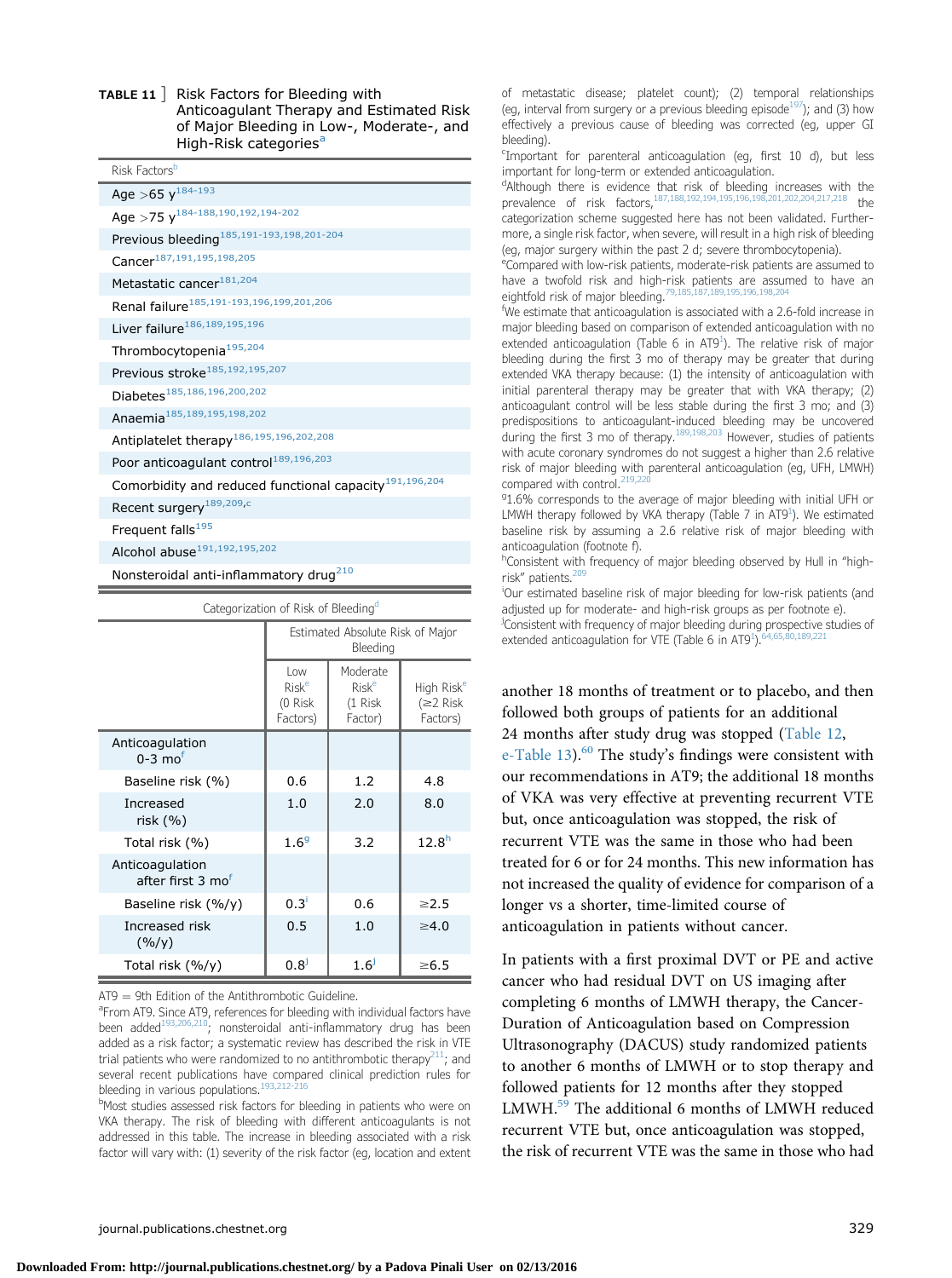**TABLE 11 ]** Risk Factors for Bleeding with Anticoagulant Therapy and Estimated Risk of Major Bleeding in Low-, Moderate-, and High-Risk categories[a]

| Risk Factors[b] |
| --- |
| Age >65 y[184-193] |
| Age >75 y[184-188,190,192,194-202] |
| Previous bleeding[185,191-193,198,201-204] |
| Cancer[187,191,195,198,205] |
| Metastatic cancer[181,204] |
| Renal failure[185,191-193,196,199,201,206] |
| Liver failure[186,189,195,196] |
| Thrombocytopenia[195,204] |
| Previous stroke[185,192,195,207] |
| Diabetes[185,186,196,200,202] |
| Anaemia[185,189,195,198,202] |
| Antiplatelet therapy[186,195,196,202,208] |
| Poor anticoagulant control[189,196,203] |
| Comorbidity and reduced functional capacity[191,196,204] |
| Recent surgery[189,209,c] |
| Frequent falls[195] |
| Alcohol abuse[191,192,195,202] |
| Nonsteroidal anti-inflammatory drug[210] |

Categorization of Risk of Bleeding[d]

| | Estimated Absolute Risk of Major Bleeding | | |
| --- | --- | --- | --- |
| | Low Risk[e] (0 Risk Factors) | Moderate Risk[e] (1 Risk Factor) | High Risk[e] (≥2 Risk Factors) |
| Anticoagulation 0-3 mo[f] | | | |
| Baseline risk (%) | 0.6 | 1.2 | 4.8 |
| Increased risk (%) | 1.0 | 2.0 | 8.0 |
| Total risk (%) | 1.6[g] | 3.2 | 12.8[h] |
| Anticoagulation after first 3 mo[f] | | | |
| Baseline risk (%/y) | 0.3[i] | 0.6 | ≥2.5 |
| Increased risk (%/y) | 0.5 | 1.0 | ≥4.0 |
| Total risk (%/y) | 0.8[j] | 1.6[j] | ≥6.5 |

AT9 = 9th Edition of the Antithrombotic Guideline.

[a]From AT9. Since AT9, references for bleeding with individual factors have been added[193,206,210]; nonsteroidal anti-inflammatory drug has been added as a risk factor; a systematic review has described the risk in VTE trial patients who were randomized to no antithrombotic therapy[211]; and several recent publications have compared clinical prediction rules for bleeding in various populations.[193,212-216]

[b]Most studies assessed risk factors for bleeding in patients who were on VKA therapy. The risk of bleeding with different anticoagulants is not addressed in this table. The increase in bleeding associated with a risk factor will vary with: (1) severity of the risk factor (eg, location and extent of metastatic disease; platelet count); (2) temporal relationships (eg, interval from surgery or a previous bleeding episode[197]); and (3) how effectively a previous cause of bleeding was corrected (eg, upper GI bleeding).

[c]Important for parenteral anticoagulation (eg, first 10 d), but less important for long-term or extended anticoagulation.

[d]Although there is evidence that risk of bleeding increases with the prevalence of risk factors,[187,188,192,194,195,196,198,201,202,204,217,218] the categorization scheme suggested here has not been validated. Furthermore, a single risk factor, when severe, will result in a high risk of bleeding (eg, major surgery within the past 2 d; severe thrombocytopenia).

[e]Compared with low-risk patients, moderate-risk patients are assumed to have a twofold risk and high-risk patients are assumed to have an eightfold risk of major bleeding.[79,185,187,189,195,196,198,204]

[f]We estimate that anticoagulation is associated with a 2.6-fold increase in major bleeding based on comparison of extended anticoagulation with no extended anticoagulation (Table 6 in AT9[1]). The relative risk of major bleeding during the first 3 mo of therapy may be greater that during extended VKA therapy because: (1) the intensity of anticoagulation with initial parenteral therapy may be greater that with VKA therapy; (2) anticoagulant control will be less stable during the first 3 mo; and (3) predispositions to anticoagulant-induced bleeding may be uncovered during the first 3 mo of therapy.[189,198,203] However, studies of patients with acute coronary syndromes do not suggest a higher than 2.6 relative risk of major bleeding with parenteral anticoagulation (eg, UFH, LMWH) compared with control.[219,220]

[g]1.6% corresponds to the average of major bleeding with initial UFH or LMWH therapy followed by VKA therapy (Table 7 in AT9[1]). We estimated baseline risk by assuming a 2.6 relative risk of major bleeding with anticoagulation (footnote f).

[h]Consistent with frequency of major bleeding observed by Hull in "high-risk" patients.[209]

[i]Our estimated baseline risk of major bleeding for low-risk patients (and adjusted up for moderate- and high-risk groups as per footnote e).

[j]Consistent with frequency of major bleeding during prospective studies of extended anticoagulation for VTE (Table 6 in AT9[1]).[64,65,80,189,221]

another 18 months of treatment or to placebo, and then followed both groups of patients for an additional 24 months after study drug was stopped (Table 12, e-Table 13).[60] The study's findings were consistent with our recommendations in AT9; the additional 18 months of VKA was very effective at preventing recurrent VTE but, once anticoagulation was stopped, the risk of recurrent VTE was the same in those who had been treated for 6 or for 24 months. This new information has not increased the quality of evidence for comparison of a longer vs a shorter, time-limited course of anticoagulation in patients without cancer.

In patients with a first proximal DVT or PE and active cancer who had residual DVT on US imaging after completing 6 months of LMWH therapy, the Cancer-Duration of Anticoagulation based on Compression Ultrasonography (DACUS) study randomized patients to another 6 months of LMWH or to stop therapy and followed patients for 12 months after they stopped LMWH.[59] The additional 6 months of LMWH reduced recurrent VTE but, once anticoagulation was stopped, the risk of recurrent VTE was the same in those who had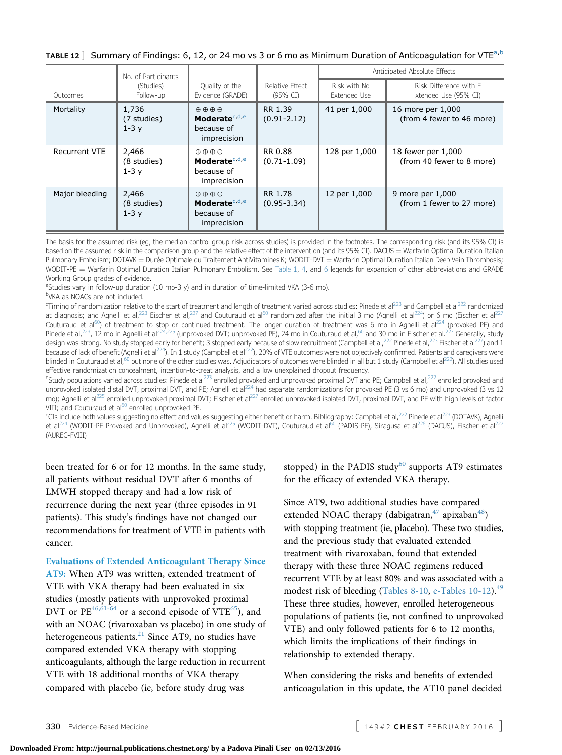**TABLE 12** ] Summary of Findings: 6, 12, or 24 mo vs 3 or 6 mo as Minimum Duration of Anticoagulation for VTE[a,b]

| Outcomes | No. of Participants (Studies) Follow-up | Quality of the Evidence (GRADE) | Relative Effect (95% CI) | Anticipated Absolute Effects | |
|---|---|---|---|---|---|
| | | | | Risk with No Extended Use | Risk Difference with Extended Use (95% CI) |
| Mortality | 1,736 (7 studies) 1-3 y | ⊕⊕⊕⊖ **Moderate**[c,d,e] because of imprecision | RR 1.39 (0.91-2.12) | 41 per 1,000 | 16 more per 1,000 (from 4 fewer to 46 more) |
| Recurrent VTE | 2,466 (8 studies) 1-3 y | ⊕⊕⊕⊖ **Moderate**[c,d,e] because of imprecision | RR 0.88 (0.71-1.09) | 128 per 1,000 | 18 fewer per 1,000 (from 40 fewer to 8 more) |
| Major bleeding | 2,466 (8 studies) 1-3 y | ⊕⊕⊕⊖ **Moderate**[c,d,e] because of imprecision | RR 1.78 (0.95-3.34) | 12 per 1,000 | 9 more per 1,000 (from 1 fewer to 27 more) |

The basis for the assumed risk (eg, the median control group risk across studies) is provided in the footnotes. The corresponding risk (and its 95% CI) is based on the assumed risk in the comparison group and the relative effect of the intervention (and its 95% CI). DACUS = Warfarin Optimal Duration Italian Pulmonary Embolism; DOTAVK = Durée Optimale du Traitement AntiVitamines K; WODIT-DVT = Warfarin Optimal Duration Italian Deep Vein Thrombosis; WODIT-PE = Warfarin Optimal Duration Italian Pulmonary Embolism. See Table 1, 4, and 6 legends for expansion of other abbreviations and GRADE Working Group grades of evidence.

[a]Studies vary in follow-up duration (10 mo-3 y) and in duration of time-limited VKA (3-6 mo).

[b]VKA as NOACs are not included.

[c]Timing of randomization relative to the start of treatment and length of treatment varied across studies: Pinede et al[223] and Campbell et al[222] randomized at diagnosis; and Agnelli et al,[223] Eischer et al,[227] and Couturaud et al[60] randomized after the initial 3 mo (Agnelli et al[224]) or 6 mo (Eischer et al[227] Couturaud et al[60]) of treatment to stop or continued treatment. The longer duration of treatment was 6 mo in Agnelli et al[224] (provoked PE) and Pinede et al,[223], 12 mo in Agnelli et al[224,225] (unprovoked DVT; unprovoked PE), 24 mo in Couturaud et al,[60] and 30 mo in Eischer et al.[227] Generally, study design was strong. No study stopped early for benefit; 3 stopped early because of slow recruitment (Campbell et al,[222] Pinede et al,[223] Eischer et al[227]) and 1 because of lack of benefit (Agnelli et al[224]). In 1 study (Campbell et al[222]), 20% of VTE outcomes were not objectively confirmed. Patients and caregivers were blinded in Couturaud et al,[60] but none of the other studies was. Adjudicators of outcomes were blinded in all but 1 study (Campbell et al[222]). All studies used effective randomization concealment, intention-to-treat analysis, and a low unexplained dropout frequency.

[d]Study populations varied across studies: Pinede et al[223] enrolled provoked and unprovoked proximal DVT and PE; Campbell et al,[222] enrolled provoked and unprovoked isolated distal DVT, proximal DVT, and PE; Agnelli et al[224] had separate randomizations for provoked PE (3 vs 6 mo) and unprovoked (3 vs 12 mo); Agnelli et al[225] enrolled unprovoked proximal DVT; Eischer et al[227] enrolled unprovoked isolated DVT, proximal DVT, and PE with high levels of factor VIII; and Couturaud et al[60] enrolled unprovoked PE.

[e]CIs include both values suggesting no effect and values suggesting either benefit or harm. Bibliography: Campbell et al,[222] Pinede et al[223] (DOTAVK), Agnelli et al[224] (WODIT-PE Provoked and Unprovoked), Agnelli et al[225] (WODIT-DVT), Couturaud et al[60] (PADIS-PE), Siragusa et al[226] (DACUS), Eischer et al[227] (AUREC-FVIII)

been treated for 6 or for 12 months. In the same study, all patients without residual DVT after 6 months of LMWH stopped therapy and had a low risk of recurrence during the next year (three episodes in 91 patients). This study's findings have not changed our recommendations for treatment of VTE in patients with cancer.

**Evaluations of Extended Anticoagulant Therapy Since AT9:** When AT9 was written, extended treatment of VTE with VKA therapy had been evaluated in six studies (mostly patients with unprovoked proximal DVT or PE[46,61-64] or a second episode of VTE[65]), and with an NOAC (rivaroxaban vs placebo) in one study of heterogeneous patients.[21] Since AT9, no studies have compared extended VKA therapy with stopping anticoagulants, although the large reduction in recurrent VTE with 18 additional months of VKA therapy compared with placebo (ie, before study drug was stopped) in the PADIS study[60] supports AT9 estimates for the efficacy of extended VKA therapy.

Since AT9, two additional studies have compared extended NOAC therapy (dabigatran,[47] apixaban[48]) with stopping treatment (ie, placebo). These two studies, and the previous study that evaluated extended treatment with rivaroxaban, found that extended therapy with these three NOAC regimens reduced recurrent VTE by at least 80% and was associated with a modest risk of bleeding (Tables 8-10, e-Tables 10-12).[49] These three studies, however, enrolled heterogeneous populations of patients (ie, not confined to unprovoked VTE) and only followed patients for 6 to 12 months, which limits the implications of their findings in relationship to extended therapy.

When considering the risks and benefits of extended anticoagulation in this update, the AT10 panel decided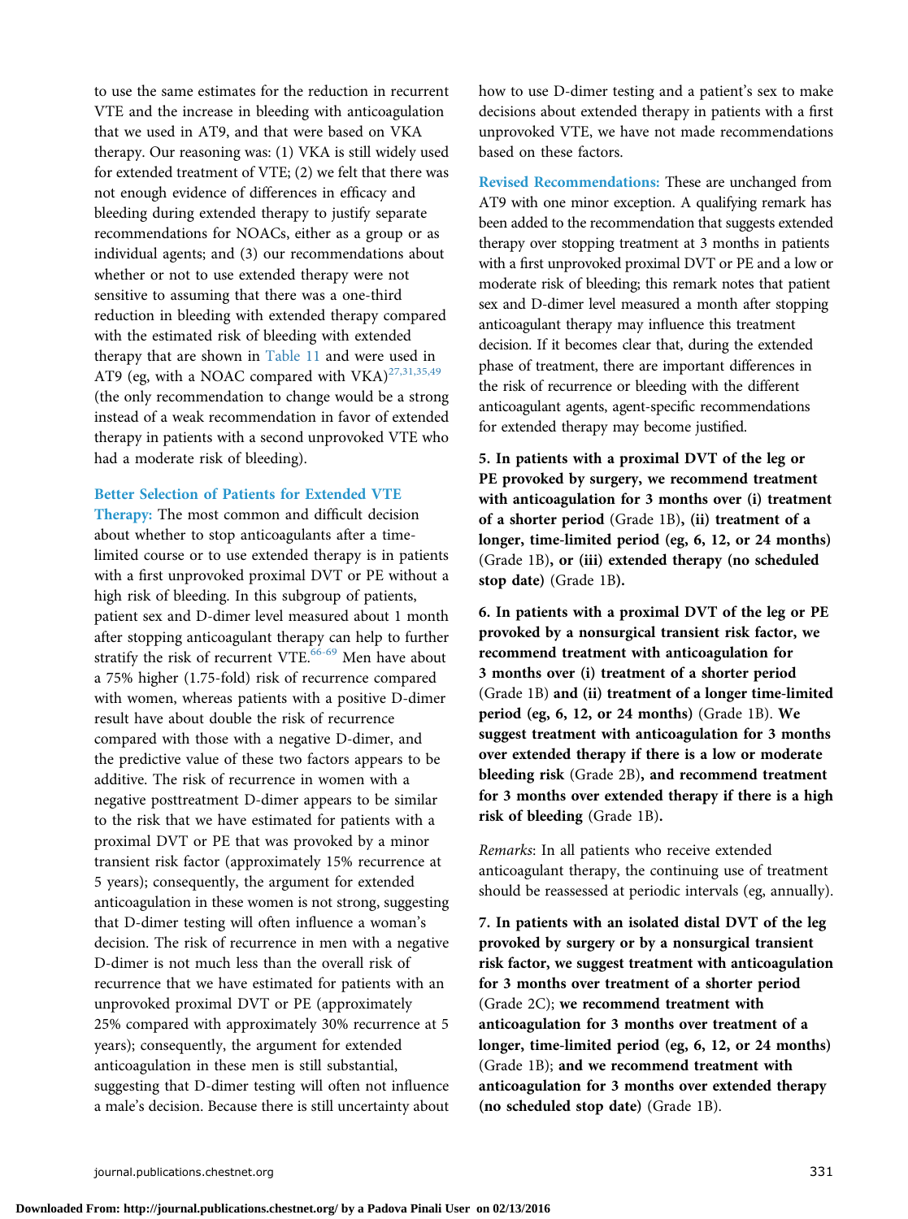to use the same estimates for the reduction in recurrent VTE and the increase in bleeding with anticoagulation that we used in AT9, and that were based on VKA therapy. Our reasoning was: (1) VKA is still widely used for extended treatment of VTE; (2) we felt that there was not enough evidence of differences in efficacy and bleeding during extended therapy to justify separate recommendations for NOACs, either as a group or as individual agents; and (3) our recommendations about whether or not to use extended therapy were not sensitive to assuming that there was a one-third reduction in bleeding with extended therapy compared with the estimated risk of bleeding with extended therapy that are shown in Table 11 and were used in AT9 (eg, with a NOAC compared with VKA)[27,31,35,49] (the only recommendation to change would be a strong instead of a weak recommendation in favor of extended therapy in patients with a second unprovoked VTE who had a moderate risk of bleeding).

**Better Selection of Patients for Extended VTE Therapy:** The most common and difficult decision about whether to stop anticoagulants after a time-limited course or to use extended therapy is in patients with a first unprovoked proximal DVT or PE without a high risk of bleeding. In this subgroup of patients, patient sex and D-dimer level measured about 1 month after stopping anticoagulant therapy can help to further stratify the risk of recurrent VTE.[66-69] Men have about a 75% higher (1.75-fold) risk of recurrence compared with women, whereas patients with a positive D-dimer result have about double the risk of recurrence compared with those with a negative D-dimer, and the predictive value of these two factors appears to be additive. The risk of recurrence in women with a negative posttreatment D-dimer appears to be similar to the risk that we have estimated for patients with a proximal DVT or PE that was provoked by a minor transient risk factor (approximately 15% recurrence at 5 years); consequently, the argument for extended anticoagulation in these women is not strong, suggesting that D-dimer testing will often influence a woman's decision. The risk of recurrence in men with a negative D-dimer is not much less than the overall risk of recurrence that we have estimated for patients with an unprovoked proximal DVT or PE (approximately 25% compared with approximately 30% recurrence at 5 years); consequently, the argument for extended anticoagulation in these men is still substantial, suggesting that D-dimer testing will often not influence a male's decision. Because there is still uncertainty about how to use D-dimer testing and a patient's sex to make decisions about extended therapy in patients with a first unprovoked VTE, we have not made recommendations based on these factors.

**Revised Recommendations:** These are unchanged from AT9 with one minor exception. A qualifying remark has been added to the recommendation that suggests extended therapy over stopping treatment at 3 months in patients with a first unprovoked proximal DVT or PE and a low or moderate risk of bleeding; this remark notes that patient sex and D-dimer level measured a month after stopping anticoagulant therapy may influence this treatment decision. If it becomes clear that, during the extended phase of treatment, there are important differences in the risk of recurrence or bleeding with the different anticoagulant agents, agent-specific recommendations for extended therapy may become justified.

**5. In patients with a proximal DVT of the leg or PE provoked by surgery, we recommend treatment with anticoagulation for 3 months over (i) treatment of a shorter period** (Grade 1B)**, (ii) treatment of a longer, time-limited period (eg, 6, 12, or 24 months)** (Grade 1B)**, or (iii) extended therapy (no scheduled stop date)** (Grade 1B)**.**

**6. In patients with a proximal DVT of the leg or PE provoked by a nonsurgical transient risk factor, we recommend treatment with anticoagulation for 3 months over (i) treatment of a shorter period** (Grade 1B) **and (ii) treatment of a longer time-limited period (eg, 6, 12, or 24 months)** (Grade 1B). **We suggest treatment with anticoagulation for 3 months over extended therapy if there is a low or moderate bleeding risk** (Grade 2B)**, and recommend treatment for 3 months over extended therapy if there is a high risk of bleeding** (Grade 1B)**.**

*Remarks*: In all patients who receive extended anticoagulant therapy, the continuing use of treatment should be reassessed at periodic intervals (eg, annually).

**7. In patients with an isolated distal DVT of the leg provoked by surgery or by a nonsurgical transient risk factor, we suggest treatment with anticoagulation for 3 months over treatment of a shorter period** (Grade 2C); **we recommend treatment with anticoagulation for 3 months over treatment of a longer, time-limited period (eg, 6, 12, or 24 months)** (Grade 1B); **and we recommend treatment with anticoagulation for 3 months over extended therapy (no scheduled stop date)** (Grade 1B).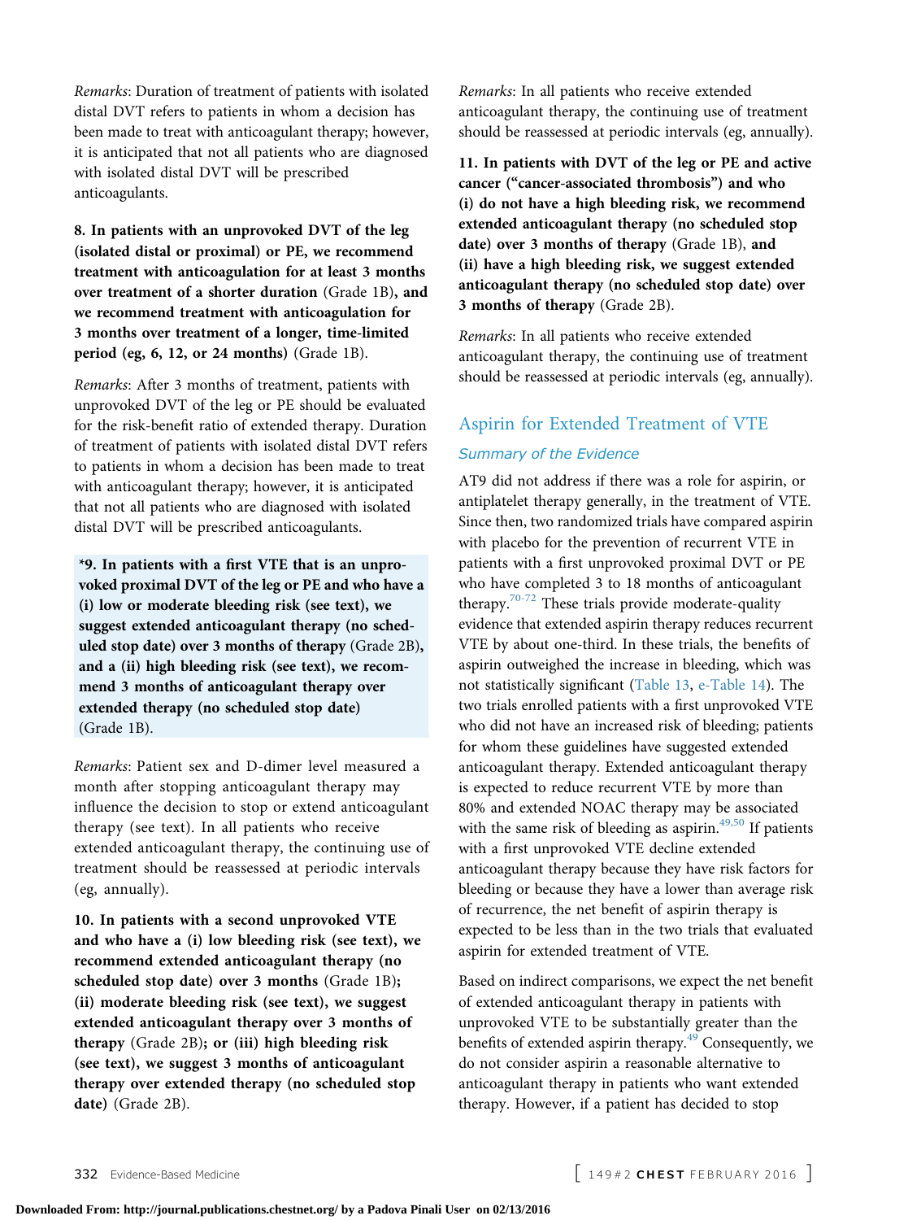*Remarks*: Duration of treatment of patients with isolated distal DVT refers to patients in whom a decision has been made to treat with anticoagulant therapy; however, it is anticipated that not all patients who are diagnosed with isolated distal DVT will be prescribed anticoagulants.

**8. In patients with an unprovoked DVT of the leg (isolated distal or proximal) or PE, we recommend treatment with anticoagulation for at least 3 months over treatment of a shorter duration** (Grade 1B)**, and we recommend treatment with anticoagulation for 3 months over treatment of a longer, time-limited period (eg, 6, 12, or 24 months)** (Grade 1B).

*Remarks*: After 3 months of treatment, patients with unprovoked DVT of the leg or PE should be evaluated for the risk-benefit ratio of extended therapy. Duration of treatment of patients with isolated distal DVT refers to patients in whom a decision has been made to treat with anticoagulant therapy; however, it is anticipated that not all patients who are diagnosed with isolated distal DVT will be prescribed anticoagulants.

**\*9. In patients with a first VTE that is an unprovoked proximal DVT of the leg or PE and who have a (i) low or moderate bleeding risk (see text), we suggest extended anticoagulant therapy (no scheduled stop date) over 3 months of therapy** (Grade 2B)**, and a (ii) high bleeding risk (see text), we recommend 3 months of anticoagulant therapy over extended therapy (no scheduled stop date)** (Grade 1B).

*Remarks*: Patient sex and D-dimer level measured a month after stopping anticoagulant therapy may influence the decision to stop or extend anticoagulant therapy (see text). In all patients who receive extended anticoagulant therapy, the continuing use of treatment should be reassessed at periodic intervals (eg, annually).

**10. In patients with a second unprovoked VTE and who have a (i) low bleeding risk (see text), we recommend extended anticoagulant therapy (no scheduled stop date) over 3 months** (Grade 1B)**; (ii) moderate bleeding risk (see text), we suggest extended anticoagulant therapy over 3 months of therapy** (Grade 2B)**; or (iii) high bleeding risk (see text), we suggest 3 months of anticoagulant therapy over extended therapy (no scheduled stop date)** (Grade 2B).

*Remarks*: In all patients who receive extended anticoagulant therapy, the continuing use of treatment should be reassessed at periodic intervals (eg, annually).

**11. In patients with DVT of the leg or PE and active cancer ("cancer-associated thrombosis") and who (i) do not have a high bleeding risk, we recommend extended anticoagulant therapy (no scheduled stop date) over 3 months of therapy** (Grade 1B), **and (ii) have a high bleeding risk, we suggest extended anticoagulant therapy (no scheduled stop date) over 3 months of therapy** (Grade 2B).

*Remarks*: In all patients who receive extended anticoagulant therapy, the continuing use of treatment should be reassessed at periodic intervals (eg, annually).

## Aspirin for Extended Treatment of VTE

### Summary of the Evidence

AT9 did not address if there was a role for aspirin, or antiplatelet therapy generally, in the treatment of VTE. Since then, two randomized trials have compared aspirin with placebo for the prevention of recurrent VTE in patients with a first unprovoked proximal DVT or PE who have completed 3 to 18 months of anticoagulant therapy.[70-72] These trials provide moderate-quality evidence that extended aspirin therapy reduces recurrent VTE by about one-third. In these trials, the benefits of aspirin outweighed the increase in bleeding, which was not statistically significant (Table 13, e-Table 14). The two trials enrolled patients with a first unprovoked VTE who did not have an increased risk of bleeding; patients for whom these guidelines have suggested extended anticoagulant therapy. Extended anticoagulant therapy is expected to reduce recurrent VTE by more than 80% and extended NOAC therapy may be associated with the same risk of bleeding as aspirin.[49,50] If patients with a first unprovoked VTE decline extended anticoagulant therapy because they have risk factors for bleeding or because they have a lower than average risk of recurrence, the net benefit of aspirin therapy is expected to be less than in the two trials that evaluated aspirin for extended treatment of VTE.

Based on indirect comparisons, we expect the net benefit of extended anticoagulant therapy in patients with unprovoked VTE to be substantially greater than the benefits of extended aspirin therapy.[49] Consequently, we do not consider aspirin a reasonable alternative to anticoagulant therapy in patients who want extended therapy. However, if a patient has decided to stop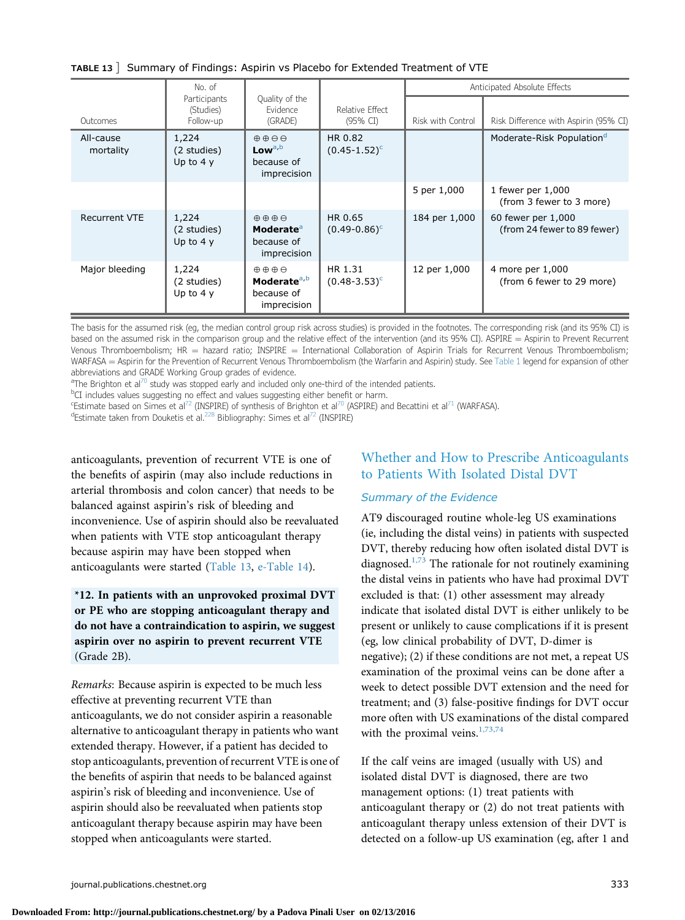**TABLE 13 ]** Summary of Findings: Aspirin vs Placebo for Extended Treatment of VTE

| Outcomes | No. of Participants (Studies) Follow-up | Quality of the Evidence (GRADE) | Relative Effect (95% CI) | Anticipated Absolute Effects | |
|---|---|---|---|---|---|
| | | | | Risk with Control | Risk Difference with Aspirin (95% CI) |
| All-cause mortality | 1,224 (2 studies) Up to 4 y | ⊕⊕⊖⊖ **Low**[a,b] because of imprecision | HR 0.82 (0.45-1.52)[c] | | Moderate-Risk Population[d] |
| | | | | 5 per 1,000 | 1 fewer per 1,000 (from 3 fewer to 3 more) |
| Recurrent VTE | 1,224 (2 studies) Up to 4 y | ⊕⊕⊕⊖ **Moderate**[a] because of imprecision | HR 0.65 (0.49-0.86)[c] | 184 per 1,000 | 60 fewer per 1,000 (from 24 fewer to 89 fewer) |
| Major bleeding | 1,224 (2 studies) Up to 4 y | ⊕⊕⊕⊖ **Moderate**[a,b] because of imprecision | HR 1.31 (0.48-3.53)[c] | 12 per 1,000 | 4 more per 1,000 (from 6 fewer to 29 more) |

The basis for the assumed risk (eg, the median control group risk across studies) is provided in the footnotes. The corresponding risk (and its 95% CI) is based on the assumed risk in the comparison group and the relative effect of the intervention (and its 95% CI). ASPIRE = Aspirin to Prevent Recurrent Venous Thromboembolism; HR = hazard ratio; INSPIRE = International Collaboration of Aspirin Trials for Recurrent Venous Thromboembolism; WARFASA = Aspirin for the Prevention of Recurrent Venous Thromboembolism (the Warfarin and Aspirin) study. See Table 1 legend for expansion of other abbreviations and GRADE Working Group grades of evidence.

[a]The Brighton et al[70] study was stopped early and included only one-third of the intended patients.

[b]CI includes values suggesting no effect and values suggesting either benefit or harm.

[c]Estimate based on Simes et al[72] (INSPIRE) of synthesis of Brighton et al[70] (ASPIRE) and Becattini et al[71] (WARFASA).

[d]Estimate taken from Douketis et al.[228] Bibliography: Simes et al[72] (INSPIRE)

anticoagulants, prevention of recurrent VTE is one of the benefits of aspirin (may also include reductions in arterial thrombosis and colon cancer) that needs to be balanced against aspirin's risk of bleeding and inconvenience. Use of aspirin should also be reevaluated when patients with VTE stop anticoagulant therapy because aspirin may have been stopped when anticoagulants were started (Table 13, e-Table 14).

**\*12. In patients with an unprovoked proximal DVT or PE who are stopping anticoagulant therapy and do not have a contraindication to aspirin, we suggest aspirin over no aspirin to prevent recurrent VTE** (Grade 2B).

*Remarks*: Because aspirin is expected to be much less effective at preventing recurrent VTE than anticoagulants, we do not consider aspirin a reasonable alternative to anticoagulant therapy in patients who want extended therapy. However, if a patient has decided to stop anticoagulants, prevention of recurrent VTE is one of the benefits of aspirin that needs to be balanced against aspirin's risk of bleeding and inconvenience. Use of aspirin should also be reevaluated when patients stop anticoagulant therapy because aspirin may have been stopped when anticoagulants were started.

## Whether and How to Prescribe Anticoagulants to Patients With Isolated Distal DVT

### Summary of the Evidence

AT9 discouraged routine whole-leg US examinations (ie, including the distal veins) in patients with suspected DVT, thereby reducing how often isolated distal DVT is diagnosed.[1,73] The rationale for not routinely examining the distal veins in patients who have had proximal DVT excluded is that: (1) other assessment may already indicate that isolated distal DVT is either unlikely to be present or unlikely to cause complications if it is present (eg, low clinical probability of DVT, D-dimer is negative); (2) if these conditions are not met, a repeat US examination of the proximal veins can be done after a week to detect possible DVT extension and the need for treatment; and (3) false-positive findings for DVT occur more often with US examinations of the distal compared with the proximal veins.[1,73,74]

If the calf veins are imaged (usually with US) and isolated distal DVT is diagnosed, there are two management options: (1) treat patients with anticoagulant therapy or (2) do not treat patients with anticoagulant therapy unless extension of their DVT is detected on a follow-up US examination (eg, after 1 and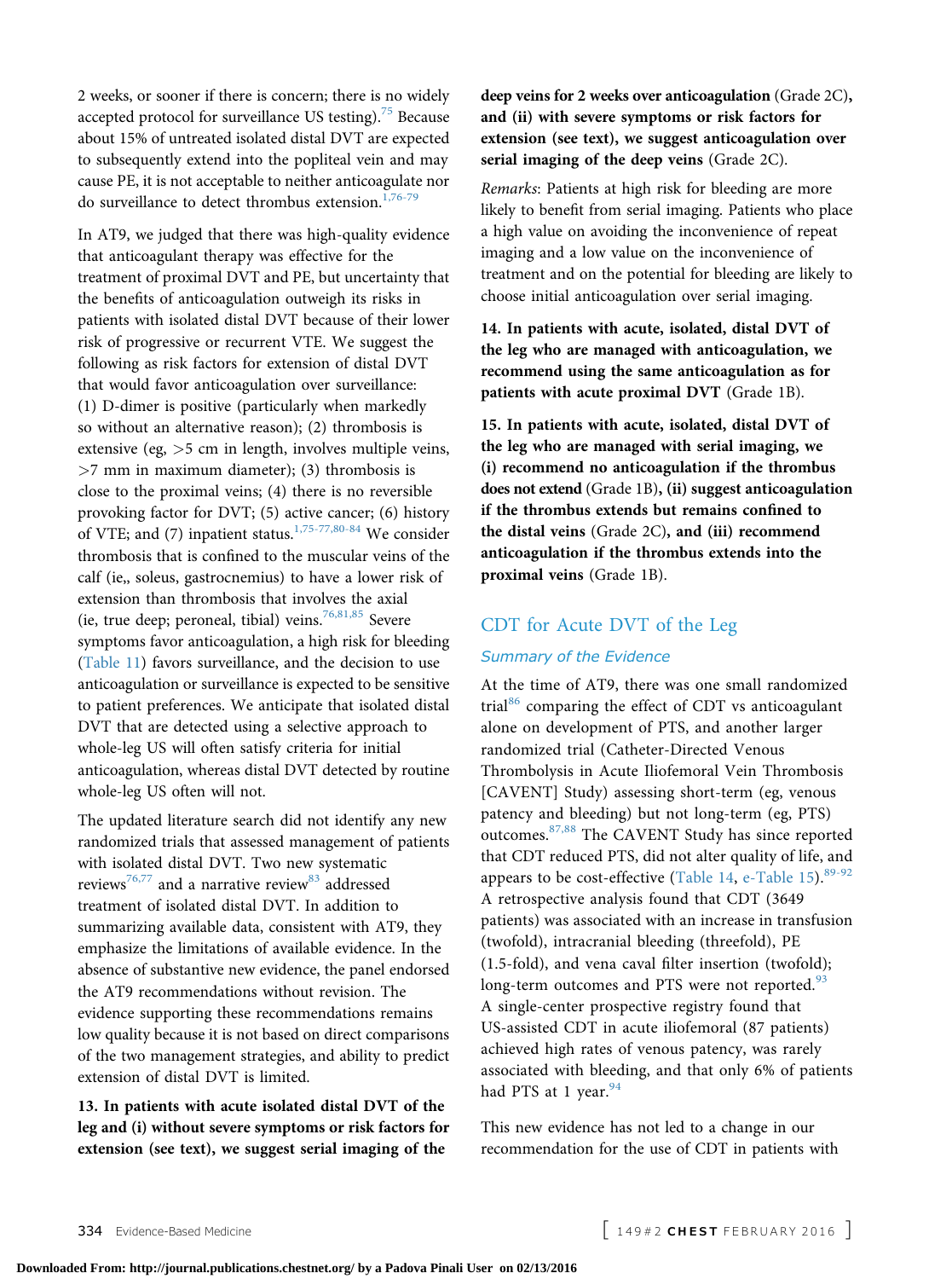2 weeks, or sooner if there is concern; there is no widely accepted protocol for surveillance US testing).[75] Because about 15% of untreated isolated distal DVT are expected to subsequently extend into the popliteal vein and may cause PE, it is not acceptable to neither anticoagulate nor do surveillance to detect thrombus extension.[1,76-79]

In AT9, we judged that there was high-quality evidence that anticoagulant therapy was effective for the treatment of proximal DVT and PE, but uncertainty that the benefits of anticoagulation outweigh its risks in patients with isolated distal DVT because of their lower risk of progressive or recurrent VTE. We suggest the following as risk factors for extension of distal DVT that would favor anticoagulation over surveillance: (1) D-dimer is positive (particularly when markedly so without an alternative reason); (2) thrombosis is extensive (eg, >5 cm in length, involves multiple veins, >7 mm in maximum diameter); (3) thrombosis is close to the proximal veins; (4) there is no reversible provoking factor for DVT; (5) active cancer; (6) history of VTE; and (7) inpatient status.[1,75-77,80-84] We consider thrombosis that is confined to the muscular veins of the calf (ie,, soleus, gastrocnemius) to have a lower risk of extension than thrombosis that involves the axial (ie, true deep; peroneal, tibial) veins.[76,81,85] Severe symptoms favor anticoagulation, a high risk for bleeding (Table 11) favors surveillance, and the decision to use anticoagulation or surveillance is expected to be sensitive to patient preferences. We anticipate that isolated distal DVT that are detected using a selective approach to whole-leg US will often satisfy criteria for initial anticoagulation, whereas distal DVT detected by routine whole-leg US often will not.

The updated literature search did not identify any new randomized trials that assessed management of patients with isolated distal DVT. Two new systematic reviews[76,77] and a narrative review[83] addressed treatment of isolated distal DVT. In addition to summarizing available data, consistent with AT9, they emphasize the limitations of available evidence. In the absence of substantive new evidence, the panel endorsed the AT9 recommendations without revision. The evidence supporting these recommendations remains low quality because it is not based on direct comparisons of the two management strategies, and ability to predict extension of distal DVT is limited.

**13. In patients with acute isolated distal DVT of the leg and (i) without severe symptoms or risk factors for extension (see text), we suggest serial imaging of the deep veins for 2 weeks over anticoagulation** (Grade 2C)**, and (ii) with severe symptoms or risk factors for extension (see text), we suggest anticoagulation over serial imaging of the deep veins** (Grade 2C).

*Remarks*: Patients at high risk for bleeding are more likely to benefit from serial imaging. Patients who place a high value on avoiding the inconvenience of repeat imaging and a low value on the inconvenience of treatment and on the potential for bleeding are likely to choose initial anticoagulation over serial imaging.

**14. In patients with acute, isolated, distal DVT of the leg who are managed with anticoagulation, we recommend using the same anticoagulation as for patients with acute proximal DVT** (Grade 1B).

**15. In patients with acute, isolated, distal DVT of the leg who are managed with serial imaging, we (i) recommend no anticoagulation if the thrombus does not extend** (Grade 1B)**, (ii) suggest anticoagulation if the thrombus extends but remains confined to the distal veins** (Grade 2C)**, and (iii) recommend anticoagulation if the thrombus extends into the proximal veins** (Grade 1B).

## CDT for Acute DVT of the Leg

### Summary of the Evidence

At the time of AT9, there was one small randomized trial[86] comparing the effect of CDT vs anticoagulant alone on development of PTS, and another larger randomized trial (Catheter-Directed Venous Thrombolysis in Acute Iliofemoral Vein Thrombosis [CAVENT] Study) assessing short-term (eg, venous patency and bleeding) but not long-term (eg, PTS) outcomes.[87,88] The CAVENT Study has since reported that CDT reduced PTS, did not alter quality of life, and appears to be cost-effective (Table 14, e-Table 15).[89-92] A retrospective analysis found that CDT (3649 patients) was associated with an increase in transfusion (twofold), intracranial bleeding (threefold), PE (1.5-fold), and vena caval filter insertion (twofold); long-term outcomes and PTS were not reported.[93] A single-center prospective registry found that US-assisted CDT in acute iliofemoral (87 patients) achieved high rates of venous patency, was rarely associated with bleeding, and that only 6% of patients had PTS at 1 year.[94]

This new evidence has not led to a change in our recommendation for the use of CDT in patients with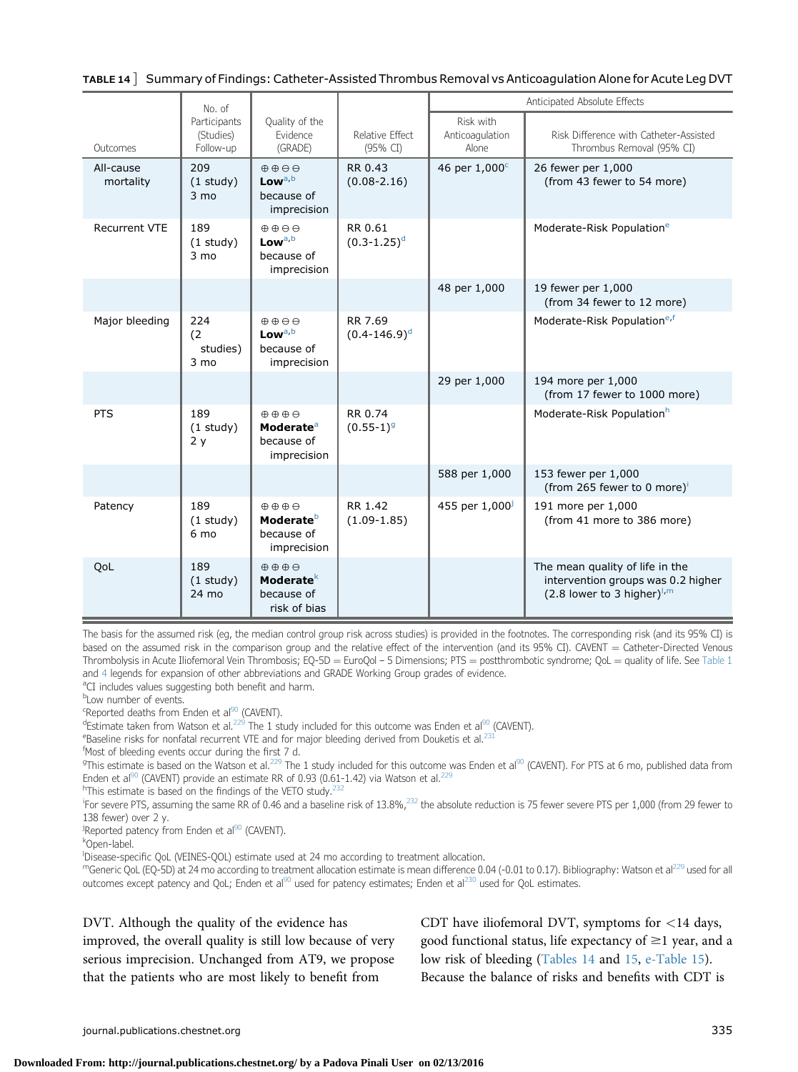**TABLE 14 ]** Summary of Findings: Catheter-Assisted Thrombus Removal vs Anticoagulation Alone for Acute Leg DVT

| Outcomes | No. of Participants (Studies) Follow-up | Quality of the Evidence (GRADE) | Relative Effect (95% CI) | Anticipated Absolute Effects | |
|---|---|---|---|---|---|
| | | | | Risk with Anticoagulation Alone | Risk Difference with Catheter-Assisted Thrombus Removal (95% CI) |
| All-cause mortality | 209 (1 study) 3 mo | ⊕⊕⊖⊖ **Low**[a,b] because of imprecision | RR 0.43 (0.08-2.16) | 46 per 1,000[c] | 26 fewer per 1,000 (from 43 fewer to 54 more) |
| Recurrent VTE | 189 (1 study) 3 mo | ⊕⊕⊖⊖ **Low**[a,b] because of imprecision | RR 0.61 (0.3-1.25)[d] | | Moderate-Risk Population[e] |
| | | | | 48 per 1,000 | 19 fewer per 1,000 (from 34 fewer to 12 more) |
| Major bleeding | 224 (2 studies) 3 mo | ⊕⊕⊖⊖ **Low**[a,b] because of imprecision | RR 7.69 (0.4-146.9)[d] | | Moderate-Risk Population[e,f] |
| | | | | 29 per 1,000 | 194 more per 1,000 (from 17 fewer to 1000 more) |
| PTS | 189 (1 study) 2 y | ⊕⊕⊕⊖ **Moderate**[a] because of imprecision | RR 0.74 (0.55-1)[g] | | Moderate-Risk Population[h] |
| | | | | 588 per 1,000 | 153 fewer per 1,000 (from 265 fewer to 0 more)[i] |
| Patency | 189 (1 study) 6 mo | ⊕⊕⊕⊖ **Moderate**[b] because of imprecision | RR 1.42 (1.09-1.85) | 455 per 1,000[j] | 191 more per 1,000 (from 41 more to 386 more) |
| QoL | 189 (1 study) 24 mo | ⊕⊕⊕⊖ **Moderate**[k] because of risk of bias | | | The mean quality of life in the intervention groups was 0.2 higher (2.8 lower to 3 higher)[l,m] |

The basis for the assumed risk (eg, the median control group risk across studies) is provided in the footnotes. The corresponding risk (and its 95% CI) is based on the assumed risk in the comparison group and the relative effect of the intervention (and its 95% CI). CAVENT = Catheter-Directed Venous Thrombolysis in Acute Iliofemoral Vein Thrombosis; EQ-5D = EuroQol – 5 Dimensions; PTS = postthrombotic syndrome; QoL = quality of life. See Table 1 and 4 legends for expansion of other abbreviations and GRADE Working Group grades of evidence.

[a]CI includes values suggesting both benefit and harm.

[b]Low number of events.

[c]Reported deaths from Enden et al[90] (CAVENT).

[d]Estimate taken from Watson et al.[229] The 1 study included for this outcome was Enden et al[90] (CAVENT).

[e]Baseline risks for nonfatal recurrent VTE and for major bleeding derived from Douketis et al.[231]

[f]Most of bleeding events occur during the first 7 d.

[g]This estimate is based on the Watson et al.[229] The 1 study included for this outcome was Enden et al[90] (CAVENT). For PTS at 6 mo, published data from Enden et al[90] (CAVENT) provide an estimate RR of 0.93 (0.61-1.42) via Watson et al.[229]

[h]This estimate is based on the findings of the VETO study.[232]

[i]For severe PTS, assuming the same RR of 0.46 and a baseline risk of 13.8%,[232] the absolute reduction is 75 fewer severe PTS per 1,000 (from 29 fewer to 138 fewer) over 2 y.

[j]Reported patency from Enden et al[90] (CAVENT).

[k]Open-label.

[l]Disease-specific QoL (VEINES-QOL) estimate used at 24 mo according to treatment allocation.

[m]Generic QoL (EQ-5D) at 24 mo according to treatment allocation estimate is mean difference 0.04 (-0.01 to 0.17). Bibliography: Watson et al[229] used for all outcomes except patency and QoL; Enden et al[90] used for patency estimates; Enden et al[230] used for QoL estimates.

DVT. Although the quality of the evidence has improved, the overall quality is still low because of very serious imprecision. Unchanged from AT9, we propose that the patients who are most likely to benefit from CDT have iliofemoral DVT, symptoms for <14 days, good functional status, life expectancy of ≥1 year, and a low risk of bleeding (Tables 14 and 15, e-Table 15). Because the balance of risks and benefits with CDT is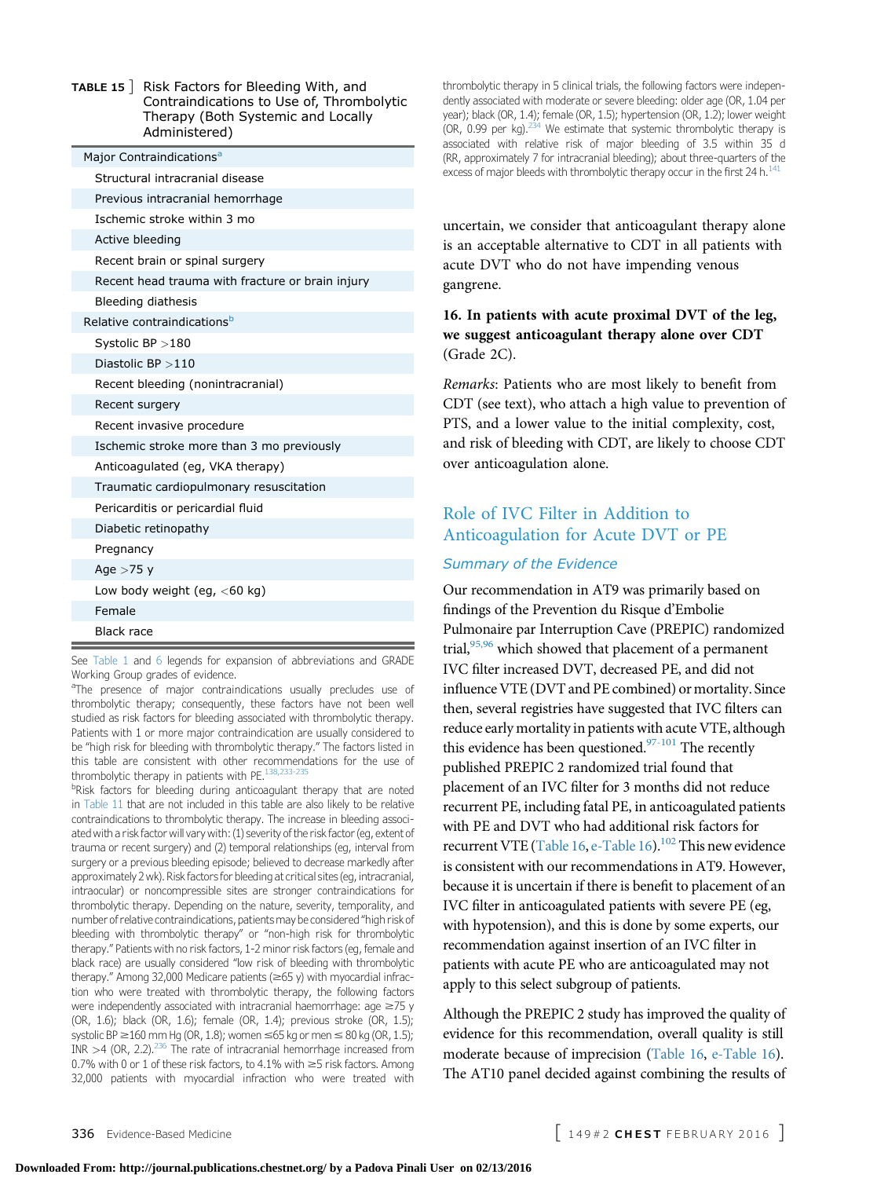**TABLE 15** ] Risk Factors for Bleeding With, and Contraindications to Use of, Thrombolytic Therapy (Both Systemic and Locally Administered)

| Major Contraindications[a] |
| --- |
| Structural intracranial disease |
| Previous intracranial hemorrhage |
| Ischemic stroke within 3 mo |
| Active bleeding |
| Recent brain or spinal surgery |
| Recent head trauma with fracture or brain injury |
| Bleeding diathesis |
| Relative contraindications[b] |
| Systolic BP >180 |
| Diastolic BP >110 |
| Recent bleeding (nonintracranial) |
| Recent surgery |
| Recent invasive procedure |
| Ischemic stroke more than 3 mo previously |
| Anticoagulated (eg, VKA therapy) |
| Traumatic cardiopulmonary resuscitation |
| Pericarditis or pericardial fluid |
| Diabetic retinopathy |
| Pregnancy |
| Age >75 y |
| Low body weight (eg, <60 kg) |
| Female |
| Black race |

See Table 1 and 6 legends for expansion of abbreviations and GRADE Working Group grades of evidence.

[a]The presence of major contraindications usually precludes use of thrombolytic therapy; consequently, these factors have not been well studied as risk factors for bleeding associated with thrombolytic therapy. Patients with 1 or more major contraindication are usually considered to be "high risk for bleeding with thrombolytic therapy." The factors listed in this table are consistent with other recommendations for the use of thrombolytic therapy in patients with PE.[138,233-235]

[b]Risk factors for bleeding during anticoagulant therapy that are noted in Table 11 that are not included in this table are also likely to be relative contraindications to thrombolytic therapy. The increase in bleeding associated with a risk factor will vary with: (1) severity of the risk factor (eg, extent of trauma or recent surgery) and (2) temporal relationships (eg, interval from surgery or a previous bleeding episode; believed to decrease markedly after approximately 2 wk). Risk factors for bleeding at critical sites (eg, intracranial, intraocular) or noncompressible sites are stronger contraindications for thrombolytic therapy. Depending on the nature, severity, temporality, and number of relative contraindications, patients may be considered "high risk of bleeding with thrombolytic therapy" or "non-high risk for thrombolytic therapy." Patients with no risk factors, 1-2 minor risk factors (eg, female and black race) are usually considered "low risk of bleeding with thrombolytic therapy." Among 32,000 Medicare patients (≥65 y) with myocardial infraction who were treated with thrombolytic therapy, the following factors were independently associated with intracranial haemorrhage: age ≥75 y (OR, 1.6); black (OR, 1.6); female (OR, 1.4); previous stroke (OR, 1.5); systolic BP ≥160 mm Hg (OR, 1.8); women ≤65 kg or men ≤ 80 kg (OR, 1.5); INR >4 (OR, 2.2).[236] The rate of intracranial hemorrhage increased from 0.7% with 0 or 1 of these risk factors, to 4.1% with ≥5 risk factors. Among 32,000 patients with myocardial infraction who were treated with thrombolytic therapy in 5 clinical trials, the following factors were independently associated with moderate or severe bleeding: older age (OR, 1.04 per year); black (OR, 1.4); female (OR, 1.5); hypertension (OR, 1.2); lower weight (OR, 0.99 per kg).[234] We estimate that systemic thrombolytic therapy is associated with relative risk of major bleeding of 3.5 within 35 d (RR, approximately 7 for intracranial bleeding); about three-quarters of the excess of major bleeds with thrombolytic therapy occur in the first 24 h.[141]

uncertain, we consider that anticoagulant therapy alone is an acceptable alternative to CDT in all patients with acute DVT who do not have impending venous gangrene.

**16. In patients with acute proximal DVT of the leg, we suggest anticoagulant therapy alone over CDT** (Grade 2C).

*Remarks*: Patients who are most likely to benefit from CDT (see text), who attach a high value to prevention of PTS, and a lower value to the initial complexity, cost, and risk of bleeding with CDT, are likely to choose CDT over anticoagulation alone.

## Role of IVC Filter in Addition to Anticoagulation for Acute DVT or PE

### *Summary of the Evidence*

Our recommendation in AT9 was primarily based on findings of the Prevention du Risque d'Embolie Pulmonaire par Interruption Cave (PREPIC) randomized trial,[95,96] which showed that placement of a permanent IVC filter increased DVT, decreased PE, and did not influence VTE (DVT and PE combined) or mortality. Since then, several registries have suggested that IVC filters can reduce early mortality in patients with acute VTE, although this evidence has been questioned.[97-101] The recently published PREPIC 2 randomized trial found that placement of an IVC filter for 3 months did not reduce recurrent PE, including fatal PE, in anticoagulated patients with PE and DVT who had additional risk factors for recurrent VTE (Table 16, e-Table 16).[102] This new evidence is consistent with our recommendations in AT9. However, because it is uncertain if there is benefit to placement of an IVC filter in anticoagulated patients with severe PE (eg, with hypotension), and this is done by some experts, our recommendation against insertion of an IVC filter in patients with acute PE who are anticoagulated may not apply to this select subgroup of patients.

Although the PREPIC 2 study has improved the quality of evidence for this recommendation, overall quality is still moderate because of imprecision (Table 16, e-Table 16). The AT10 panel decided against combining the results of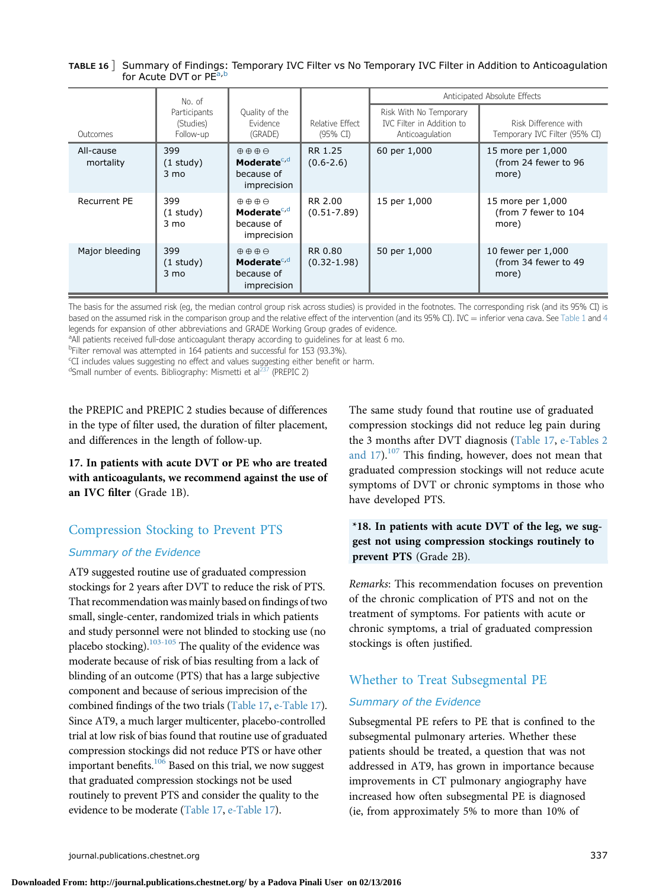**TABLE 16** ] Summary of Findings: Temporary IVC Filter vs No Temporary IVC Filter in Addition to Anticoagulation for Acute DVT or PE[a,b]

| Outcomes | No. of Participants (Studies) Follow-up | Quality of the Evidence (GRADE) | Relative Effect (95% CI) | Anticipated Absolute Effects | |
|---|---|---|---|---|---|
| | | | | Risk With No Temporary IVC Filter in Addition to Anticoagulation | Risk Difference with Temporary IVC Filter (95% CI) |
| All-cause mortality | 399 (1 study) 3 mo | ⊕⊕⊕⊖ **Moderate**[c,d] because of imprecision | RR 1.25 (0.6-2.6) | 60 per 1,000 | 15 more per 1,000 (from 24 fewer to 96 more) |
| Recurrent PE | 399 (1 study) 3 mo | ⊕⊕⊕⊖ **Moderate**[c,d] because of imprecision | RR 2.00 (0.51-7.89) | 15 per 1,000 | 15 more per 1,000 (from 7 fewer to 104 more) |
| Major bleeding | 399 (1 study) 3 mo | ⊕⊕⊕⊖ **Moderate**[c,d] because of imprecision | RR 0.80 (0.32-1.98) | 50 per 1,000 | 10 fewer per 1,000 (from 34 fewer to 49 more) |

The basis for the assumed risk (eg, the median control group risk across studies) is provided in the footnotes. The corresponding risk (and its 95% CI) is based on the assumed risk in the comparison group and the relative effect of the intervention (and its 95% CI). IVC = inferior vena cava. See Table 1 and 4 legends for expansion of other abbreviations and GRADE Working Group grades of evidence.
[a]All patients received full-dose anticoagulant therapy according to guidelines for at least 6 mo.
[b]Filter removal was attempted in 164 patients and successful for 153 (93.3%).
[c]CI includes values suggesting no effect and values suggesting either benefit or harm.
[d]Small number of events. Bibliography: Mismetti et al[237] (PREPIC 2)

the PREPIC and PREPIC 2 studies because of differences in the type of filter used, the duration of filter placement, and differences in the length of follow-up.

**17. In patients with acute DVT or PE who are treated with anticoagulants, we recommend against the use of an IVC filter** (Grade 1B).

## Compression Stocking to Prevent PTS

### *Summary of the Evidence*

AT9 suggested routine use of graduated compression stockings for 2 years after DVT to reduce the risk of PTS. That recommendation was mainly based on findings of two small, single-center, randomized trials in which patients and study personnel were not blinded to stocking use (no placebo stocking).[103-105] The quality of the evidence was moderate because of risk of bias resulting from a lack of blinding of an outcome (PTS) that has a large subjective component and because of serious imprecision of the combined findings of the two trials (Table 17, e-Table 17). Since AT9, a much larger multicenter, placebo-controlled trial at low risk of bias found that routine use of graduated compression stockings did not reduce PTS or have other important benefits.[106] Based on this trial, we now suggest that graduated compression stockings not be used routinely to prevent PTS and consider the quality to the evidence to be moderate (Table 17, e-Table 17).

The same study found that routine use of graduated compression stockings did not reduce leg pain during the 3 months after DVT diagnosis (Table 17, e-Tables 2 and 17).[107] This finding, however, does not mean that graduated compression stockings will not reduce acute symptoms of DVT or chronic symptoms in those who have developed PTS.

**\*18. In patients with acute DVT of the leg, we suggest not using compression stockings routinely to prevent PTS** (Grade 2B).

*Remarks*: This recommendation focuses on prevention of the chronic complication of PTS and not on the treatment of symptoms. For patients with acute or chronic symptoms, a trial of graduated compression stockings is often justified.

## Whether to Treat Subsegmental PE

### *Summary of the Evidence*

Subsegmental PE refers to PE that is confined to the subsegmental pulmonary arteries. Whether these patients should be treated, a question that was not addressed in AT9, has grown in importance because improvements in CT pulmonary angiography have increased how often subsegmental PE is diagnosed (ie, from approximately 5% to more than 10% of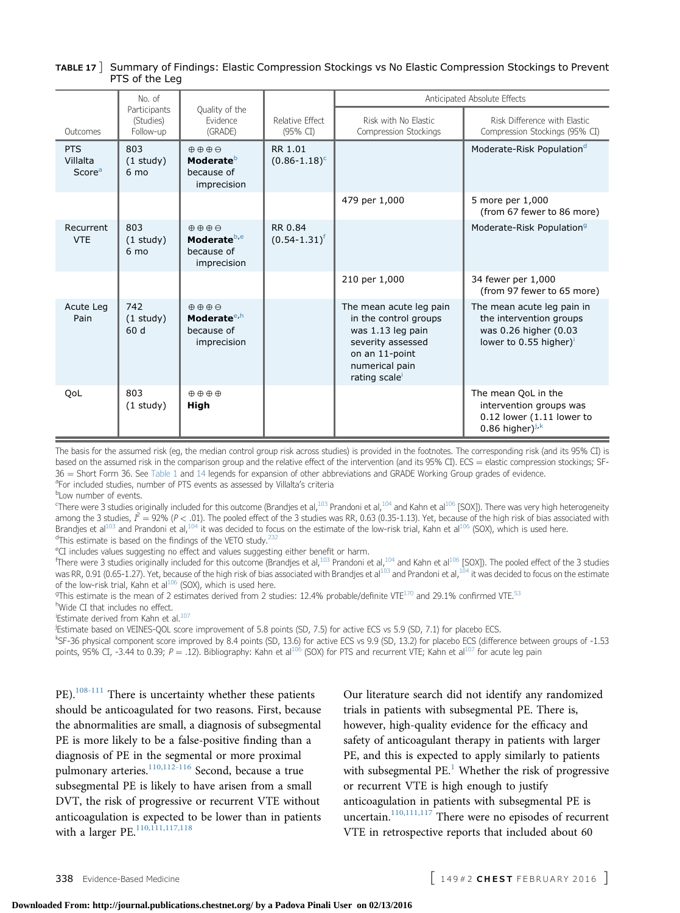**TABLE 17 ]** Summary of Findings: Elastic Compression Stockings vs No Elastic Compression Stockings to Prevent PTS of the Leg

| Outcomes | No. of Participants (Studies) Follow-up | Quality of the Evidence (GRADE) | Relative Effect (95% CI) | Anticipated Absolute Effects | |
|---|---|---|---|---|---|
| | | | | Risk with No Elastic Compression Stockings | Risk Difference with Elastic Compression Stockings (95% CI) |
| PTS Villalta Score[a] | 803 (1 study) 6 mo | ⊕⊕⊕⊖ **Moderate**[b] because of imprecision | RR 1.01 (0.86-1.18)[c] | | Moderate-Risk Population[d] |
| | | | | 479 per 1,000 | 5 more per 1,000 (from 67 fewer to 86 more) |
| Recurrent VTE | 803 (1 study) 6 mo | ⊕⊕⊕⊖ **Moderate**[b,e] because of imprecision | RR 0.84 (0.54-1.31)[f] | | Moderate-Risk Population[g] |
| | | | | 210 per 1,000 | 34 fewer per 1,000 (from 97 fewer to 65 more) |
| Acute Leg Pain | 742 (1 study) 60 d | ⊕⊕⊕⊖ **Moderate**[e,h] because of imprecision | | The mean acute leg pain in the control groups was 1.13 leg pain severity assessed on an 11-point numerical pain rating scale[i] | The mean acute leg pain in the intervention groups was 0.26 higher (0.03 lower to 0.55 higher)[i] |
| QoL | 803 (1 study) | ⊕⊕⊕⊕ **High** | | | The mean QoL in the intervention groups was 0.12 lower (1.11 lower to 0.86 higher)[j,k] |

The basis for the assumed risk (eg, the median control group risk across studies) is provided in the footnotes. The corresponding risk (and its 95% CI) is based on the assumed risk in the comparison group and the relative effect of the intervention (and its 95% CI). ECS = elastic compression stockings; SF-36 = Short Form 36. See Table 1 and 14 legends for expansion of other abbreviations and GRADE Working Group grades of evidence.

[a]For included studies, number of PTS events as assessed by Villalta's criteria

[b]Low number of events.

[c]There were 3 studies originally included for this outcome (Brandjes et al,[103] Prandoni et al,[104] and Kahn et al[106] [SOX]). There was very high heterogeneity among the 3 studies, $I^2 = 92\%$ ($P < .01$). The pooled effect of the 3 studies was RR, 0.63 (0.35-1.13). Yet, because of the high risk of bias associated with Brandjes et al[103] and Prandoni et al,[104] it was decided to focus on the estimate of the low-risk trial, Kahn et al[106] (SOX), which is used here.

[d]This estimate is based on the findings of the VETO study.[232]

[e]CI includes values suggesting no effect and values suggesting either benefit or harm.

[f]There were 3 studies originally included for this outcome (Brandjes et al,[103] Prandoni et al,[104] and Kahn et al[106] [SOX]). The pooled effect of the 3 studies was RR, 0.91 (0.65-1.27). Yet, because of the high risk of bias associated with Brandjes et al[103] and Prandoni et al,[104] it was decided to focus on the estimate of the low-risk trial, Kahn et al[106] (SOX), which is used here.

[g]This estimate is the mean of 2 estimates derived from 2 studies: 12.4% probable/definite VTE[170] and 29.1% confirmed VTE.[53]

[h]Wide CI that includes no effect.

[i]Estimate derived from Kahn et al.[107]

[j]Estimate based on VEINES-QOL score improvement of 5.8 points (SD, 7.5) for active ECS vs 5.9 (SD, 7.1) for placebo ECS.

[k]SF-36 physical component score improved by 8.4 points (SD, 13.6) for active ECS vs 9.9 (SD, 13.2) for placebo ECS (difference between groups of -1.53 points, 95% CI, -3.44 to 0.39; $P = .12$). Bibliography: Kahn et al[106] (SOX) for PTS and recurrent VTE; Kahn et al[107] for acute leg pain

PE).[108-111] There is uncertainty whether these patients should be anticoagulated for two reasons. First, because the abnormalities are small, a diagnosis of subsegmental PE is more likely to be a false-positive finding than a diagnosis of PE in the segmental or more proximal pulmonary arteries.[110,112-116] Second, because a true subsegmental PE is likely to have arisen from a small DVT, the risk of progressive or recurrent VTE without anticoagulation is expected to be lower than in patients with a larger PE.[110,111,117,118]

Our literature search did not identify any randomized trials in patients with subsegmental PE. There is, however, high-quality evidence for the efficacy and safety of anticoagulant therapy in patients with larger PE, and this is expected to apply similarly to patients with subsegmental PE.[1] Whether the risk of progressive or recurrent VTE is high enough to justify anticoagulation in patients with subsegmental PE is uncertain.[110,111,117] There were no episodes of recurrent VTE in retrospective reports that included about 60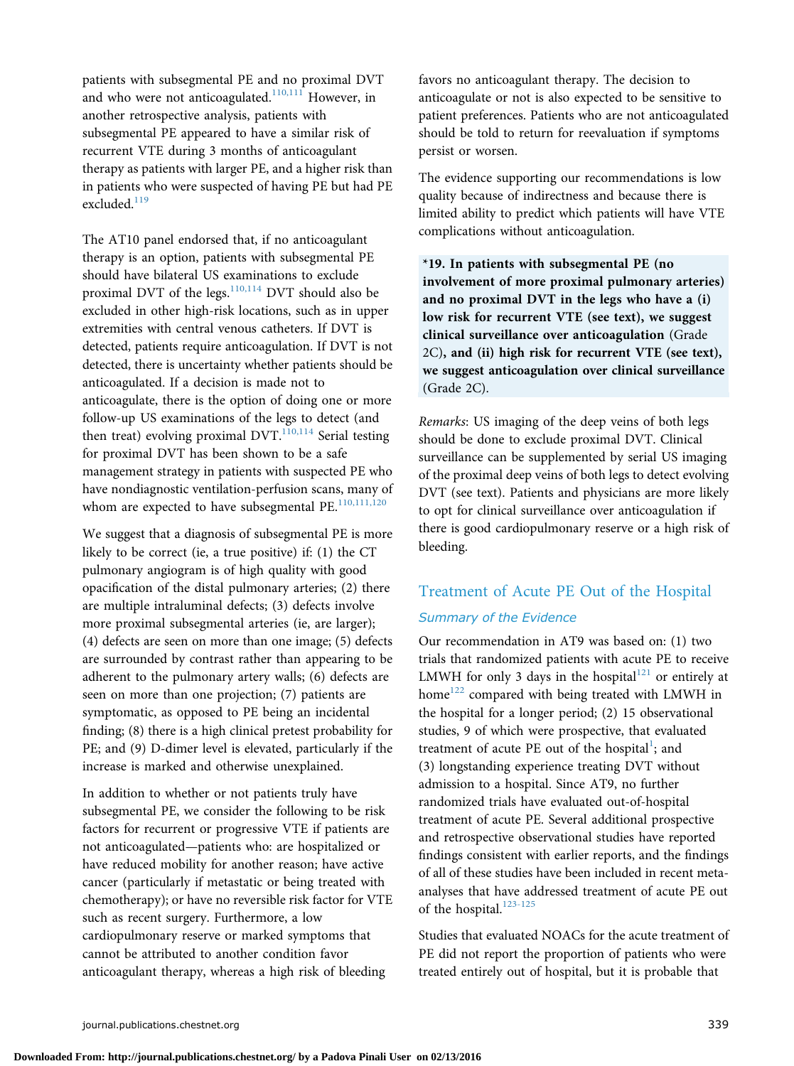patients with subsegmental PE and no proximal DVT and who were not anticoagulated.[110,111] However, in another retrospective analysis, patients with subsegmental PE appeared to have a similar risk of recurrent VTE during 3 months of anticoagulant therapy as patients with larger PE, and a higher risk than in patients who were suspected of having PE but had PE excluded.[119]

The AT10 panel endorsed that, if no anticoagulant therapy is an option, patients with subsegmental PE should have bilateral US examinations to exclude proximal DVT of the legs.[110,114] DVT should also be excluded in other high-risk locations, such as in upper extremities with central venous catheters. If DVT is detected, patients require anticoagulation. If DVT is not detected, there is uncertainty whether patients should be anticoagulated. If a decision is made not to anticoagulate, there is the option of doing one or more follow-up US examinations of the legs to detect (and then treat) evolving proximal DVT.[110,114] Serial testing for proximal DVT has been shown to be a safe management strategy in patients with suspected PE who have nondiagnostic ventilation-perfusion scans, many of whom are expected to have subsegmental PE.[110,111,120]

We suggest that a diagnosis of subsegmental PE is more likely to be correct (ie, a true positive) if: (1) the CT pulmonary angiogram is of high quality with good opacification of the distal pulmonary arteries; (2) there are multiple intraluminal defects; (3) defects involve more proximal subsegmental arteries (ie, are larger); (4) defects are seen on more than one image; (5) defects are surrounded by contrast rather than appearing to be adherent to the pulmonary artery walls; (6) defects are seen on more than one projection; (7) patients are symptomatic, as opposed to PE being an incidental finding; (8) there is a high clinical pretest probability for PE; and (9) D-dimer level is elevated, particularly if the increase is marked and otherwise unexplained.

In addition to whether or not patients truly have subsegmental PE, we consider the following to be risk factors for recurrent or progressive VTE if patients are not anticoagulated—patients who: are hospitalized or have reduced mobility for another reason; have active cancer (particularly if metastatic or being treated with chemotherapy); or have no reversible risk factor for VTE such as recent surgery. Furthermore, a low cardiopulmonary reserve or marked symptoms that cannot be attributed to another condition favor anticoagulant therapy, whereas a high risk of bleeding favors no anticoagulant therapy. The decision to anticoagulate or not is also expected to be sensitive to patient preferences. Patients who are not anticoagulated should be told to return for reevaluation if symptoms persist or worsen.

The evidence supporting our recommendations is low quality because of indirectness and because there is limited ability to predict which patients will have VTE complications without anticoagulation.

**\*19. In patients with subsegmental PE (no involvement of more proximal pulmonary arteries) and no proximal DVT in the legs who have a (i) low risk for recurrent VTE (see text), we suggest clinical surveillance over anticoagulation** (Grade 2C)**, and (ii) high risk for recurrent VTE (see text), we suggest anticoagulation over clinical surveillance** (Grade 2C).

*Remarks*: US imaging of the deep veins of both legs should be done to exclude proximal DVT. Clinical surveillance can be supplemented by serial US imaging of the proximal deep veins of both legs to detect evolving DVT (see text). Patients and physicians are more likely to opt for clinical surveillance over anticoagulation if there is good cardiopulmonary reserve or a high risk of bleeding.

## Treatment of Acute PE Out of the Hospital

### Summary of the Evidence

Our recommendation in AT9 was based on: (1) two trials that randomized patients with acute PE to receive LMWH for only 3 days in the hospital[121] or entirely at home[122] compared with being treated with LMWH in the hospital for a longer period; (2) 15 observational studies, 9 of which were prospective, that evaluated treatment of acute PE out of the hospital[1]; and (3) longstanding experience treating DVT without admission to a hospital. Since AT9, no further randomized trials have evaluated out-of-hospital treatment of acute PE. Several additional prospective and retrospective observational studies have reported findings consistent with earlier reports, and the findings of all of these studies have been included in recent meta-analyses that have addressed treatment of acute PE out of the hospital.[123-125]

Studies that evaluated NOACs for the acute treatment of PE did not report the proportion of patients who were treated entirely out of hospital, but it is probable that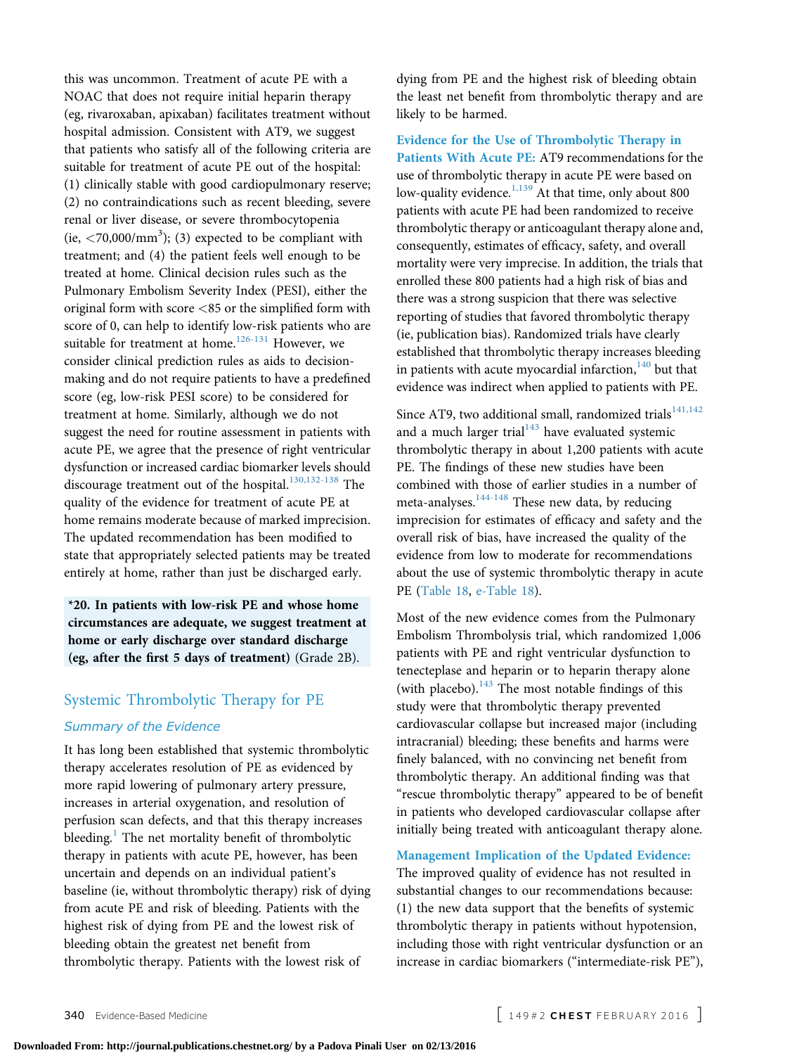this was uncommon. Treatment of acute PE with a NOAC that does not require initial heparin therapy (eg, rivaroxaban, apixaban) facilitates treatment without hospital admission. Consistent with AT9, we suggest that patients who satisfy all of the following criteria are suitable for treatment of acute PE out of the hospital: (1) clinically stable with good cardiopulmonary reserve; (2) no contraindications such as recent bleeding, severe renal or liver disease, or severe thrombocytopenia (ie, $<70{,}000/\text{mm}^3$); (3) expected to be compliant with treatment; and (4) the patient feels well enough to be treated at home. Clinical decision rules such as the Pulmonary Embolism Severity Index (PESI), either the original form with score <85 or the simplified form with score of 0, can help to identify low-risk patients who are suitable for treatment at home.[126-131] However, we consider clinical prediction rules as aids to decision-making and do not require patients to have a predefined score (eg, low-risk PESI score) to be considered for treatment at home. Similarly, although we do not suggest the need for routine assessment in patients with acute PE, we agree that the presence of right ventricular dysfunction or increased cardiac biomarker levels should discourage treatment out of the hospital.[130,132-138] The quality of the evidence for treatment of acute PE at home remains moderate because of marked imprecision. The updated recommendation has been modified to state that appropriately selected patients may be treated entirely at home, rather than just be discharged early.

**\*20. In patients with low-risk PE and whose home circumstances are adequate, we suggest treatment at home or early discharge over standard discharge (eg, after the first 5 days of treatment)** (Grade 2B).

## Systemic Thrombolytic Therapy for PE

### *Summary of the Evidence*

It has long been established that systemic thrombolytic therapy accelerates resolution of PE as evidenced by more rapid lowering of pulmonary artery pressure, increases in arterial oxygenation, and resolution of perfusion scan defects, and that this therapy increases bleeding.[1] The net mortality benefit of thrombolytic therapy in patients with acute PE, however, has been uncertain and depends on an individual patient's baseline (ie, without thrombolytic therapy) risk of dying from acute PE and risk of bleeding. Patients with the highest risk of dying from PE and the lowest risk of bleeding obtain the greatest net benefit from thrombolytic therapy. Patients with the lowest risk of dying from PE and the highest risk of bleeding obtain the least net benefit from thrombolytic therapy and are likely to be harmed.

**Evidence for the Use of Thrombolytic Therapy in Patients With Acute PE:** AT9 recommendations for the use of thrombolytic therapy in acute PE were based on low-quality evidence.[1,139] At that time, only about 800 patients with acute PE had been randomized to receive thrombolytic therapy or anticoagulant therapy alone and, consequently, estimates of efficacy, safety, and overall mortality were very imprecise. In addition, the trials that enrolled these 800 patients had a high risk of bias and there was a strong suspicion that there was selective reporting of studies that favored thrombolytic therapy (ie, publication bias). Randomized trials have clearly established that thrombolytic therapy increases bleeding in patients with acute myocardial infarction,[140] but that evidence was indirect when applied to patients with PE.

Since AT9, two additional small, randomized trials[141,142] and a much larger trial[143] have evaluated systemic thrombolytic therapy in about 1,200 patients with acute PE. The findings of these new studies have been combined with those of earlier studies in a number of meta-analyses.[144-148] These new data, by reducing imprecision for estimates of efficacy and safety and the overall risk of bias, have increased the quality of the evidence from low to moderate for recommendations about the use of systemic thrombolytic therapy in acute PE (Table 18, e-Table 18).

Most of the new evidence comes from the Pulmonary Embolism Thrombolysis trial, which randomized 1,006 patients with PE and right ventricular dysfunction to tenecteplase and heparin or to heparin therapy alone (with placebo).[143] The most notable findings of this study were that thrombolytic therapy prevented cardiovascular collapse but increased major (including intracranial) bleeding; these benefits and harms were finely balanced, with no convincing net benefit from thrombolytic therapy. An additional finding was that "rescue thrombolytic therapy" appeared to be of benefit in patients who developed cardiovascular collapse after initially being treated with anticoagulant therapy alone.

**Management Implication of the Updated Evidence:** The improved quality of evidence has not resulted in substantial changes to our recommendations because: (1) the new data support that the benefits of systemic thrombolytic therapy in patients without hypotension, including those with right ventricular dysfunction or an increase in cardiac biomarkers ("intermediate-risk PE"),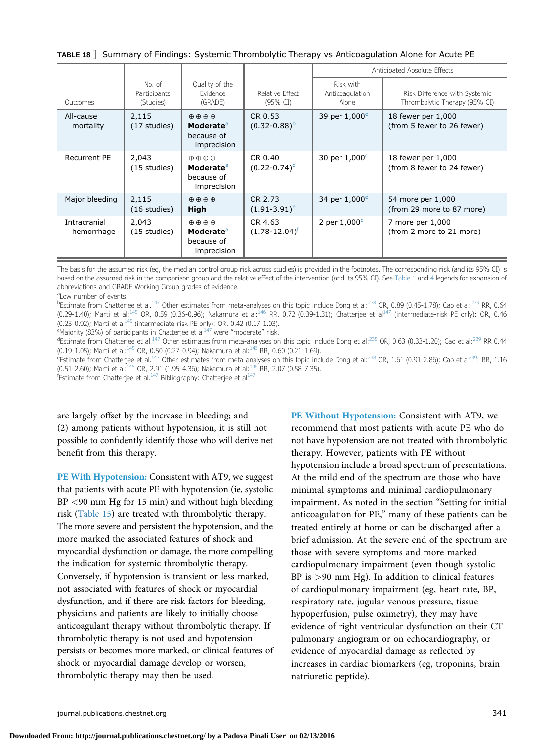**TABLE 18 ]** Summary of Findings: Systemic Thrombolytic Therapy vs Anticoagulation Alone for Acute PE

| Outcomes | No. of Participants (Studies) | Quality of the Evidence (GRADE) | Relative Effect (95% CI) | Anticipated Absolute Effects | |
|---|---|---|---|---|---|
| | | | | Risk with Anticoagulation Alone | Risk Difference with Systemic Thrombolytic Therapy (95% CI) |
| All-cause mortality | 2,115 (17 studies) | ⊕⊕⊕⊖ **Moderate**[a] because of imprecision | OR 0.53 (0.32-0.88)[b] | 39 per 1,000[c] | 18 fewer per 1,000 (from 5 fewer to 26 fewer) |
| Recurrent PE | 2,043 (15 studies) | ⊕⊕⊕⊖ **Moderate**[a] because of imprecision | OR 0.40 (0.22-0.74)[d] | 30 per 1,000[c] | 18 fewer per 1,000 (from 8 fewer to 24 fewer) |
| Major bleeding | 2,115 (16 studies) | ⊕⊕⊕⊕ **High** | OR 2.73 (1.91-3.91)[e] | 34 per 1,000[c] | 54 more per 1,000 (from 29 more to 87 more) |
| Intracranial hemorrhage | 2,043 (15 studies) | ⊕⊕⊕⊖ **Moderate**[a] because of imprecision | OR 4.63 (1.78-12.04)[f] | 2 per 1,000[c] | 7 more per 1,000 (from 2 more to 21 more) |

The basis for the assumed risk (eg, the median control group risk across studies) is provided in the footnotes. The corresponding risk (and its 95% CI) is based on the assumed risk in the comparison group and the relative effect of the intervention (and its 95% CI). See Table 1 and 4 legends for expansion of abbreviations and GRADE Working Group grades of evidence.

[a]Low number of events.

[b]Estimate from Chatterjee et al.[147] Other estimates from meta-analyses on this topic include Dong et al:[238] OR, 0.89 (0.45-1.78); Cao et al:[239] RR, 0.64 (0.29-1.40); Marti et al:[145] OR, 0.59 (0.36-0.96); Nakamura et al:[146] RR, 0.72 (0.39-1.31); Chatterjee et al[147] (intermediate-risk PE only): OR, 0.46 (0.25-0.92); Marti et al[145] (intermediate-risk PE only): OR, 0.42 (0.17-1.03).

[c]Majority (83%) of participants in Chatterjee et al[147] were "moderate" risk.

[d]Estimate from Chatterjee et al.[147] Other estimates from meta-analyses on this topic include Dong et al:[238] OR, 0.63 (0.33-1.20); Cao et al:[239] RR 0.44 (0.19-1.05); Marti et al:[145] OR, 0.50 (0.27-0.94); Nakamura et al:[146] RR, 0.60 (0.21-1.69).

[e]Estimate from Chatterjee et al.[147] Other estimates from meta-analyses on this topic include Dong et al:[238] OR, 1.61 (0.91-2.86); Cao et al[239]: RR, 1.16 (0.51-2.60); Marti et al:[145] OR, 2.91 (1.95-4.36); Nakamura et al:[146] RR, 2.07 (0.58-7.35).

[f]Estimate from Chatterjee et al.[147] Bibliography: Chatterjee et al[147]

are largely offset by the increase in bleeding; and (2) among patients without hypotension, it is still not possible to confidently identify those who will derive net benefit from this therapy.

**PE With Hypotension:** Consistent with AT9, we suggest that patients with acute PE with hypotension (ie, systolic BP <90 mm Hg for 15 min) and without high bleeding risk (Table 15) are treated with thrombolytic therapy. The more severe and persistent the hypotension, and the more marked the associated features of shock and myocardial dysfunction or damage, the more compelling the indication for systemic thrombolytic therapy. Conversely, if hypotension is transient or less marked, not associated with features of shock or myocardial dysfunction, and if there are risk factors for bleeding, physicians and patients are likely to initially choose anticoagulant therapy without thrombolytic therapy. If thrombolytic therapy is not used and hypotension persists or becomes more marked, or clinical features of shock or myocardial damage develop or worsen, thrombolytic therapy may then be used.

**PE Without Hypotension:** Consistent with AT9, we recommend that most patients with acute PE who do not have hypotension are not treated with thrombolytic therapy. However, patients with PE without hypotension include a broad spectrum of presentations. At the mild end of the spectrum are those who have minimal symptoms and minimal cardiopulmonary impairment. As noted in the section "Setting for initial anticoagulation for PE," many of these patients can be treated entirely at home or can be discharged after a brief admission. At the severe end of the spectrum are those with severe symptoms and more marked cardiopulmonary impairment (even though systolic BP is >90 mm Hg). In addition to clinical features of cardiopulmonary impairment (eg, heart rate, BP, respiratory rate, jugular venous pressure, tissue hypoperfusion, pulse oximetry), they may have evidence of right ventricular dysfunction on their CT pulmonary angiogram or on echocardiography, or evidence of myocardial damage as reflected by increases in cardiac biomarkers (eg, troponins, brain natriuretic peptide).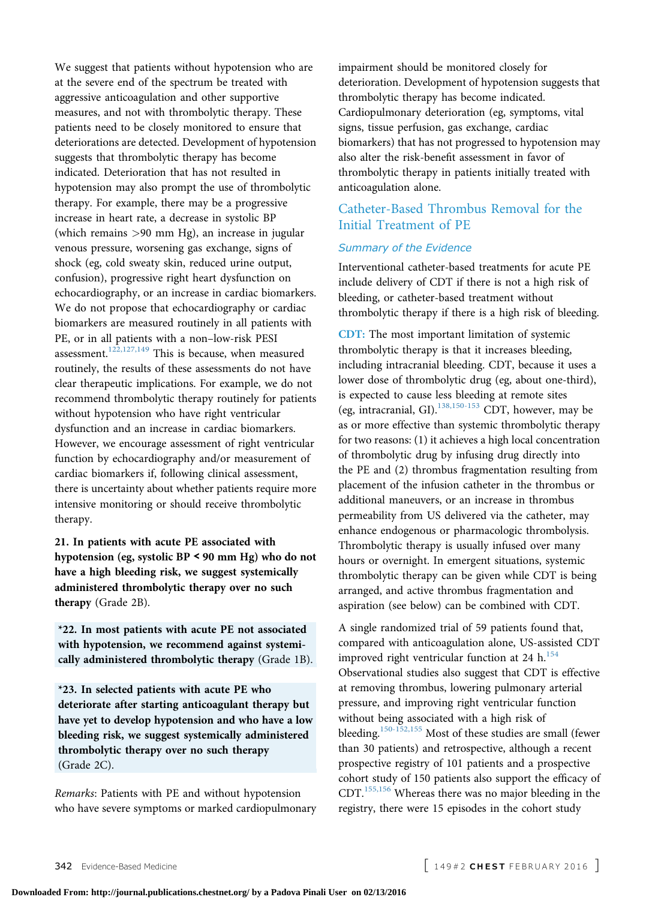We suggest that patients without hypotension who are at the severe end of the spectrum be treated with aggressive anticoagulation and other supportive measures, and not with thrombolytic therapy. These patients need to be closely monitored to ensure that deteriorations are detected. Development of hypotension suggests that thrombolytic therapy has become indicated. Deterioration that has not resulted in hypotension may also prompt the use of thrombolytic therapy. For example, there may be a progressive increase in heart rate, a decrease in systolic BP (which remains >90 mm Hg), an increase in jugular venous pressure, worsening gas exchange, signs of shock (eg, cold sweaty skin, reduced urine output, confusion), progressive right heart dysfunction on echocardiography, or an increase in cardiac biomarkers. We do not propose that echocardiography or cardiac biomarkers are measured routinely in all patients with PE, or in all patients with a non–low-risk PESI assessment.[122,127,149] This is because, when measured routinely, the results of these assessments do not have clear therapeutic implications. For example, we do not recommend thrombolytic therapy routinely for patients without hypotension who have right ventricular dysfunction and an increase in cardiac biomarkers. However, we encourage assessment of right ventricular function by echocardiography and/or measurement of cardiac biomarkers if, following clinical assessment, there is uncertainty about whether patients require more intensive monitoring or should receive thrombolytic therapy.

**21. In patients with acute PE associated with hypotension (eg, systolic BP < 90 mm Hg) who do not have a high bleeding risk, we suggest systemically administered thrombolytic therapy over no such therapy** (Grade 2B).

**\*22. In most patients with acute PE not associated with hypotension, we recommend against systemically administered thrombolytic therapy** (Grade 1B).

**\*23. In selected patients with acute PE who deteriorate after starting anticoagulant therapy but have yet to develop hypotension and who have a low bleeding risk, we suggest systemically administered thrombolytic therapy over no such therapy** (Grade 2C).

*Remarks*: Patients with PE and without hypotension who have severe symptoms or marked cardiopulmonary impairment should be monitored closely for deterioration. Development of hypotension suggests that thrombolytic therapy has become indicated. Cardiopulmonary deterioration (eg, symptoms, vital signs, tissue perfusion, gas exchange, cardiac biomarkers) that has not progressed to hypotension may also alter the risk-benefit assessment in favor of thrombolytic therapy in patients initially treated with anticoagulation alone.

## Catheter-Based Thrombus Removal for the Initial Treatment of PE

### Summary of the Evidence

Interventional catheter-based treatments for acute PE include delivery of CDT if there is not a high risk of bleeding, or catheter-based treatment without thrombolytic therapy if there is a high risk of bleeding.

**CDT:** The most important limitation of systemic thrombolytic therapy is that it increases bleeding, including intracranial bleeding. CDT, because it uses a lower dose of thrombolytic drug (eg, about one-third), is expected to cause less bleeding at remote sites (eg, intracranial, GI).[138,150-153] CDT, however, may be as or more effective than systemic thrombolytic therapy for two reasons: (1) it achieves a high local concentration of thrombolytic drug by infusing drug directly into the PE and (2) thrombus fragmentation resulting from placement of the infusion catheter in the thrombus or additional maneuvers, or an increase in thrombus permeability from US delivered via the catheter, may enhance endogenous or pharmacologic thrombolysis. Thrombolytic therapy is usually infused over many hours or overnight. In emergent situations, systemic thrombolytic therapy can be given while CDT is being arranged, and active thrombus fragmentation and aspiration (see below) can be combined with CDT.

A single randomized trial of 59 patients found that, compared with anticoagulation alone, US-assisted CDT improved right ventricular function at 24 h.[154] Observational studies also suggest that CDT is effective at removing thrombus, lowering pulmonary arterial pressure, and improving right ventricular function without being associated with a high risk of bleeding.[150-152,155] Most of these studies are small (fewer than 30 patients) and retrospective, although a recent prospective registry of 101 patients and a prospective cohort study of 150 patients also support the efficacy of CDT.[155,156] Whereas there was no major bleeding in the registry, there were 15 episodes in the cohort study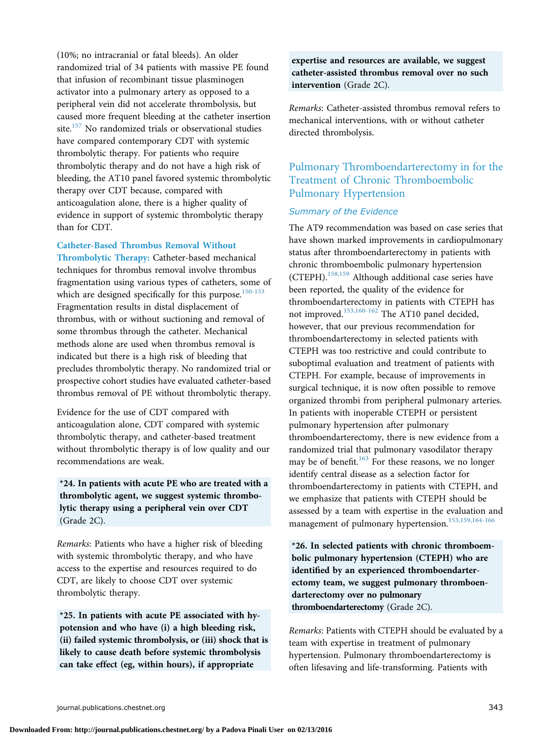(10%; no intracranial or fatal bleeds). An older randomized trial of 34 patients with massive PE found that infusion of recombinant tissue plasminogen activator into a pulmonary artery as opposed to a peripheral vein did not accelerate thrombolysis, but caused more frequent bleeding at the catheter insertion site.[157] No randomized trials or observational studies have compared contemporary CDT with systemic thrombolytic therapy. For patients who require thrombolytic therapy and do not have a high risk of bleeding, the AT10 panel favored systemic thrombolytic therapy over CDT because, compared with anticoagulation alone, there is a higher quality of evidence in support of systemic thrombolytic therapy than for CDT.

**Catheter-Based Thrombus Removal Without Thrombolytic Therapy:** Catheter-based mechanical techniques for thrombus removal involve thrombus fragmentation using various types of catheters, some of which are designed specifically for this purpose.[150-153] Fragmentation results in distal displacement of thrombus, with or without suctioning and removal of some thrombus through the catheter. Mechanical methods alone are used when thrombus removal is indicated but there is a high risk of bleeding that precludes thrombolytic therapy. No randomized trial or prospective cohort studies have evaluated catheter-based thrombus removal of PE without thrombolytic therapy.

Evidence for the use of CDT compared with anticoagulation alone, CDT compared with systemic thrombolytic therapy, and catheter-based treatment without thrombolytic therapy is of low quality and our recommendations are weak.

**\*24. In patients with acute PE who are treated with a thrombolytic agent, we suggest systemic thrombolytic therapy using a peripheral vein over CDT** (Grade 2C).

*Remarks*: Patients who have a higher risk of bleeding with systemic thrombolytic therapy, and who have access to the expertise and resources required to do CDT, are likely to choose CDT over systemic thrombolytic therapy.

**\*25. In patients with acute PE associated with hypotension and who have (i) a high bleeding risk, (ii) failed systemic thrombolysis, or (iii) shock that is likely to cause death before systemic thrombolysis can take effect (eg, within hours), if appropriate expertise and resources are available, we suggest catheter-assisted thrombus removal over no such intervention** (Grade 2C).

*Remarks*: Catheter-assisted thrombus removal refers to mechanical interventions, with or without catheter directed thrombolysis.

## Pulmonary Thromboendarterectomy in for the Treatment of Chronic Thromboembolic Pulmonary Hypertension

### Summary of the Evidence

The AT9 recommendation was based on case series that have shown marked improvements in cardiopulmonary status after thromboendarterectomy in patients with chronic thromboembolic pulmonary hypertension (CTEPH).[158,159] Although additional case series have been reported, the quality of the evidence for thromboendarterectomy in patients with CTEPH has not improved.[153,160-162] The AT10 panel decided, however, that our previous recommendation for thromboendarterectomy in selected patients with CTEPH was too restrictive and could contribute to suboptimal evaluation and treatment of patients with CTEPH. For example, because of improvements in surgical technique, it is now often possible to remove organized thrombi from peripheral pulmonary arteries. In patients with inoperable CTEPH or persistent pulmonary hypertension after pulmonary thromboendarterectomy, there is new evidence from a randomized trial that pulmonary vasodilator therapy may be of benefit.[163] For these reasons, we no longer identify central disease as a selection factor for thromboendarterectomy in patients with CTEPH, and we emphasize that patients with CTEPH should be assessed by a team with expertise in the evaluation and management of pulmonary hypertension.[153,159,164-166]

**\*26. In selected patients with chronic thromboembolic pulmonary hypertension (CTEPH) who are identified by an experienced thromboendarterectomy team, we suggest pulmonary thromboendarterectomy over no pulmonary thromboendarterectomy** (Grade 2C).

*Remarks*: Patients with CTEPH should be evaluated by a team with expertise in treatment of pulmonary hypertension. Pulmonary thromboendarterectomy is often lifesaving and life-transforming. Patients with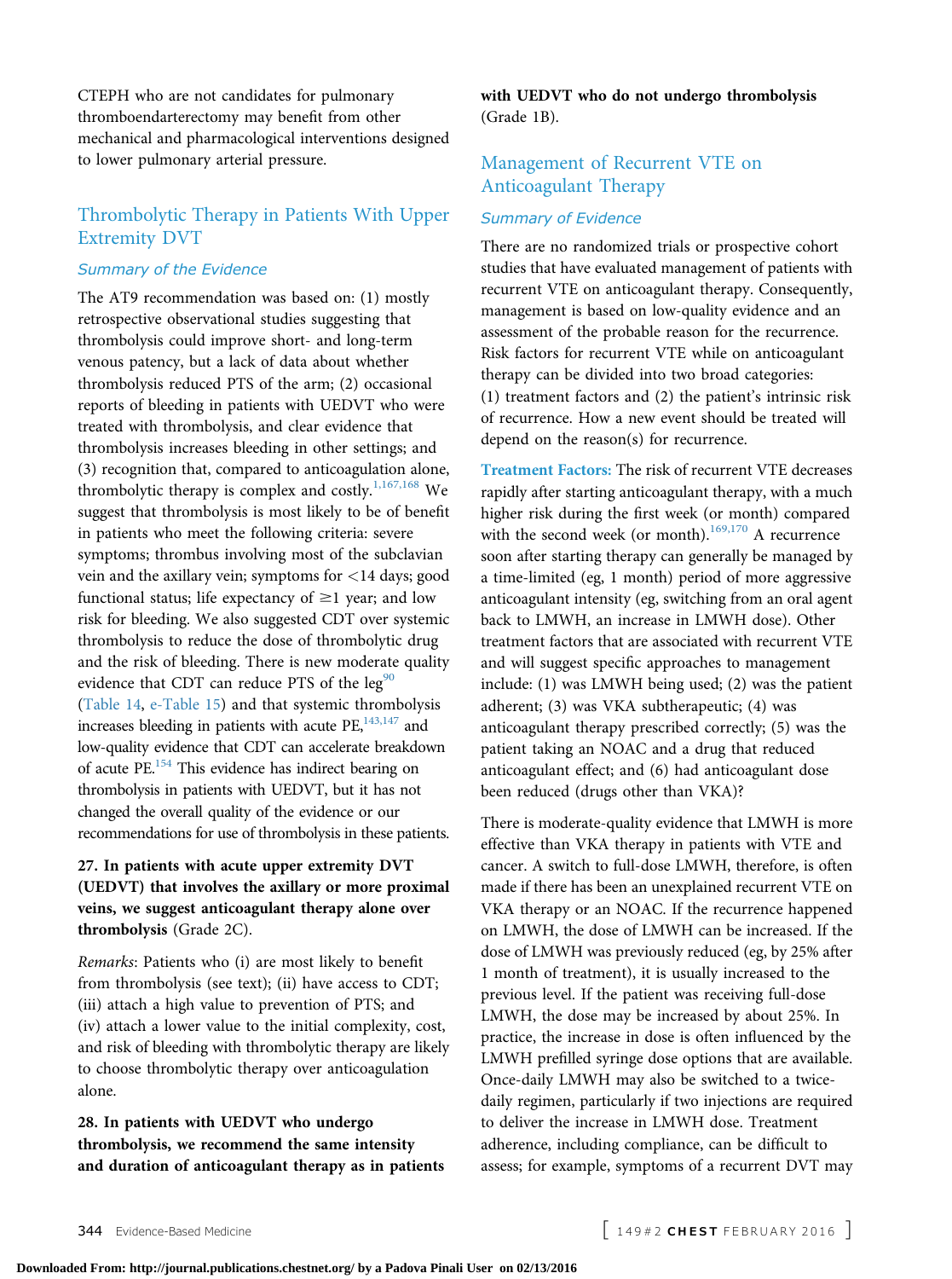CTEPH who are not candidates for pulmonary thromboendarterectomy may benefit from other mechanical and pharmacological interventions designed to lower pulmonary arterial pressure.

## Thrombolytic Therapy in Patients With Upper Extremity DVT

### *Summary of the Evidence*

The AT9 recommendation was based on: (1) mostly retrospective observational studies suggesting that thrombolysis could improve short- and long-term venous patency, but a lack of data about whether thrombolysis reduced PTS of the arm; (2) occasional reports of bleeding in patients with UEDVT who were treated with thrombolysis, and clear evidence that thrombolysis increases bleeding in other settings; and (3) recognition that, compared to anticoagulation alone, thrombolytic therapy is complex and costly.[1,167,168] We suggest that thrombolysis is most likely to be of benefit in patients who meet the following criteria: severe symptoms; thrombus involving most of the subclavian vein and the axillary vein; symptoms for <14 days; good functional status; life expectancy of ≥1 year; and low risk for bleeding. We also suggested CDT over systemic thrombolysis to reduce the dose of thrombolytic drug and the risk of bleeding. There is new moderate quality evidence that CDT can reduce PTS of the leg[90] (Table 14, e-Table 15) and that systemic thrombolysis increases bleeding in patients with acute PE,[143,147] and low-quality evidence that CDT can accelerate breakdown of acute PE.[154] This evidence has indirect bearing on thrombolysis in patients with UEDVT, but it has not changed the overall quality of the evidence or our recommendations for use of thrombolysis in these patients.

**27. In patients with acute upper extremity DVT (UEDVT) that involves the axillary or more proximal veins, we suggest anticoagulant therapy alone over thrombolysis** (Grade 2C).

*Remarks*: Patients who (i) are most likely to benefit from thrombolysis (see text); (ii) have access to CDT; (iii) attach a high value to prevention of PTS; and (iv) attach a lower value to the initial complexity, cost, and risk of bleeding with thrombolytic therapy are likely to choose thrombolytic therapy over anticoagulation alone.

**28. In patients with UEDVT who undergo thrombolysis, we recommend the same intensity and duration of anticoagulant therapy as in patients with UEDVT who do not undergo thrombolysis** (Grade 1B).

## Management of Recurrent VTE on Anticoagulant Therapy

### *Summary of Evidence*

There are no randomized trials or prospective cohort studies that have evaluated management of patients with recurrent VTE on anticoagulant therapy. Consequently, management is based on low-quality evidence and an assessment of the probable reason for the recurrence. Risk factors for recurrent VTE while on anticoagulant therapy can be divided into two broad categories: (1) treatment factors and (2) the patient's intrinsic risk of recurrence. How a new event should be treated will depend on the reason(s) for recurrence.

**Treatment Factors:** The risk of recurrent VTE decreases rapidly after starting anticoagulant therapy, with a much higher risk during the first week (or month) compared with the second week (or month).[169,170] A recurrence soon after starting therapy can generally be managed by a time-limited (eg, 1 month) period of more aggressive anticoagulant intensity (eg, switching from an oral agent back to LMWH, an increase in LMWH dose). Other treatment factors that are associated with recurrent VTE and will suggest specific approaches to management include: (1) was LMWH being used; (2) was the patient adherent; (3) was VKA subtherapeutic; (4) was anticoagulant therapy prescribed correctly; (5) was the patient taking an NOAC and a drug that reduced anticoagulant effect; and (6) had anticoagulant dose been reduced (drugs other than VKA)?

There is moderate-quality evidence that LMWH is more effective than VKA therapy in patients with VTE and cancer. A switch to full-dose LMWH, therefore, is often made if there has been an unexplained recurrent VTE on VKA therapy or an NOAC. If the recurrence happened on LMWH, the dose of LMWH can be increased. If the dose of LMWH was previously reduced (eg, by 25% after 1 month of treatment), it is usually increased to the previous level. If the patient was receiving full-dose LMWH, the dose may be increased by about 25%. In practice, the increase in dose is often influenced by the LMWH prefilled syringe dose options that are available. Once-daily LMWH may also be switched to a twice-daily regimen, particularly if two injections are required to deliver the increase in LMWH dose. Treatment adherence, including compliance, can be difficult to assess; for example, symptoms of a recurrent DVT may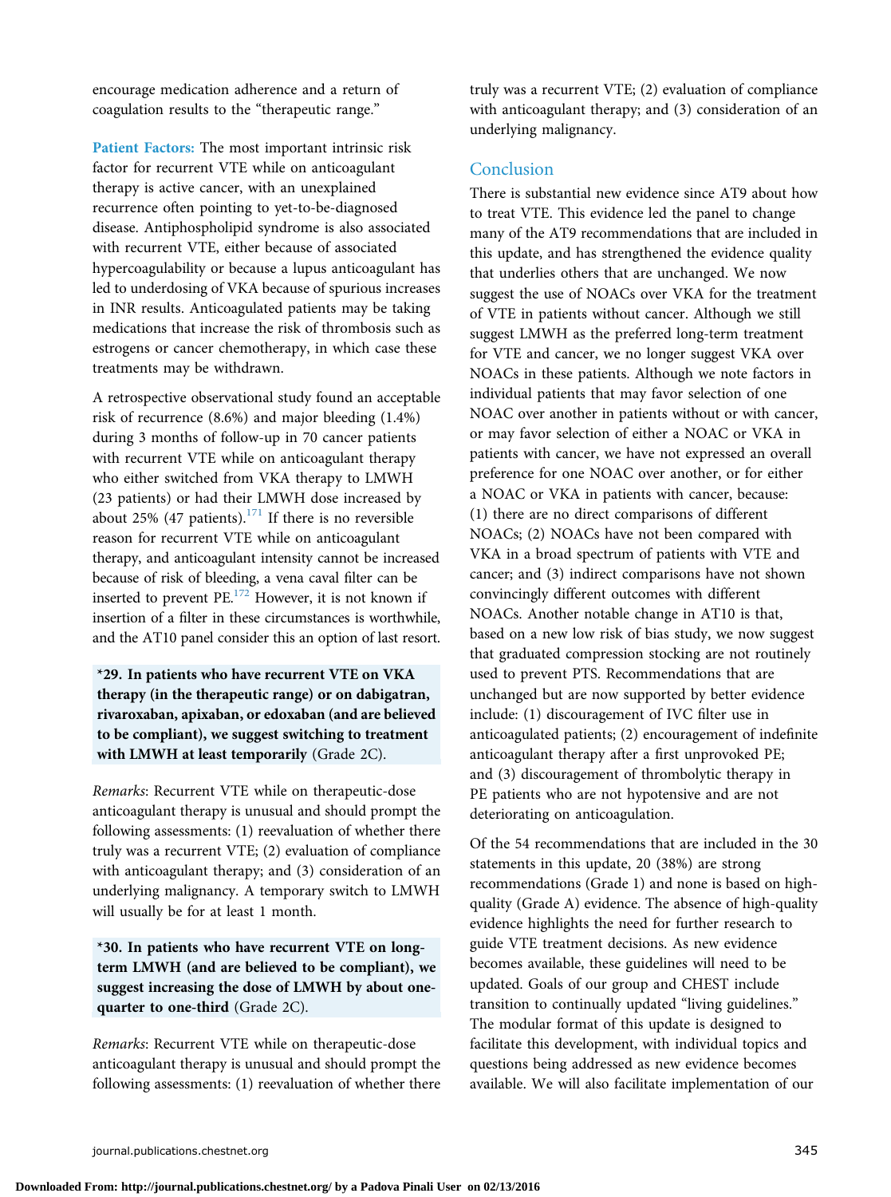encourage medication adherence and a return of coagulation results to the "therapeutic range."

**Patient Factors:** The most important intrinsic risk factor for recurrent VTE while on anticoagulant therapy is active cancer, with an unexplained recurrence often pointing to yet-to-be-diagnosed disease. Antiphospholipid syndrome is also associated with recurrent VTE, either because of associated hypercoagulability or because a lupus anticoagulant has led to underdosing of VKA because of spurious increases in INR results. Anticoagulated patients may be taking medications that increase the risk of thrombosis such as estrogens or cancer chemotherapy, in which case these treatments may be withdrawn.

A retrospective observational study found an acceptable risk of recurrence (8.6%) and major bleeding (1.4%) during 3 months of follow-up in 70 cancer patients with recurrent VTE while on anticoagulant therapy who either switched from VKA therapy to LMWH (23 patients) or had their LMWH dose increased by about 25% (47 patients).[171] If there is no reversible reason for recurrent VTE while on anticoagulant therapy, and anticoagulant intensity cannot be increased because of risk of bleeding, a vena caval filter can be inserted to prevent PE.[172] However, it is not known if insertion of a filter in these circumstances is worthwhile, and the AT10 panel consider this an option of last resort.

**\*29. In patients who have recurrent VTE on VKA therapy (in the therapeutic range) or on dabigatran, rivaroxaban, apixaban, or edoxaban (and are believed to be compliant), we suggest switching to treatment with LMWH at least temporarily** (Grade 2C).

*Remarks*: Recurrent VTE while on therapeutic-dose anticoagulant therapy is unusual and should prompt the following assessments: (1) reevaluation of whether there truly was a recurrent VTE; (2) evaluation of compliance with anticoagulant therapy; and (3) consideration of an underlying malignancy. A temporary switch to LMWH will usually be for at least 1 month.

**\*30. In patients who have recurrent VTE on long-term LMWH (and are believed to be compliant), we suggest increasing the dose of LMWH by about one-quarter to one-third** (Grade 2C).

*Remarks*: Recurrent VTE while on therapeutic-dose anticoagulant therapy is unusual and should prompt the following assessments: (1) reevaluation of whether there truly was a recurrent VTE; (2) evaluation of compliance with anticoagulant therapy; and (3) consideration of an underlying malignancy.

## Conclusion

There is substantial new evidence since AT9 about how to treat VTE. This evidence led the panel to change many of the AT9 recommendations that are included in this update, and has strengthened the evidence quality that underlies others that are unchanged. We now suggest the use of NOACs over VKA for the treatment of VTE in patients without cancer. Although we still suggest LMWH as the preferred long-term treatment for VTE and cancer, we no longer suggest VKA over NOACs in these patients. Although we note factors in individual patients that may favor selection of one NOAC over another in patients without or with cancer, or may favor selection of either a NOAC or VKA in patients with cancer, we have not expressed an overall preference for one NOAC over another, or for either a NOAC or VKA in patients with cancer, because: (1) there are no direct comparisons of different NOACs; (2) NOACs have not been compared with VKA in a broad spectrum of patients with VTE and cancer; and (3) indirect comparisons have not shown convincingly different outcomes with different NOACs. Another notable change in AT10 is that, based on a new low risk of bias study, we now suggest that graduated compression stocking are not routinely used to prevent PTS. Recommendations that are unchanged but are now supported by better evidence include: (1) discouragement of IVC filter use in anticoagulated patients; (2) encouragement of indefinite anticoagulant therapy after a first unprovoked PE; and (3) discouragement of thrombolytic therapy in PE patients who are not hypotensive and are not deteriorating on anticoagulation.

Of the 54 recommendations that are included in the 30 statements in this update, 20 (38%) are strong recommendations (Grade 1) and none is based on high-quality (Grade A) evidence. The absence of high-quality evidence highlights the need for further research to guide VTE treatment decisions. As new evidence becomes available, these guidelines will need to be updated. Goals of our group and CHEST include transition to continually updated "living guidelines." The modular format of this update is designed to facilitate this development, with individual topics and questions being addressed as new evidence becomes available. We will also facilitate implementation of our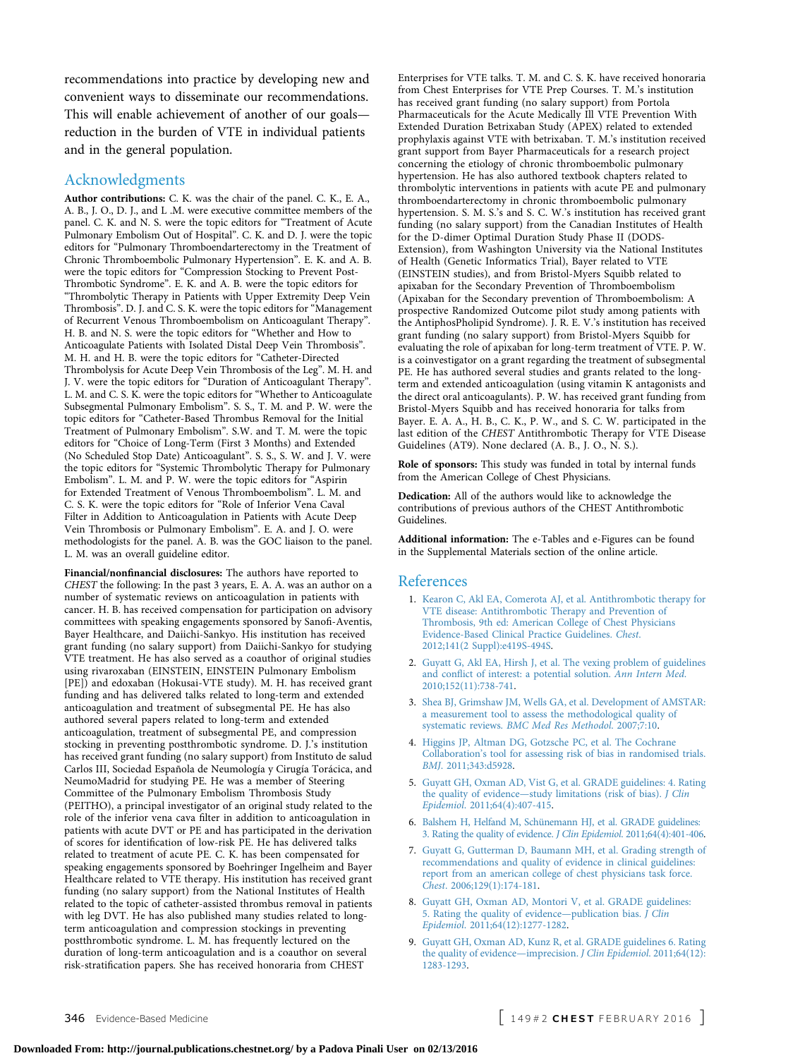recommendations into practice by developing new and convenient ways to disseminate our recommendations. This will enable achievement of another of our goals—reduction in the burden of VTE in individual patients and in the general population.

## Acknowledgments

**Author contributions:** C. K. was the chair of the panel. C. K., E. A., A. B., J. O., D. J., and L .M. were executive committee members of the panel. C. K. and N. S. were the topic editors for "Treatment of Acute Pulmonary Embolism Out of Hospital". C. K. and D. J. were the topic editors for "Pulmonary Thromboendarterectomy in the Treatment of Chronic Thromboembolic Pulmonary Hypertension". E. K. and A. B. were the topic editors for "Compression Stocking to Prevent Post-Thrombotic Syndrome". E. K. and A. B. were the topic editors for "Thrombolytic Therapy in Patients with Upper Extremity Deep Vein Thrombosis". D. J. and C. S. K. were the topic editors for "Management of Recurrent Venous Thromboembolism on Anticoagulant Therapy". H. B. and N. S. were the topic editors for "Whether and How to Anticoagulate Patients with Isolated Distal Deep Vein Thrombosis". M. H. and H. B. were the topic editors for "Catheter-Directed Thrombolysis for Acute Deep Vein Thrombosis of the Leg". M. H. and J. V. were the topic editors for "Duration of Anticoagulant Therapy". L. M. and C. S. K. were the topic editors for "Whether to Anticoagulate Subsegmental Pulmonary Embolism". S. S., T. M. and P. W. were the topic editors for "Catheter-Based Thrombus Removal for the Initial Treatment of Pulmonary Embolism". S.W. and T. M. were the topic editors for "Choice of Long-Term (First 3 Months) and Extended (No Scheduled Stop Date) Anticoagulant". S. S., S. W. and J. V. were the topic editors for "Systemic Thrombolytic Therapy for Pulmonary Embolism". L. M. and P. W. were the topic editors for "Aspirin for Extended Treatment of Venous Thromboembolism". L. M. and C. S. K. were the topic editors for "Role of Inferior Vena Caval Filter in Addition to Anticoagulation in Patients with Acute Deep Vein Thrombosis or Pulmonary Embolism". E. A. and J. O. were methodologists for the panel. A. B. was the GOC liaison to the panel. L. M. was an overall guideline editor.

**Financial/nonfinancial disclosures:** The authors have reported to *CHEST* the following: In the past 3 years, E. A. A. was an author on a number of systematic reviews on anticoagulation in patients with cancer. H. B. has received compensation for participation on advisory committees with speaking engagements sponsored by Sanofi-Aventis, Bayer Healthcare, and Daiichi-Sankyo. His institution has received grant funding (no salary support) from Daiichi-Sankyo for studying VTE treatment. He has also served as a coauthor of original studies using rivaroxaban (EINSTEIN, EINSTEIN Pulmonary Embolism [PE]) and edoxaban (Hokusai-VTE study). M. H. has received grant funding and has delivered talks related to long-term and extended anticoagulation and treatment of subsegmental PE. He has also authored several papers related to long-term and extended anticoagulation, treatment of subsegmental PE, and compression stocking in preventing postthrombotic syndrome. D. J.'s institution has received grant funding (no salary support) from Instituto de salud Carlos III, Sociedad Española de Neumología y Cirugía Torácica, and NeumoMadrid for studying PE. He was a member of Steering Committee of the Pulmonary Embolism Thrombosis Study (PEITHO), a principal investigator of an original study related to the role of the inferior vena cava filter in addition to anticoagulation in patients with acute DVT or PE and has participated in the derivation of scores for identification of low-risk PE. He has delivered talks related to treatment of acute PE. C. K. has been compensated for speaking engagements sponsored by Boehringer Ingelheim and Bayer Healthcare related to VTE therapy. His institution has received grant funding (no salary support) from the National Institutes of Health related to the topic of catheter-assisted thrombus removal in patients with leg DVT. He has also published many studies related to long-term anticoagulation and compression stockings in preventing postthrombotic syndrome. L. M. has frequently lectured on the duration of long-term anticoagulation and is a coauthor on several risk-stratification papers. She has received honoraria from CHEST Enterprises for VTE talks. T. M. and C. S. K. have received honoraria from Chest Enterprises for VTE Prep Courses. T. M.'s institution has received grant funding (no salary support) from Portola Pharmaceuticals for the Acute Medically Ill VTE Prevention With Extended Duration Betrixaban Study (APEX) related to extended prophylaxis against VTE with betrixaban. T. M.'s institution received grant support from Bayer Pharmaceuticals for a research project concerning the etiology of chronic thromboembolic pulmonary hypertension. He has also authored textbook chapters related to thrombolytic interventions in patients with acute PE and pulmonary thromboendarterectomy in chronic thromboembolic pulmonary hypertension. S. M. S.'s and S. C. W.'s institution has received grant funding (no salary support) from the Canadian Institutes of Health for the D-dimer Optimal Duration Study Phase II (DODS-Extension), from Washington University via the National Institutes of Health (Genetic Informatics Trial), Bayer related to VTE (EINSTEIN studies), and from Bristol-Myers Squibb related to apixaban for the Secondary Prevention of Thromboembolism (Apixaban for the Secondary prevention of Thromboembolism: A prospective Randomized Outcome pilot study among patients with the AntiphosPholipid Syndrome). J. R. E. V.'s institution has received grant funding (no salary support) from Bristol-Myers Squibb for evaluating the role of apixaban for long-term treatment of VTE. P. W. is a coinvestigator on a grant regarding the treatment of subsegmental PE. He has authored several studies and grants related to the long-term and extended anticoagulation (using vitamin K antagonists and the direct oral anticoagulants). P. W. has received grant funding from Bristol-Myers Squibb and has received honoraria for talks from Bayer. E. A. A., H. B., C. K., P. W., and S. C. W. participated in the last edition of the *CHEST* Antithrombotic Therapy for VTE Disease Guidelines (AT9). None declared (A. B., J. O., N. S.).

**Role of sponsors:** This study was funded in total by internal funds from the American College of Chest Physicians.

**Dedication:** All of the authors would like to acknowledge the contributions of previous authors of the CHEST Antithrombotic Guidelines.

**Additional information:** The e-Tables and e-Figures can be found in the Supplemental Materials section of the online article.

## References

1. Kearon C, Akl EA, Comerota AJ, et al. Antithrombotic therapy for VTE disease: Antithrombotic Therapy and Prevention of Thrombosis, 9th ed: American College of Chest Physicians Evidence-Based Clinical Practice Guidelines. *Chest*. 2012;141(2 Suppl):e419S-494S.
2. Guyatt G, Akl EA, Hirsh J, et al. The vexing problem of guidelines and conflict of interest: a potential solution. *Ann Intern Med*. 2010;152(11):738-741.
3. Shea BJ, Grimshaw JM, Wells GA, et al. Development of AMSTAR: a measurement tool to assess the methodological quality of systematic reviews. *BMC Med Res Methodol*. 2007;7:10.
4. Higgins JP, Altman DG, Gotzsche PC, et al. The Cochrane Collaboration's tool for assessing risk of bias in randomised trials. *BMJ*. 2011;343:d5928.
5. Guyatt GH, Oxman AD, Vist G, et al. GRADE guidelines: 4. Rating the quality of evidence—study limitations (risk of bias). *J Clin Epidemiol*. 2011;64(4):407-415.
6. Balshem H, Helfand M, Schünemann HJ, et al. GRADE guidelines: 3. Rating the quality of evidence. *J Clin Epidemiol*. 2011;64(4):401-406.
7. Guyatt G, Gutterman D, Baumann MH, et al. Grading strength of recommendations and quality of evidence in clinical guidelines: report from an american college of chest physicians task force. *Chest*. 2006;129(1):174-181.
8. Guyatt GH, Oxman AD, Montori V, et al. GRADE guidelines: 5. Rating the quality of evidence—publication bias. *J Clin Epidemiol*. 2011;64(12):1277-1282.
9. Guyatt GH, Oxman AD, Kunz R, et al. GRADE guidelines 6. Rating the quality of evidence—imprecision. *J Clin Epidemiol*. 2011;64(12): 1283-1293.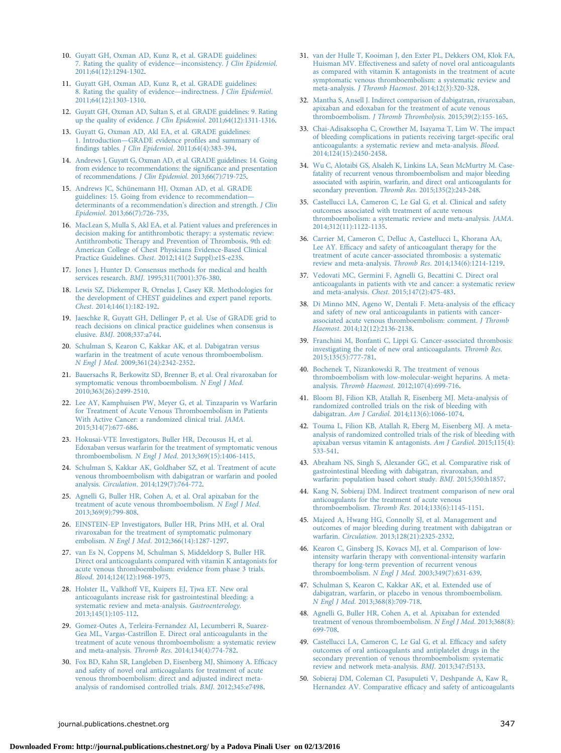10. Guyatt GH, Oxman AD, Kunz R, et al. GRADE guidelines: 7. Rating the quality of evidence—inconsistency. *J Clin Epidemiol*. 2011;64(12):1294-1302.
11. Guyatt GH, Oxman AD, Kunz R, et al. GRADE guidelines: 8. Rating the quality of evidence—indirectness. *J Clin Epidemiol*. 2011;64(12):1303-1310.
12. Guyatt GH, Oxman AD, Sultan S, et al. GRADE guidelines: 9. Rating up the quality of evidence. *J Clin Epidemiol*. 2011;64(12):1311-1316.
13. Guyatt G, Oxman AD, Akl EA, et al. GRADE guidelines: 1. Introduction—GRADE evidence profiles and summary of findings tables. *J Clin Epidemiol*. 2011;64(4):383-394.
14. Andrews J, Guyatt G, Oxman AD, et al. GRADE guidelines: 14. Going from evidence to recommendations: the significance and presentation of recommendations. *J Clin Epidemiol*. 2013;66(7):719-725.
15. Andrews JC, Schünemann HJ, Oxman AD, et al. GRADE guidelines: 15. Going from evidence to recommendation—determinants of a recommendation's direction and strength. *J Clin Epidemiol*. 2013;66(7):726-735.
16. MacLean S, Mulla S, Akl EA, et al. Patient values and preferences in decision making for antithrombotic therapy: a systematic review: Antithrombotic Therapy and Prevention of Thrombosis, 9th ed: American College of Chest Physicians Evidence-Based Clinical Practice Guidelines. *Chest*. 2012;141(2 Suppl):e1S-e23S.
17. Jones J, Hunter D. Consensus methods for medical and health services research. *BMJ*. 1995;311(7001):376-380.
18. Lewis SZ, Diekemper R, Ornelas J, Casey KR. Methodologies for the development of CHEST guidelines and expert panel reports. *Chest*. 2014;146(1):182-192.
19. Jaeschke R, Guyatt GH, Dellinger P, et al. Use of GRADE grid to reach decisions on clinical practice guidelines when consensus is elusive. *BMJ*. 2008;337:a744.
20. Schulman S, Kearon C, Kakkar AK, et al. Dabigatran versus warfarin in the treatment of acute venous thromboembolism. *N Engl J Med*. 2009;361(24):2342-2352.
21. Bauersachs R, Berkowitz SD, Brenner B, et al. Oral rivaroxaban for symptomatic venous thromboembolism. *N Engl J Med*. 2010;363(26):2499-2510.
22. Lee AY, Kamphuisen PW, Meyer G, et al. Tinzaparin vs Warfarin for Treatment of Acute Venous Thromboembolism in Patients With Active Cancer: a randomized clinical trial. *JAMA*. 2015;314(7):677-686.
23. Hokusai-VTE Investigators, Buller HR, Decousus H, et al. Edoxaban versus warfarin for the treatment of symptomatic venous thromboembolism. *N Engl J Med*. 2013;369(15):1406-1415.
24. Schulman S, Kakkar AK, Goldhaber SZ, et al. Treatment of acute venous thromboembolism with dabigatran or warfarin and pooled analysis. *Circulation*. 2014;129(7):764-772.
25. Agnelli G, Buller HR, Cohen A, et al. Oral apixaban for the treatment of acute venous thromboembolism. *N Engl J Med*. 2013;369(9):799-808.
26. EINSTEIN-EP Investigators, Buller HR, Prins MH, et al. Oral rivaroxaban for the treatment of symptomatic pulmonary embolism. *N Engl J Med*. 2012;366(14):1287-1297.
27. van Es N, Coppens M, Schulman S, Middeldorp S, Buller HR. Direct oral anticoagulants compared with vitamin K antagonists for acute venous thromboembolism: evidence from phase 3 trials. *Blood*. 2014;124(12):1968-1975.
28. Holster IL, Valkhoff VE, Kuipers EJ, Tjwa ET. New oral anticoagulants increase risk for gastrointestinal bleeding: a systematic review and meta-analysis. *Gastroenterology*. 2013;145(1):105-112.
29. Gomez-Outes A, Terleira-Fernandez AI, Lecumberri R, Suarez-Gea ML, Vargas-Castrillon E. Direct oral anticoagulants in the treatment of acute venous thromboembolism: a systematic review and meta-analysis. *Thromb Res*. 2014;134(4):774-782.
30. Fox BD, Kahn SR, Langleben D, Eisenberg MJ, Shimony A. Efficacy and safety of novel oral anticoagulants for treatment of acute venous thromboembolism: direct and adjusted indirect meta-analysis of randomised controlled trials. *BMJ*. 2012;345:e7498.
31. van der Hulle T, Kooiman J, den Exter PL, Dekkers OM, Klok FA, Huisman MV. Effectiveness and safety of novel oral anticoagulants as compared with vitamin K antagonists in the treatment of acute symptomatic venous thromboembolism: a systematic review and meta-analysis. *J Thromb Haemost*. 2014;12(3):320-328.
32. Mantha S, Ansell J. Indirect comparison of dabigatran, rivaroxaban, apixaban and edoxaban for the treatment of acute venous thromboembolism. *J Thromb Thrombolysis*. 2015;39(2):155-165.
33. Chai-Adisaksopha C, Crowther M, Isayama T, Lim W. The impact of bleeding complications in patients receiving target-specific oral anticoagulants: a systematic review and meta-analysis. *Blood*. 2014;124(15):2450-2458.
34. Wu C, Alotaibi GS, Alsaleh K, Linkins LA, Sean McMurtry M. Case-fatality of recurrent venous thromboembolism and major bleeding associated with aspirin, warfarin, and direct oral anticoagulants for secondary prevention. *Thromb Res*. 2015;135(2):243-248.
35. Castellucci LA, Cameron C, Le Gal G, et al. Clinical and safety outcomes associated with treatment of acute venous thromboembolism: a systematic review and meta-analysis. *JAMA*. 2014;312(11):1122-1135.
36. Carrier M, Cameron C, Delluc A, Castellucci L, Khorana AA, Lee AY. Efficacy and safety of anticoagulant therapy for the treatment of acute cancer-associated thrombosis: a systematic review and meta-analysis. *Thromb Res*. 2014;134(6):1214-1219.
37. Vedovati MC, Germini F, Agnelli G, Becattini C. Direct oral anticoagulants in patients with vte and cancer: a systematic review and meta-analysis. *Chest*. 2015;147(2):475-483.
38. Di Minno MN, Ageno W, Dentali F. Meta-analysis of the efficacy and safety of new oral anticoagulants in patients with cancer-associated acute venous thromboembolism: comment. *J Thromb Haemost*. 2014;12(12):2136-2138.
39. Franchini M, Bonfanti C, Lippi G. Cancer-associated thrombosis: investigating the role of new oral anticoagulants. *Thromb Res*. 2015;135(5):777-781.
40. Bochenek T, Nizankowski R. The treatment of venous thromboembolism with low-molecular-weight heparins. A meta-analysis. *Thromb Haemost*. 2012;107(4):699-716.
41. Bloom BJ, Filion KB, Atallah R, Eisenberg MJ. Meta-analysis of randomized controlled trials on the risk of bleeding with dabigatran. *Am J Cardiol*. 2014;113(6):1066-1074.
42. Touma L, Filion KB, Atallah R, Eberg M, Eisenberg MJ. A meta-analysis of randomized controlled trials of the risk of bleeding with apixaban versus vitamin K antagonists. *Am J Cardiol*. 2015;115(4):533-541.
43. Abraham NS, Singh S, Alexander GC, et al. Comparative risk of gastrointestinal bleeding with dabigatran, rivaroxaban, and warfarin: population based cohort study. *BMJ*. 2015;350:h1857.
44. Kang N, Sobieraj DM. Indirect treatment comparison of new oral anticoagulants for the treatment of acute venous thromboembolism. *Thromb Res*. 2014;133(6):1145-1151.
45. Majeed A, Hwang HG, Connolly SJ, et al. Management and outcomes of major bleeding during treatment with dabigatran or warfarin. *Circulation*. 2013;128(21):2325-2332.
46. Kearon C, Ginsberg JS, Kovacs MJ, et al. Comparison of low-intensity warfarin therapy with conventional-intensity warfarin therapy for long-term prevention of recurrent venous thromboembolism. *N Engl J Med*. 2003;349(7):631-639.
47. Schulman S, Kearon C, Kakkar AK, et al. Extended use of dabigatran, warfarin, or placebo in venous thromboembolism. *N Engl J Med*. 2013;368(8):709-718.
48. Agnelli G, Buller HR, Cohen A, et al. Apixaban for extended treatment of venous thromboembolism. *N Engl J Med*. 2013;368(8):699-708.
49. Castellucci LA, Cameron C, Le Gal G, et al. Efficacy and safety outcomes of oral anticoagulants and antiplatelet drugs in the secondary prevention of venous thromboembolism: systematic review and network meta-analysis. *BMJ*. 2013;347:f5133.
50. Sobieraj DM, Coleman CI, Pasupuleti V, Deshpande A, Kaw R, Hernandez AV. Comparative efficacy and safety of anticoagulants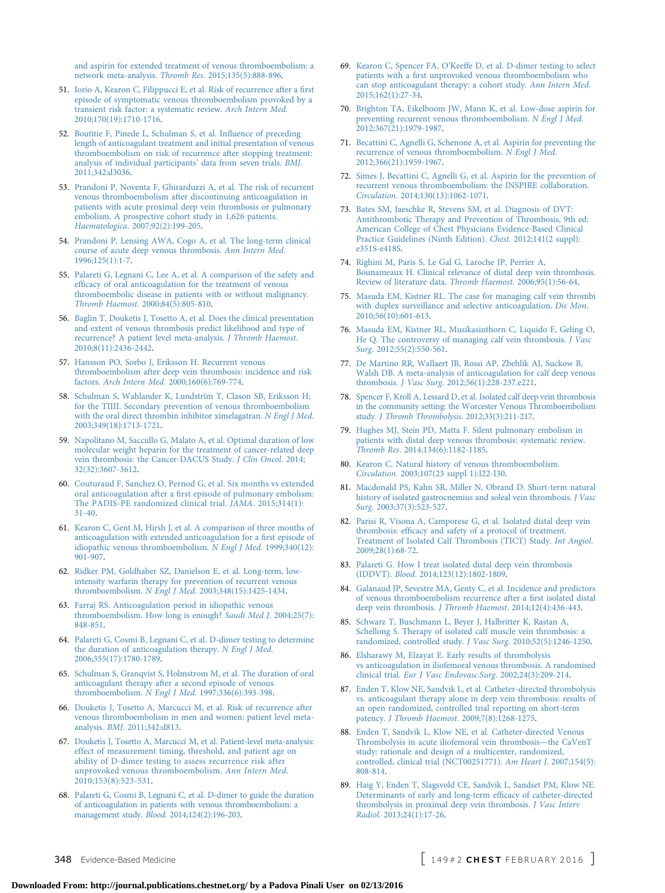and aspirin for extended treatment of venous thromboembolism: a network meta-analysis. *Thromb Res*. 2015;135(5):888-896.

51. Iorio A, Kearon C, Filippucci E, et al. Risk of recurrence after a first episode of symptomatic venous thromboembolism provoked by a transient risk factor: a systematic review. *Arch Intern Med*. 2010;170(19):1710-1716.

52. Boutitie F, Pinede L, Schulman S, et al. Influence of preceding length of anticoagulant treatment and initial presentation of venous thromboembolism on risk of recurrence after stopping treatment: analysis of individual participants' data from seven trials. *BMJ*. 2011;342:d3036.

53. Prandoni P, Noventa F, Ghirarduzzi A, et al. The risk of recurrent venous thromboembolism after discontinuing anticoagulation in patients with acute proximal deep vein thrombosis or pulmonary embolism. A prospective cohort study in 1,626 patients. *Haematologica*. 2007;92(2):199-205.

54. Prandoni P, Lensing AWA, Cogo A, et al. The long-term clinical course of acute deep venous thrombosis. *Ann Intern Med*. 1996;125(1):1-7.

55. Palareti G, Legnani C, Lee A, et al. A comparison of the safety and efficacy of oral anticoagulation for the treatment of venous thromboembolic disease in patients with or without malignancy. *Thromb Haemost*. 2000;84(5):805-810.

56. Baglin T, Douketis J, Tosetto A, et al. Does the clinical presentation and extent of venous thrombosis predict likelihood and type of recurrence? A patient level meta-analysis. *J Thromb Haemost*. 2010;8(11):2436-2442.

57. Hansson PO, Sorbo J, Eriksson H. Recurrent venous thromboembolism after deep vein thrombosis: incidence and risk factors. *Arch Intern Med*. 2000;160(6):769-774.

58. Schulman S, Wahlander K, Lundström T, Clason SB, Eriksson H; for the THRIVE III. Secondary prevention of venous thromboembolism with the oral direct thrombin inhibitor ximelagatran. *N Engl J Med*. 2003;349(18):1713-1721.

59. Napolitano M, Saccullo G, Malato A, et al. Optimal duration of low molecular weight heparin for the treatment of cancer-related deep vein thrombosis: the Cancer-DACUS Study. *J Clin Oncol*. 2014; 32(32):3607-3612.

60. Couturaud F, Sanchez O, Pernod G, et al. Six months vs extended oral anticoagulation after a first episode of pulmonary embolism: The PADIS-PE randomized clinical trial. *JAMA*. 2015;314(1): 31-40.

61. Kearon C, Gent M, Hirsh J, et al. A comparison of three months of anticoagulation with extended anticoagulation for a first episode of idiopathic venous thromboembolism. *N Engl J Med*. 1999;340(12): 901-907.

62. Ridker PM, Goldhaber SZ, Danielson E, et al. Long-term, low-intensity warfarin therapy for prevention of recurrent venous thromboembolism. *N Engl J Med*. 2003;348(15):1425-1434.

63. Farraj RS. Anticoagulation period in idiopathic venous thromboembolism. How long is enough? *Saudi Med J*. 2004;25(7): 848-851.

64. Palareti G, Cosmi B, Legnani C, et al. D-dimer testing to determine the duration of anticoagulation therapy. *N Engl J Med*. 2006;355(17):1780-1789.

65. Schulman S, Granqvist S, Holmstrom M, et al. The duration of oral anticoagulant therapy after a second episode of venous thromboembolism. *N Engl J Med*. 1997;336(6):393-398.

66. Douketis J, Tosetto A, Marcucci M, et al. Risk of recurrence after venous thromboembolism in men and women: patient level meta-analysis. *BMJ*. 2011;342:d813.

67. Douketis J, Tosetto A, Marcucci M, et al. Patient-level meta-analysis: effect of measurement timing, threshold, and patient age on ability of D-dimer testing to assess recurrence risk after unprovoked venous thromboembolism. *Ann Intern Med*. 2010;153(8):523-531.

68. Palareti G, Cosmi B, Legnani C, et al. D-dimer to guide the duration of anticoagulation in patients with venous thromboembolism: a management study. *Blood*. 2014;124(2):196-203.

69. Kearon C, Spencer FA, O'Keeffe D, et al. D-dimer testing to select patients with a first unprovoked venous thromboembolism who can stop anticoagulant therapy: a cohort study. *Ann Intern Med*. 2015;162(1):27-34.

70. Brighton TA, Eikelboom JW, Mann K, et al. Low-dose aspirin for preventing recurrent venous thromboembolism. *N Engl J Med*. 2012;367(21):1979-1987.

71. Becattini C, Agnelli G, Schenone A, et al. Aspirin for preventing the recurrence of venous thromboembolism. *N Engl J Med*. 2012;366(21):1959-1967.

72. Simes J, Becattini C, Agnelli G, et al. Aspirin for the prevention of recurrent venous thromboembolism: the INSPIRE collaboration. *Circulation*. 2014;130(13):1062-1071.

73. Bates SM, Jaeschke R, Stevens SM, et al. Diagnosis of DVT: Antithrombotic Therapy and Prevention of Thrombosis, 9th ed: American College of Chest Physicians Evidence-Based Clinical Practice Guidelines (Ninth Edition). *Chest*. 2012;141(2 suppl): e351S-e418S.

74. Righini M, Paris S, Le Gal G, Laroche JP, Perrier A, Bounameaux H. Clinical relevance of distal deep vein thrombosis. Review of literature data. *Thromb Haemost*. 2006;95(1):56-64.

75. Masuda EM, Kistner RL. The case for managing calf vein thrombi with duplex surveillance and selective anticoagulation. *Dis Mon*. 2010;56(10):601-613.

76. Masuda EM, Kistner RL, Musikasinthorn C, Liquido F, Geling O, He Q. The controversy of managing calf vein thrombosis. *J Vasc Surg*. 2012;55(2):550-561.

77. De Martino RR, Wallaert JB, Rossi AP, Zbehlik AJ, Suckow B, Walsh DB. A meta-analysis of anticoagulation for calf deep venous thrombosis. *J Vasc Surg*. 2012;56(1):228-237.e221.

78. Spencer F, Kroll A, Lessard D, et al. Isolated calf deep vein thrombosis in the community setting: the Worcester Venous Thromboembolism study. *J Thromb Thrombolysis*. 2012;33(3):211-217.

79. Hughes MJ, Stein PD, Matta F. Silent pulmonary embolism in patients with distal deep venous thrombosis: systematic review. *Thromb Res*. 2014;134(6):1182-1185.

80. Kearon C. Natural history of venous thromboembolism. *Circulation*. 2003;107(23 suppl 1):I22-I30.

81. Macdonald PS, Kahn SR, Miller N, Obrand D. Short-term natural history of isolated gastrocnemius and soleal vein thrombosis. *J Vasc Surg*. 2003;37(3):523-527.

82. Parisi R, Visona A, Camporese G, et al. Isolated distal deep vein thrombosis: efficacy and safety of a protocol of treatment. Treatment of Isolated Calf Thrombosis (TICT) Study. *Int Angiol*. 2009;28(1):68-72.

83. Palareti G. How I treat isolated distal deep vein thrombosis (IDDVT). *Blood*. 2014;123(12):1802-1809.

84. Galanaud JP, Sevestre MA, Genty C, et al. Incidence and predictors of venous thromboembolism recurrence after a first isolated distal deep vein thrombosis. *J Thromb Haemost*. 2014;12(4):436-443.

85. Schwarz T, Buschmann L, Beyer J, Halbritter K, Rastan A, Schellong S. Therapy of isolated calf muscle vein thrombosis: a randomized, controlled study. *J Vasc Surg*. 2010;52(5):1246-1250.

86. Elsharawy M, Elzayat E. Early results of thrombolysis vs anticoagulation in iliofemoral venous thrombosis. A randomised clinical trial. *Eur J Vasc Endovasc.Surg*. 2002;24(3):209-214.

87. Enden T, Klow NE, Sandvik L, et al. Catheter-directed thrombolysis vs. anticoagulant therapy alone in deep vein thrombosis: results of an open randomized, controlled trial reporting on short-term patency. *J Thromb Haemost*. 2009;7(8):1268-1275.

88. Enden T, Sandvik L, Klow NE, et al. Catheter-directed Venous Thrombolysis in acute iliofemoral vein thrombosis—the CaVenT study: rationale and design of a multicenter, randomized, controlled, clinical trial (NCT00251771). *Am Heart J*. 2007;154(5): 808-814.

89. Haig Y, Enden T, Slagsvold CE, Sandvik L, Sandset PM, Klow NE. Determinants of early and long-term efficacy of catheter-directed thrombolysis in proximal deep vein thrombosis. *J Vasc Interv Radiol*. 2013;24(1):17-26.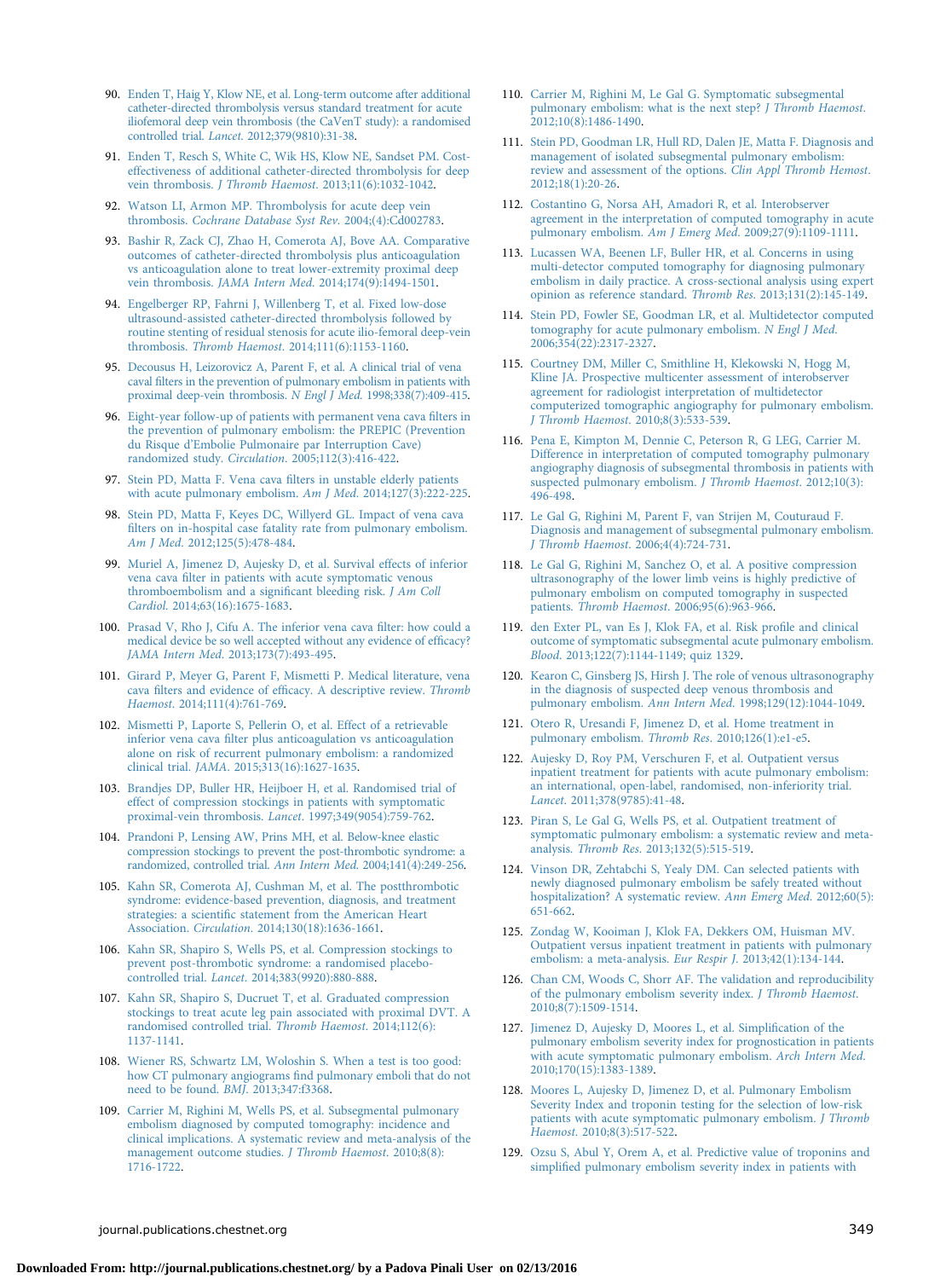90. Enden T, Haig Y, Klow NE, et al. Long-term outcome after additional catheter-directed thrombolysis versus standard treatment for acute iliofemoral deep vein thrombosis (the CaVenT study): a randomised controlled trial. *Lancet*. 2012;379(9810):31-38.
91. Enden T, Resch S, White C, Wik HS, Klow NE, Sandset PM. Cost-effectiveness of additional catheter-directed thrombolysis for deep vein thrombosis. *J Thromb Haemost*. 2013;11(6):1032-1042.
92. Watson LI, Armon MP. Thrombolysis for acute deep vein thrombosis. *Cochrane Database Syst Rev*. 2004;(4):Cd002783.
93. Bashir R, Zack CJ, Zhao H, Comerota AJ, Bove AA. Comparative outcomes of catheter-directed thrombolysis plus anticoagulation vs anticoagulation alone to treat lower-extremity proximal deep vein thrombosis. *JAMA Intern Med*. 2014;174(9):1494-1501.
94. Engelberger RP, Fahrni J, Willenberg T, et al. Fixed low-dose ultrasound-assisted catheter-directed thrombolysis followed by routine stenting of residual stenosis for acute ilio-femoral deep-vein thrombosis. *Thromb Haemost*. 2014;111(6):1153-1160.
95. Decousus H, Leizorovicz A, Parent F, et al. A clinical trial of vena caval filters in the prevention of pulmonary embolism in patients with proximal deep-vein thrombosis. *N Engl J Med*. 1998;338(7):409-415.
96. Eight-year follow-up of patients with permanent vena cava filters in the prevention of pulmonary embolism: the PREPIC (Prevention du Risque d'Embolie Pulmonaire par Interruption Cave) randomized study. *Circulation*. 2005;112(3):416-422.
97. Stein PD, Matta F. Vena cava filters in unstable elderly patients with acute pulmonary embolism. *Am J Med*. 2014;127(3):222-225.
98. Stein PD, Matta F, Keyes DC, Willyerd GL. Impact of vena cava filters on in-hospital case fatality rate from pulmonary embolism. *Am J Med*. 2012;125(5):478-484.
99. Muriel A, Jimenez D, Aujesky D, et al. Survival effects of inferior vena cava filter in patients with acute symptomatic venous thromboembolism and a significant bleeding risk. *J Am Coll Cardiol*. 2014;63(16):1675-1683.
100. Prasad V, Rho J, Cifu A. The inferior vena cava filter: how could a medical device be so well accepted without any evidence of efficacy? *JAMA Intern Med*. 2013;173(7):493-495.
101. Girard P, Meyer G, Parent F, Mismetti P. Medical literature, vena cava filters and evidence of efficacy. A descriptive review. *Thromb Haemost*. 2014;111(4):761-769.
102. Mismetti P, Laporte S, Pellerin O, et al. Effect of a retrievable inferior vena cava filter plus anticoagulation vs anticoagulation alone on risk of recurrent pulmonary embolism: a randomized clinical trial. *JAMA*. 2015;313(16):1627-1635.
103. Brandjes DP, Buller HR, Heijboer H, et al. Randomised trial of effect of compression stockings in patients with symptomatic proximal-vein thrombosis. *Lancet*. 1997;349(9054):759-762.
104. Prandoni P, Lensing AW, Prins MH, et al. Below-knee elastic compression stockings to prevent the post-thrombotic syndrome: a randomized, controlled trial. *Ann Intern Med*. 2004;141(4):249-256.
105. Kahn SR, Comerota AJ, Cushman M, et al. The postthrombotic syndrome: evidence-based prevention, diagnosis, and treatment strategies: a scientific statement from the American Heart Association. *Circulation*. 2014;130(18):1636-1661.
106. Kahn SR, Shapiro S, Wells PS, et al. Compression stockings to prevent post-thrombotic syndrome: a randomised placebo-controlled trial. *Lancet*. 2014;383(9920):880-888.
107. Kahn SR, Shapiro S, Ducruet T, et al. Graduated compression stockings to treat acute leg pain associated with proximal DVT. A randomised controlled trial. *Thromb Haemost*. 2014;112(6):1137-1141.
108. Wiener RS, Schwartz LM, Woloshin S. When a test is too good: how CT pulmonary angiograms find pulmonary emboli that do not need to be found. *BMJ*. 2013;347:f3368.
109. Carrier M, Righini M, Wells PS, et al. Subsegmental pulmonary embolism diagnosed by computed tomography: incidence and clinical implications. A systematic review and meta-analysis of the management outcome studies. *J Thromb Haemost*. 2010;8(8):1716-1722.
110. Carrier M, Righini M, Le Gal G. Symptomatic subsegmental pulmonary embolism: what is the next step? *J Thromb Haemost*. 2012;10(8):1486-1490.
111. Stein PD, Goodman LR, Hull RD, Dalen JE, Matta F. Diagnosis and management of isolated subsegmental pulmonary embolism: review and assessment of the options. *Clin Appl Thromb Hemost*. 2012;18(1):20-26.
112. Costantino G, Norsa AH, Amadori R, et al. Interobserver agreement in the interpretation of computed tomography in acute pulmonary embolism. *Am J Emerg Med*. 2009;27(9):1109-1111.
113. Lucassen WA, Beenen LF, Buller HR, et al. Concerns in using multi-detector computed tomography for diagnosing pulmonary embolism in daily practice. A cross-sectional analysis using expert opinion as reference standard. *Thromb Res*. 2013;131(2):145-149.
114. Stein PD, Fowler SE, Goodman LR, et al. Multidetector computed tomography for acute pulmonary embolism. *N Engl J Med*. 2006;354(22):2317-2327.
115. Courtney DM, Miller C, Smithline H, Klekowski N, Hogg M, Kline JA. Prospective multicenter assessment of interobserver agreement for radiologist interpretation of multidetector computerized tomographic angiography for pulmonary embolism. *J Thromb Haemost*. 2010;8(3):533-539.
116. Pena E, Kimpton M, Dennie C, Peterson R, G LEG, Carrier M. Difference in interpretation of computed tomography pulmonary angiography diagnosis of subsegmental thrombosis in patients with suspected pulmonary embolism. *J Thromb Haemost*. 2012;10(3):496-498.
117. Le Gal G, Righini M, Parent F, van Strijen M, Couturaud F. Diagnosis and management of subsegmental pulmonary embolism. *J Thromb Haemost*. 2006;4(4):724-731.
118. Le Gal G, Righini M, Sanchez O, et al. A positive compression ultrasonography of the lower limb veins is highly predictive of pulmonary embolism on computed tomography in suspected patients. *Thromb Haemost*. 2006;95(6):963-966.
119. den Exter PL, van Es J, Klok FA, et al. Risk profile and clinical outcome of symptomatic subsegmental acute pulmonary embolism. *Blood*. 2013;122(7):1144-1149; quiz 1329.
120. Kearon C, Ginsberg JS, Hirsh J. The role of venous ultrasonography in the diagnosis of suspected deep venous thrombosis and pulmonary embolism. *Ann Intern Med*. 1998;129(12):1044-1049.
121. Otero R, Uresandi F, Jimenez D, et al. Home treatment in pulmonary embolism. *Thromb Res*. 2010;126(1):e1-e5.
122. Aujesky D, Roy PM, Verschuren F, et al. Outpatient versus inpatient treatment for patients with acute pulmonary embolism: an international, open-label, randomised, non-inferiority trial. *Lancet*. 2011;378(9785):41-48.
123. Piran S, Le Gal G, Wells PS, et al. Outpatient treatment of symptomatic pulmonary embolism: a systematic review and meta-analysis. *Thromb Res*. 2013;132(5):515-519.
124. Vinson DR, Zehtabchi S, Yealy DM. Can selected patients with newly diagnosed pulmonary embolism be safely treated without hospitalization? A systematic review. *Ann Emerg Med*. 2012;60(5):651-662.
125. Zondag W, Kooiman J, Klok FA, Dekkers OM, Huisman MV. Outpatient versus inpatient treatment in patients with pulmonary embolism: a meta-analysis. *Eur Respir J*. 2013;42(1):134-144.
126. Chan CM, Woods C, Shorr AF. The validation and reproducibility of the pulmonary embolism severity index. *J Thromb Haemost*. 2010;8(7):1509-1514.
127. Jimenez D, Aujesky D, Moores L, et al. Simplification of the pulmonary embolism severity index for prognostication in patients with acute symptomatic pulmonary embolism. *Arch Intern Med*. 2010;170(15):1383-1389.
128. Moores L, Aujesky D, Jimenez D, et al. Pulmonary Embolism Severity Index and troponin testing for the selection of low-risk patients with acute symptomatic pulmonary embolism. *J Thromb Haemost*. 2010;8(3):517-522.
129. Ozsu S, Abul Y, Orem A, et al. Predictive value of troponins and simplified pulmonary embolism severity index in patients with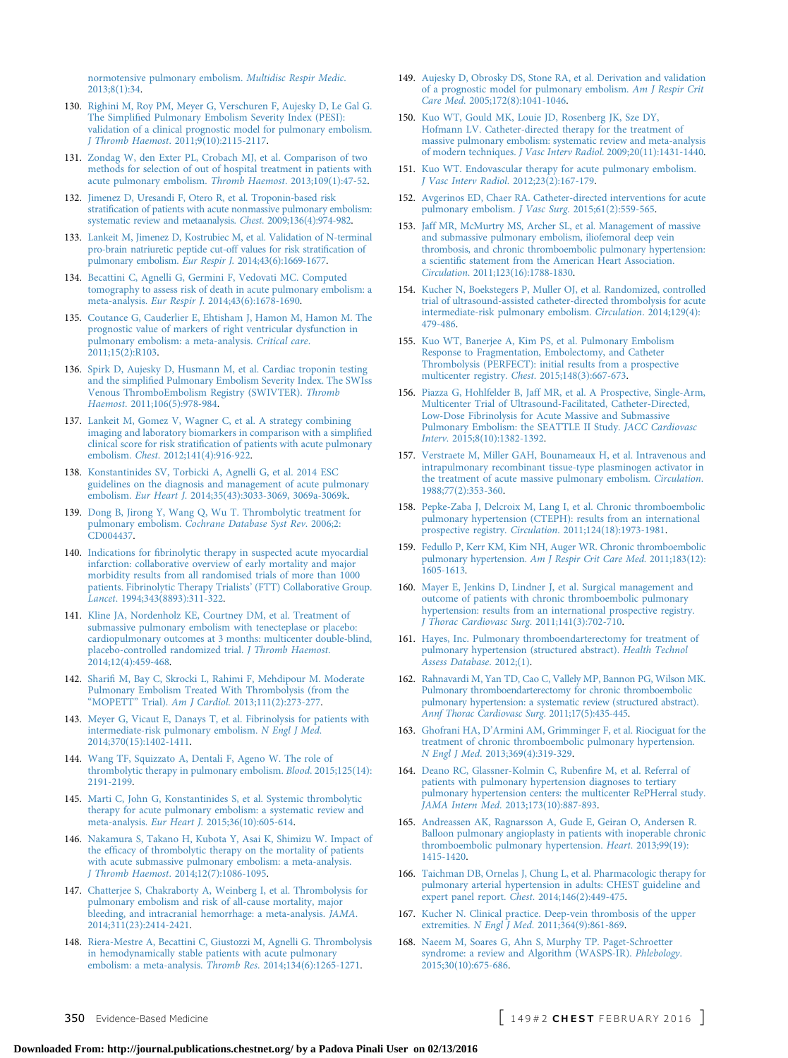normotensive pulmonary embolism. *Multidisc Respir Medic*. 2013;8(1):34.

130. Righini M, Roy PM, Meyer G, Verschuren F, Aujesky D, Le Gal G. The Simplified Pulmonary Embolism Severity Index (PESI): validation of a clinical prognostic model for pulmonary embolism. *J Thromb Haemost*. 2011;9(10):2115-2117.
131. Zondag W, den Exter PL, Crobach MJ, et al. Comparison of two methods for selection of out of hospital treatment in patients with acute pulmonary embolism. *Thromb Haemost*. 2013;109(1):47-52.
132. Jimenez D, Uresandi F, Otero R, et al. Troponin-based risk stratification of patients with acute nonmassive pulmonary embolism: systematic review and metaanalysis. *Chest*. 2009;136(4):974-982.
133. Lankeit M, Jimenez D, Kostrubiec M, et al. Validation of N-terminal pro-brain natriuretic peptide cut-off values for risk stratification of pulmonary embolism. *Eur Respir J*. 2014;43(6):1669-1677.
134. Becattini C, Agnelli G, Germini F, Vedovati MC. Computed tomography to assess risk of death in acute pulmonary embolism: a meta-analysis. *Eur Respir J*. 2014;43(6):1678-1690.
135. Coutance G, Cauderlier E, Ehtisham J, Hamon M, Hamon M. The prognostic value of markers of right ventricular dysfunction in pulmonary embolism: a meta-analysis. *Critical care*. 2011;15(2):R103.
136. Spirk D, Aujesky D, Husmann M, et al. Cardiac troponin testing and the simplified Pulmonary Embolism Severity Index. The SWIss Venous ThromboEmbolism Registry (SWIVTER). *Thromb Haemost*. 2011;106(5):978-984.
137. Lankeit M, Gomez V, Wagner C, et al. A strategy combining imaging and laboratory biomarkers in comparison with a simplified clinical score for risk stratification of patients with acute pulmonary embolism. *Chest*. 2012;141(4):916-922.
138. Konstantinides SV, Torbicki A, Agnelli G, et al. 2014 ESC guidelines on the diagnosis and management of acute pulmonary embolism. *Eur Heart J*. 2014;35(43):3033-3069, 3069a-3069k.
139. Dong B, Jirong Y, Wang Q, Wu T. Thrombolytic treatment for pulmonary embolism. *Cochrane Database Syst Rev*. 2006;2:CD004437.
140. Indications for fibrinolytic therapy in suspected acute myocardial infarction: collaborative overview of early mortality and major morbidity results from all randomised trials of more than 1000 patients. Fibrinolytic Therapy Trialists' (FTT) Collaborative Group. *Lancet*. 1994;343(8893):311-322.
141. Kline JA, Nordenholz KE, Courtney DM, et al. Treatment of submassive pulmonary embolism with tenecteplase or placebo: cardiopulmonary outcomes at 3 months: multicenter double-blind, placebo-controlled randomized trial. *J Thromb Haemost*. 2014;12(4):459-468.
142. Sharifi M, Bay C, Skrocki L, Rahimi F, Mehdipour M. Moderate Pulmonary Embolism Treated With Thrombolysis (from the "MOPETT" Trial). *Am J Cardiol*. 2013;111(2):273-277.
143. Meyer G, Vicaut E, Danays T, et al. Fibrinolysis for patients with intermediate-risk pulmonary embolism. *N Engl J Med*. 2014;370(15):1402-1411.
144. Wang TF, Squizzato A, Dentali F, Ageno W. The role of thrombolytic therapy in pulmonary embolism. *Blood*. 2015;125(14):2191-2199.
145. Marti C, John G, Konstantinides S, et al. Systemic thrombolytic therapy for acute pulmonary embolism: a systematic review and meta-analysis. *Eur Heart J*. 2015;36(10):605-614.
146. Nakamura S, Takano H, Kubota Y, Asai K, Shimizu W. Impact of the efficacy of thrombolytic therapy on the mortality of patients with acute submassive pulmonary embolism: a meta-analysis. *J Thromb Haemost*. 2014;12(7):1086-1095.
147. Chatterjee S, Chakraborty A, Weinberg I, et al. Thrombolysis for pulmonary embolism and risk of all-cause mortality, major bleeding, and intracranial hemorrhage: a meta-analysis. *JAMA*. 2014;311(23):2414-2421.
148. Riera-Mestre A, Becattini C, Giustozzi M, Agnelli G. Thrombolysis in hemodynamically stable patients with acute pulmonary embolism: a meta-analysis. *Thromb Res*. 2014;134(6):1265-1271.
149. Aujesky D, Obrosky DS, Stone RA, et al. Derivation and validation of a prognostic model for pulmonary embolism. *Am J Respir Crit Care Med*. 2005;172(8):1041-1046.
150. Kuo WT, Gould MK, Louie JD, Rosenberg JK, Sze DY, Hofmann LV. Catheter-directed therapy for the treatment of massive pulmonary embolism: systematic review and meta-analysis of modern techniques. *J Vasc Interv Radiol*. 2009;20(11):1431-1440.
151. Kuo WT. Endovascular therapy for acute pulmonary embolism. *J Vasc Interv Radiol*. 2012;23(2):167-179.
152. Avgerinos ED, Chaer RA. Catheter-directed interventions for acute pulmonary embolism. *J Vasc Surg*. 2015;61(2):559-565.
153. Jaff MR, McMurtry MS, Archer SL, et al. Management of massive and submassive pulmonary embolism, iliofemoral deep vein thrombosis, and chronic thromboembolic pulmonary hypertension: a scientific statement from the American Heart Association. *Circulation*. 2011;123(16):1788-1830.
154. Kucher N, Boekstegers P, Muller OJ, et al. Randomized, controlled trial of ultrasound-assisted catheter-directed thrombolysis for acute intermediate-risk pulmonary embolism. *Circulation*. 2014;129(4):479-486.
155. Kuo WT, Banerjee A, Kim PS, et al. Pulmonary Embolism Response to Fragmentation, Embolectomy, and Catheter Thrombolysis (PERFECT): initial results from a prospective multicenter registry. *Chest*. 2015;148(3):667-673.
156. Piazza G, Hohlfelder B, Jaff MR, et al. A Prospective, Single-Arm, Multicenter Trial of Ultrasound-Facilitated, Catheter-Directed, Low-Dose Fibrinolysis for Acute Massive and Submassive Pulmonary Embolism: the SEATTLE II Study. *JACC Cardiovasc Interv*. 2015;8(10):1382-1392.
157. Verstraete M, Miller GAH, Bounameaux H, et al. Intravenous and intrapulmonary recombinant tissue-type plasminogen activator in the treatment of acute massive pulmonary embolism. *Circulation*. 1988;77(2):353-360.
158. Pepke-Zaba J, Delcroix M, Lang I, et al. Chronic thromboembolic pulmonary hypertension (CTEPH): results from an international prospective registry. *Circulation*. 2011;124(18):1973-1981.
159. Fedullo P, Kerr KM, Kim NH, Auger WR. Chronic thromboembolic pulmonary hypertension. *Am J Respir Crit Care Med*. 2011;183(12):1605-1613.
160. Mayer E, Jenkins D, Lindner J, et al. Surgical management and outcome of patients with chronic thromboembolic pulmonary hypertension: results from an international prospective registry. *J Thorac Cardiovasc Surg*. 2011;141(3):702-710.
161. Hayes, Inc. Pulmonary thromboendarterectomy for treatment of pulmonary hypertension (structured abstract). *Health Technol Assess Database*. 2012;(1).
162. Rahnavardi M, Yan TD, Cao C, Vallely MP, Bannon PG, Wilson MK. Pulmonary thromboendarterectomy for chronic thromboembolic pulmonary hypertension: a systematic review (structured abstract). *Annf Thorac Cardiovasc Surg*. 2011;17(5):435-445.
163. Ghofrani HA, D'Armini AM, Grimminger F, et al. Riociguat for the treatment of chronic thromboembolic pulmonary hypertension. *N Engl J Med*. 2013;369(4):319-329.
164. Deano RC, Glassner-Kolmin C, Rubenfire M, et al. Referral of patients with pulmonary hypertension diagnoses to tertiary pulmonary hypertension centers: the multicenter RePHerral study. *JAMA Intern Med*. 2013;173(10):887-893.
165. Andreassen AK, Ragnarsson A, Gude E, Geiran O, Andersen R. Balloon pulmonary angioplasty in patients with inoperable chronic thromboembolic pulmonary hypertension. *Heart*. 2013;99(19):1415-1420.
166. Taichman DB, Ornelas J, Chung L, et al. Pharmacologic therapy for pulmonary arterial hypertension in adults: CHEST guideline and expert panel report. *Chest*. 2014;146(2):449-475.
167. Kucher N. Clinical practice. Deep-vein thrombosis of the upper extremities. *N Engl J Med*. 2011;364(9):861-869.
168. Naeem M, Soares G, Ahn S, Murphy TP. Paget-Schroetter syndrome: a review and Algorithm (WASPS-IR). *Phlebology*. 2015;30(10):675-686.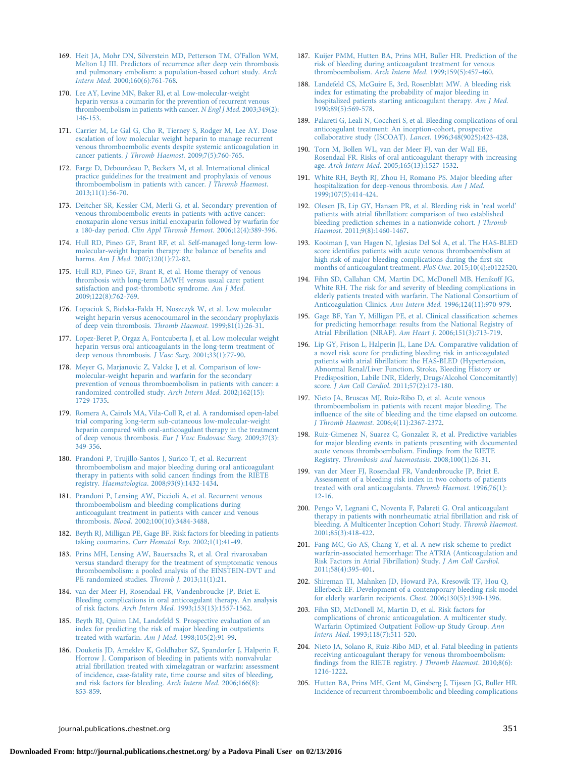169. Heit JA, Mohr DN, Silverstein MD, Petterson TM, O'Fallon WM, Melton LJ III. Predictors of recurrence after deep vein thrombosis and pulmonary embolism: a population-based cohort study. *Arch Intern Med*. 2000;160(6):761-768.

170. Lee AY, Levine MN, Baker RI, et al. Low-molecular-weight heparin versus a coumarin for the prevention of recurrent venous thromboembolism in patients with cancer. *N Engl J Med*. 2003;349(2): 146-153.

171. Carrier M, Le Gal G, Cho R, Tierney S, Rodger M, Lee AY. Dose escalation of low molecular weight heparin to manage recurrent venous thromboembolic events despite systemic anticoagulation in cancer patients. *J Thromb Haemost*. 2009;7(5):760-765.

172. Farge D, Debourdeau P, Beckers M, et al. International clinical practice guidelines for the treatment and prophylaxis of venous thromboembolism in patients with cancer. *J Thromb Haemost*. 2013;11(1):56-70.

173. Deitcher SR, Kessler CM, Merli G, et al. Secondary prevention of venous thromboembolic events in patients with active cancer: enoxaparin alone versus initial enoxaparin followed by warfarin for a 180-day period. *Clin Appl Thromb Hemost*. 2006;12(4):389-396.

174. Hull RD, Pineo GF, Brant RF, et al. Self-managed long-term low-molecular-weight heparin therapy: the balance of benefits and harms. *Am J Med*. 2007;120(1):72-82.

175. Hull RD, Pineo GF, Brant R, et al. Home therapy of venous thrombosis with long-term LMWH versus usual care: patient satisfaction and post-thrombotic syndrome. *Am J Med*. 2009;122(8):762-769.

176. Lopaciuk S, Bielska-Falda H, Noszczyk W, et al. Low molecular weight heparin versus acenocoumarol in the secondary prophylaxis of deep vein thrombosis. *Thromb Haemost*. 1999;81(1):26-31.

177. Lopez-Beret P, Orgaz A, Fontcuberta J, et al. Low molecular weight heparin versus oral anticoagulants in the long-term treatment of deep venous thrombosis. *J Vasc Surg*. 2001;33(1):77-90.

178. Meyer G, Marjanovic Z, Valcke J, et al. Comparison of low-molecular-weight heparin and warfarin for the secondary prevention of venous thromboembolism in patients with cancer: a randomized controlled study. *Arch Intern Med*. 2002;162(15): 1729-1735.

179. Romera A, Cairols MA, Vila-Coll R, et al. A randomised open-label trial comparing long-term sub-cutaneous low-molecular-weight heparin compared with oral-anticoagulant therapy in the treatment of deep venous thrombosis. *Eur J Vasc Endovasc Surg*. 2009;37(3): 349-356.

180. Prandoni P, Trujillo-Santos J, Surico T, et al. Recurrent thromboembolism and major bleeding during oral anticoagulant therapy in patients with solid cancer: findings from the RIETE registry. *Haematologica*. 2008;93(9):1432-1434.

181. Prandoni P, Lensing AW, Piccioli A, et al. Recurrent venous thromboembolism and bleeding complications during anticoagulant treatment in patients with cancer and venous thrombosis. *Blood*. 2002;100(10):3484-3488.

182. Beyth RJ, Milligan PE, Gage BF. Risk factors for bleeding in patients taking coumarins. *Curr Hematol Rep*. 2002;1(1):41-49.

183. Prins MH, Lensing AW, Bauersachs R, et al. Oral rivaroxaban versus standard therapy for the treatment of symptomatic venous thromboembolism: a pooled analysis of the EINSTEIN-DVT and PE randomized studies. *Thromb J*. 2013;11(1):21.

184. van der Meer FJ, Rosendaal FR, Vandenbroucke JP, Briet E. Bleeding complications in oral anticoagulant therapy. An analysis of risk factors. *Arch Intern Med*. 1993;153(13):1557-1562.

185. Beyth RJ, Quinn LM, Landefeld S. Prospective evaluation of an index for predicting the risk of major bleeding in outpatients treated with warfarin. *Am J Med*. 1998;105(2):91-99.

186. Douketis JD, Arneklev K, Goldhaber SZ, Spandorfer J, Halperin F, Horrow J. Comparison of bleeding in patients with nonvalvular atrial fibrillation treated with ximelagatran or warfarin: assessment of incidence, case-fatality rate, time course and sites of bleeding, and risk factors for bleeding. *Arch Intern Med*. 2006;166(8): 853-859.

187. Kuijer PMM, Hutten BA, Prins MH, Buller HR. Prediction of the risk of bleeding during anticoagulant treatment for venous thromboembolism. *Arch Intern Med*. 1999;159(5):457-460.

188. Landefeld CS, McGuire E, 3rd, Rosenblatt MW. A bleeding risk index for estimating the probability of major bleeding in hospitalized patients starting anticoagulant therapy. *Am J Med*. 1990;89(5):569-578.

189. Palareti G, Leali N, Coccheri S, et al. Bleeding complications of oral anticoagulant treatment: An inception-cohort, prospective collaborative study (ISCOAT). *Lancet*. 1996;348(9025):423-428.

190. Torn M, Bollen WL, van der Meer FJ, van der Wall EE, Rosendaal FR. Risks of oral anticoagulant therapy with increasing age. *Arch Intern Med*. 2005;165(13):1527-1532.

191. White RH, Beyth RJ, Zhou H, Romano PS. Major bleeding after hospitalization for deep-venous thrombosis. *Am J Med*. 1999;107(5):414-424.

192. Olesen JB, Lip GY, Hansen PR, et al. Bleeding risk in 'real world' patients with atrial fibrillation: comparison of two established bleeding prediction schemes in a nationwide cohort. *J Thromb Haemost*. 2011;9(8):1460-1467.

193. Kooiman J, van Hagen N, Iglesias Del Sol A, et al. The HAS-BLED score identifies patients with acute venous thromboembolism at high risk of major bleeding complications during the first six months of anticoagulant treatment. *PloS One*. 2015;10(4):e0122520.

194. Fihn SD, Callahan CM, Martin DC, McDonell MB, Henikoff JG, White RH. The risk for and severity of bleeding complications in elderly patients treated with warfarin. The National Consortium of Anticoagulation Clinics. *Ann Intern Med*. 1996;124(11):970-979.

195. Gage BF, Yan Y, Milligan PE, et al. Clinical classification schemes for predicting hemorrhage: results from the National Registry of Atrial Fibrillation (NRAF). *Am Heart J*. 2006;151(3):713-719.

196. Lip GY, Frison L, Halperin JL, Lane DA. Comparative validation of a novel risk score for predicting bleeding risk in anticoagulated patients with atrial fibrillation: the HAS-BLED (Hypertension, Abnormal Renal/Liver Function, Stroke, Bleeding History or Predisposition, Labile INR, Elderly, Drugs/Alcohol Concomitantly) score. *J Am Coll Cardiol*. 2011;57(2):173-180.

197. Nieto JA, Bruscas MJ, Ruiz-Ribo D, et al. Acute venous thromboembolism in patients with recent major bleeding. The influence of the site of bleeding and the time elapsed on outcome. *J Thromb Haemost*. 2006;4(11):2367-2372.

198. Ruiz-Gimenez N, Suarez C, Gonzalez R, et al. Predictive variables for major bleeding events in patients presenting with documented acute venous thromboembolism. Findings from the RIETE Registry. *Thrombosis and haemostasis*. 2008;100(1):26-31.

199. van der Meer FJ, Rosendaal FR, Vandenbroucke JP, Briet E. Assessment of a bleeding risk index in two cohorts of patients treated with oral anticoagulants. *Thromb Haemost*. 1996;76(1): 12-16.

200. Pengo V, Legnani C, Noventa F, Palareti G. Oral anticoagulant therapy in patients with nonrheumatic atrial fibrillation and risk of bleeding. A Multicenter Inception Cohort Study. *Thromb Haemost*. 2001;85(3):418-422.

201. Fang MC, Go AS, Chang Y, et al. A new risk scheme to predict warfarin-associated hemorrhage: The ATRIA (Anticoagulation and Risk Factors in Atrial Fibrillation) Study. *J Am Coll Cardiol*. 2011;58(4):395-401.

202. Shireman TI, Mahnken JD, Howard PA, Kresowik TF, Hou Q, Ellerbeck EF. Development of a contemporary bleeding risk model for elderly warfarin recipients. *Chest*. 2006;130(5):1390-1396.

203. Fihn SD, McDonell M, Martin D, et al. Risk factors for complications of chronic anticoagulation. A multicenter study. Warfarin Optimized Outpatient Follow-up Study Group. *Ann Intern Med*. 1993;118(7):511-520.

204. Nieto JA, Solano R, Ruiz-Ribo MD, et al. Fatal bleeding in patients receiving anticoagulant therapy for venous thromboembolism: findings from the RIETE registry. *J Thromb Haemost*. 2010;8(6): 1216-1222.

205. Hutten BA, Prins MH, Gent M, Ginsberg J, Tijssen JG, Buller HR. Incidence of recurrent thromboembolic and bleeding complications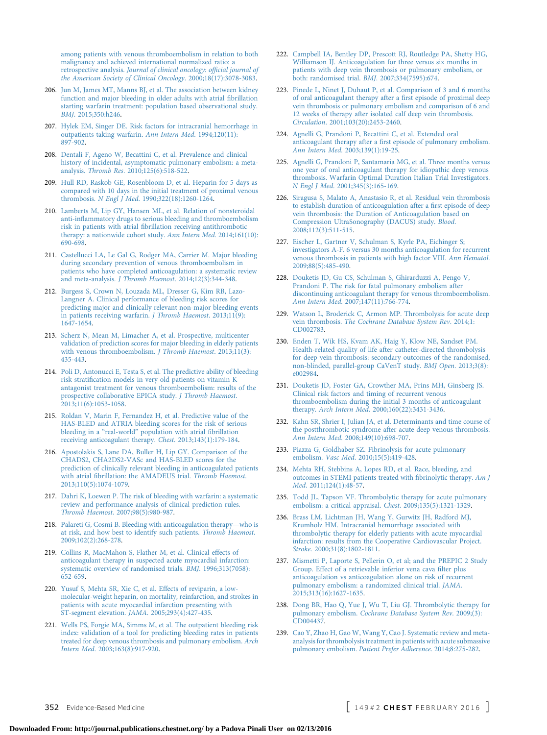among patients with venous thromboembolism in relation to both malignancy and achieved international normalized ratio: a retrospective analysis. *Journal of clinical oncology: official journal of the American Society of Clinical Oncology*. 2000;18(17):3078-3083.

206. Jun M, James MT, Manns BJ, et al. The association between kidney function and major bleeding in older adults with atrial fibrillation starting warfarin treatment: population based observational study. *BMJ*. 2015;350:h246.

207. Hylek EM, Singer DE. Risk factors for intracranial hemorrhage in outpatients taking warfarin. *Ann Intern Med*. 1994;120(11):897-902.

208. Dentali F, Ageno W, Becattini C, et al. Prevalence and clinical history of incidental, asymptomatic pulmonary embolism: a meta-analysis. *Thromb Res*. 2010;125(6):518-522.

209. Hull RD, Raskob GE, Rosenbloom D, et al. Heparin for 5 days as compared with 10 days in the initial treatment of proximal venous thrombosis. *N Engl J Med*. 1990;322(18):1260-1264.

210. Lamberts M, Lip GY, Hansen ML, et al. Relation of nonsteroidal anti-inflammatory drugs to serious bleeding and thromboembolism risk in patients with atrial fibrillation receiving antithrombotic therapy: a nationwide cohort study. *Ann Intern Med*. 2014;161(10):690-698.

211. Castellucci LA, Le Gal G, Rodger MA, Carrier M. Major bleeding during secondary prevention of venous thromboembolism in patients who have completed anticoagulation: a systematic review and meta-analysis. *J Thromb Haemost*. 2014;12(3):344-348.

212. Burgess S, Crown N, Louzada ML, Dresser G, Kim RB, Lazo-Langner A. Clinical performance of bleeding risk scores for predicting major and clinically relevant non-major bleeding events in patients receiving warfarin. *J Thromb Haemost*. 2013;11(9):1647-1654.

213. Scherz N, Mean M, Limacher A, et al. Prospective, multicenter validation of prediction scores for major bleeding in elderly patients with venous thromboembolism. *J Thromb Haemost*. 2013;11(3):435-443.

214. Poli D, Antonucci E, Testa S, et al. The predictive ability of bleeding risk stratification models in very old patients on vitamin K antagonist treatment for venous thromboembolism: results of the prospective collaborative EPICA study. *J Thromb Haemost*. 2013;11(6):1053-1058.

215. Roldan V, Marin F, Fernandez H, et al. Predictive value of the HAS-BLED and ATRIA bleeding scores for the risk of serious bleeding in a "real-world" population with atrial fibrillation receiving anticoagulant therapy. *Chest*. 2013;143(1):179-184.

216. Apostolakis S, Lane DA, Buller H, Lip GY. Comparison of the CHADS2, CHA2DS2-VASc and HAS-BLED scores for the prediction of clinically relevant bleeding in anticoagulated patients with atrial fibrillation: the AMADEUS trial. *Thromb Haemost*. 2013;110(5):1074-1079.

217. Dahri K, Loewen P. The risk of bleeding with warfarin: a systematic review and performance analysis of clinical prediction rules. *Thromb Haemost*. 2007;98(5):980-987.

218. Palareti G, Cosmi B. Bleeding with anticoagulation therapy—who is at risk, and how best to identify such patients. *Thromb Haemost*. 2009;102(2):268-278.

219. Collins R, MacMahon S, Flather M, et al. Clinical effects of anticoagulant therapy in suspected acute myocardial infarction: systematic overview of randomised trials. *BMJ*. 1996;313(7058):652-659.

220. Yusuf S, Mehta SR, Xie C, et al. Effects of reviparin, a low-molecular-weight heparin, on mortality, reinfarction, and strokes in patients with acute myocardial infarction presenting with ST-segment elevation. *JAMA*. 2005;293(4):427-435.

221. Wells PS, Forgie MA, Simms M, et al. The outpatient bleeding risk index: validation of a tool for predicting bleeding rates in patients treated for deep venous thrombosis and pulmonary embolism. *Arch Intern Med*. 2003;163(8):917-920.

222. Campbell IA, Bentley DP, Prescott RJ, Routledge PA, Shetty HG, Williamson IJ. Anticoagulation for three versus six months in patients with deep vein thrombosis or pulmonary embolism, or both: randomised trial. *BMJ*. 2007;334(7595):674.

223. Pinede L, Ninet J, Duhaut P, et al. Comparison of 3 and 6 months of oral anticoagulant therapy after a first episode of proximal deep vein thrombosis or pulmonary embolism and comparison of 6 and 12 weeks of therapy after isolated calf deep vein thrombosis. *Circulation*. 2001;103(20):2453-2460.

224. Agnelli G, Prandoni P, Becattini C, et al. Extended oral anticoagulant therapy after a first episode of pulmonary embolism. *Ann Intern Med*. 2003;139(1):19-25.

225. Agnelli G, Prandoni P, Santamaria MG, et al. Three months versus one year of oral anticoagulant therapy for idiopathic deep venous thrombosis. Warfarin Optimal Duration Italian Trial Investigators. *N Engl J Med*. 2001;345(3):165-169.

226. Siragusa S, Malato A, Anastasio R, et al. Residual vein thrombosis to establish duration of anticoagulation after a first episode of deep vein thrombosis: the Duration of Anticoagulation based on Compression UltraSonography (DACUS) study. *Blood*. 2008;112(3):511-515.

227. Eischer L, Gartner V, Schulman S, Kyrle PA, Eichinger S; investigators A-F. 6 versus 30 months anticoagulation for recurrent venous thrombosis in patients with high factor VIII. *Ann Hematol*. 2009;88(5):485-490.

228. Douketis JD, Gu CS, Schulman S, Ghirarduzzi A, Pengo V, Prandoni P. The risk for fatal pulmonary embolism after discontinuing anticoagulant therapy for venous thromboembolism. *Ann Intern Med*. 2007;147(11):766-774.

229. Watson L, Broderick C, Armon MP. Thrombolysis for acute deep vein thrombosis. *The Cochrane Database System Rev*. 2014;1:CD002783.

230. Enden T, Wik HS, Kvam AK, Haig Y, Klow NE, Sandset PM. Health-related quality of life after catheter-directed thrombolysis for deep vein thrombosis: secondary outcomes of the randomised, non-blinded, parallel-group CaVenT study. *BMJ Open*. 2013;3(8):e002984.

231. Douketis JD, Foster GA, Crowther MA, Prins MH, Ginsberg JS. Clinical risk factors and timing of recurrent venous thromboembolism during the initial 3 months of anticoagulant therapy. *Arch Intern Med*. 2000;160(22):3431-3436.

232. Kahn SR, Shrier I, Julian JA, et al. Determinants and time course of the postthrombotic syndrome after acute deep venous thrombosis. *Ann Intern Med*. 2008;149(10):698-707.

233. Piazza G, Goldhaber SZ. Fibrinolysis for acute pulmonary embolism. *Vasc Med*. 2010;15(5):419-428.

234. Mehta RH, Stebbins A, Lopes RD, et al. Race, bleeding, and outcomes in STEMI patients treated with fibrinolytic therapy. *Am J Med*. 2011;124(1):48-57.

235. Todd JL, Tapson VF. Thrombolytic therapy for acute pulmonary embolism: a critical appraisal. *Chest*. 2009;135(5):1321-1329.

236. Brass LM, Lichtman JH, Wang Y, Gurwitz JH, Radford MJ, Krumholz HM. Intracranial hemorrhage associated with thrombolytic therapy for elderly patients with acute myocardial infarction: results from the Cooperative Cardiovascular Project. *Stroke*. 2000;31(8):1802-1811.

237. Mismetti P, Laporte S, Pellerin O, et al; and the PREPIC 2 Study Group. Effect of a retrievable inferior vena cava filter plus anticoagulation vs anticoagulation alone on risk of recurrent pulmonary embolism: a randomized clinical trial. *JAMA*. 2015;313(16):1627-1635.

238. Dong BR, Hao Q, Yue J, Wu T, Liu GJ. Thrombolytic therapy for pulmonary embolism. *Cochrane Database System Rev*. 2009;(3):CD004437.

239. Cao Y, Zhao H, Gao W, Wang Y, Cao J. Systematic review and meta-analysis for thrombolysis treatment in patients with acute submassive pulmonary embolism. *Patient Prefer Adherence*. 2014;8:275-282.